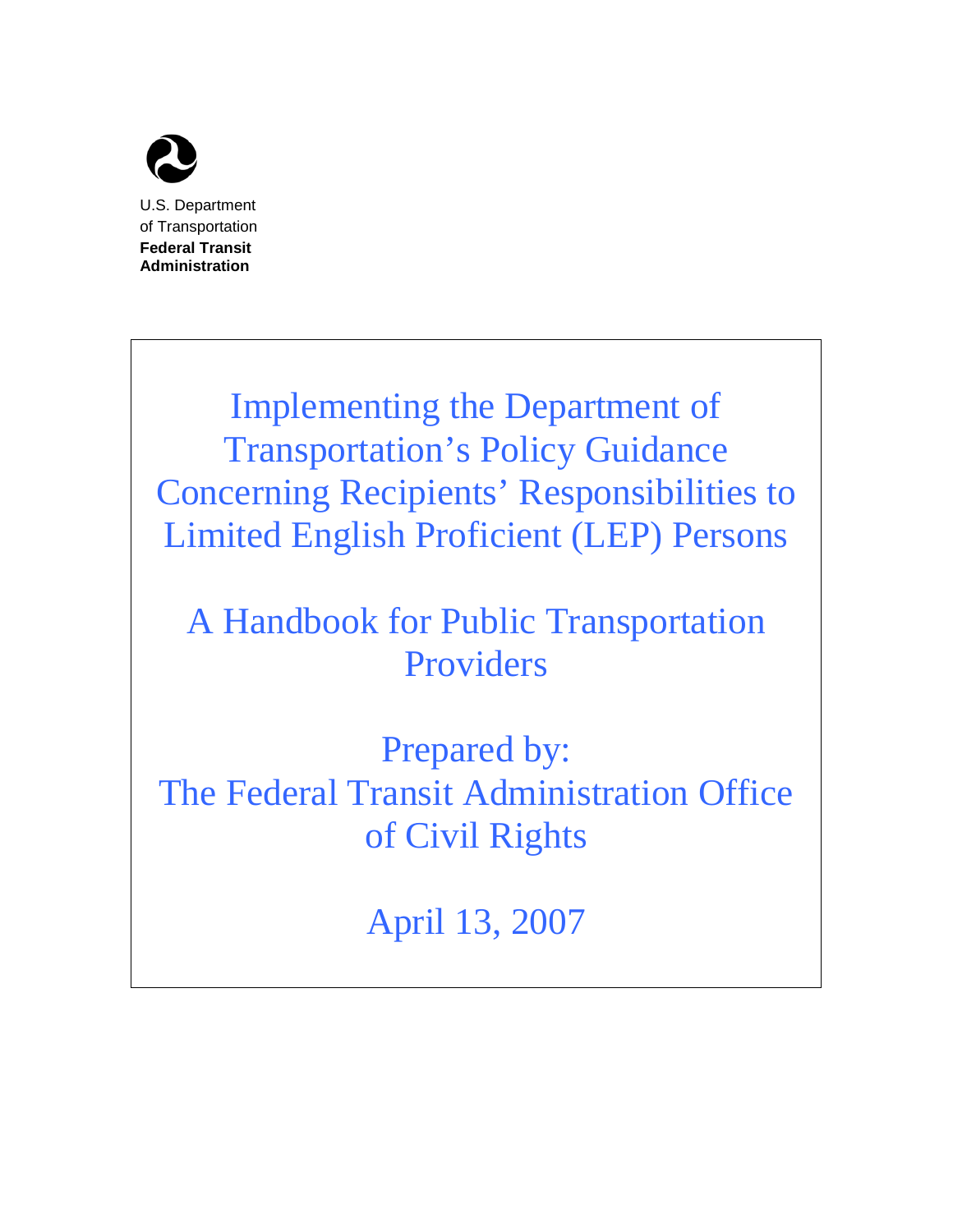U.S. Department
of Transportation
**Federal Transit**
**Administration**

# Implementing the Department of Transportation's Policy Guidance Concerning Recipients' Responsibilities to Limited English Proficient (LEP) Persons

## A Handbook for Public Transportation Providers

Prepared by:
The Federal Transit Administration Office of Civil Rights

April 13, 2007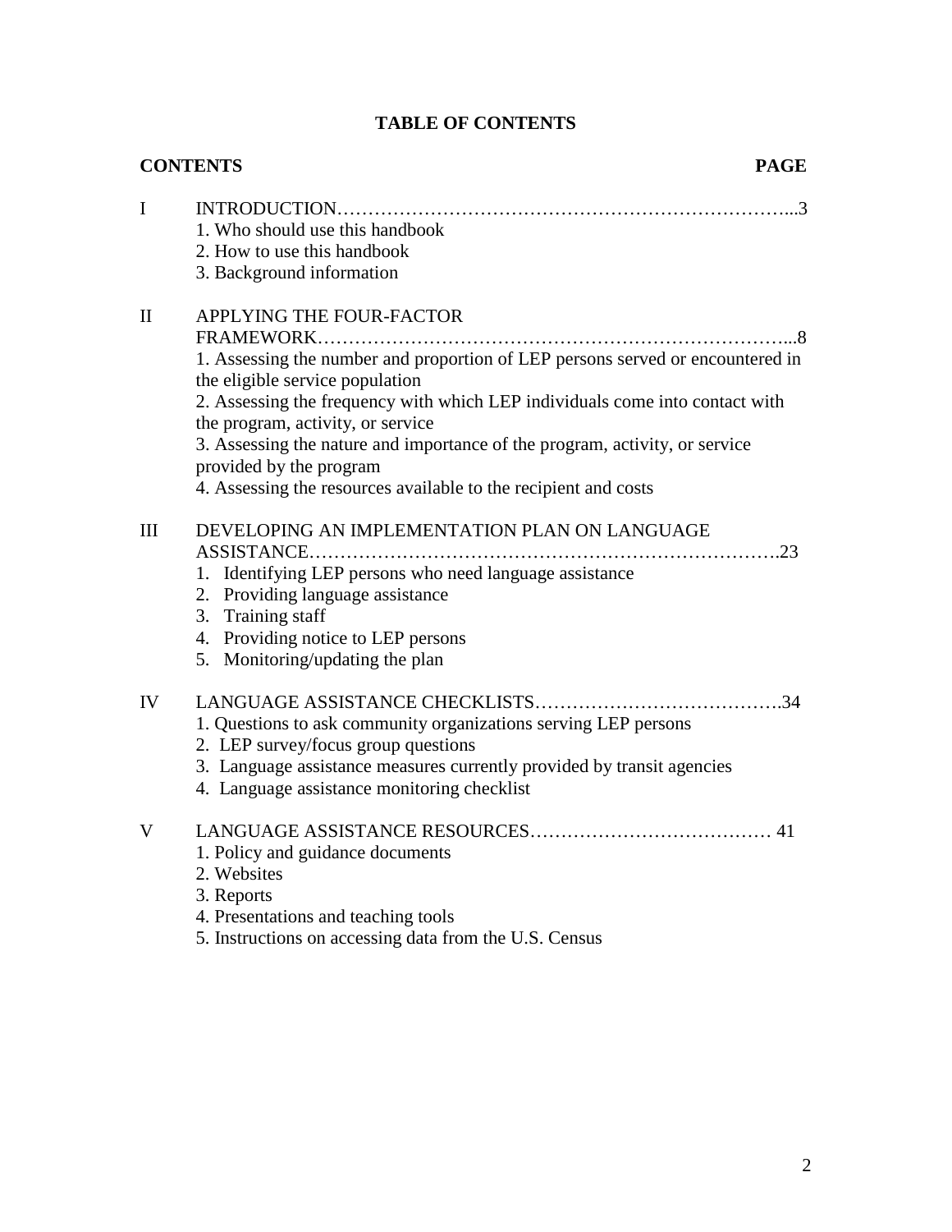# TABLE OF CONTENTS

| CONTENTS | | PAGE |
| --- | --- | --- |
| I | INTRODUCTION | 3 |
| | 1. Who should use this handbook<br>2. How to use this handbook<br>3. Background information | |
| II | APPLYING THE FOUR-FACTOR FRAMEWORK | 8 |
| | 1. Assessing the number and proportion of LEP persons served or encountered in the eligible service population<br>2. Assessing the frequency with which LEP individuals come into contact with the program, activity, or service<br>3. Assessing the nature and importance of the program, activity, or service provided by the program<br>4. Assessing the resources available to the recipient and costs | |
| III | DEVELOPING AN IMPLEMENTATION PLAN ON LANGUAGE ASSISTANCE | 23 |
| | 1. Identifying LEP persons who need language assistance<br>2. Providing language assistance<br>3. Training staff<br>4. Providing notice to LEP persons<br>5. Monitoring/updating the plan | |
| IV | LANGUAGE ASSISTANCE CHECKLISTS | 34 |
| | 1. Questions to ask community organizations serving LEP persons<br>2. LEP survey/focus group questions<br>3. Language assistance measures currently provided by transit agencies<br>4. Language assistance monitoring checklist | |
| V | LANGUAGE ASSISTANCE RESOURCES | 41 |
| | 1. Policy and guidance documents<br>2. Websites<br>3. Reports<br>4. Presentations and teaching tools<br>5. Instructions on accessing data from the U.S. Census | |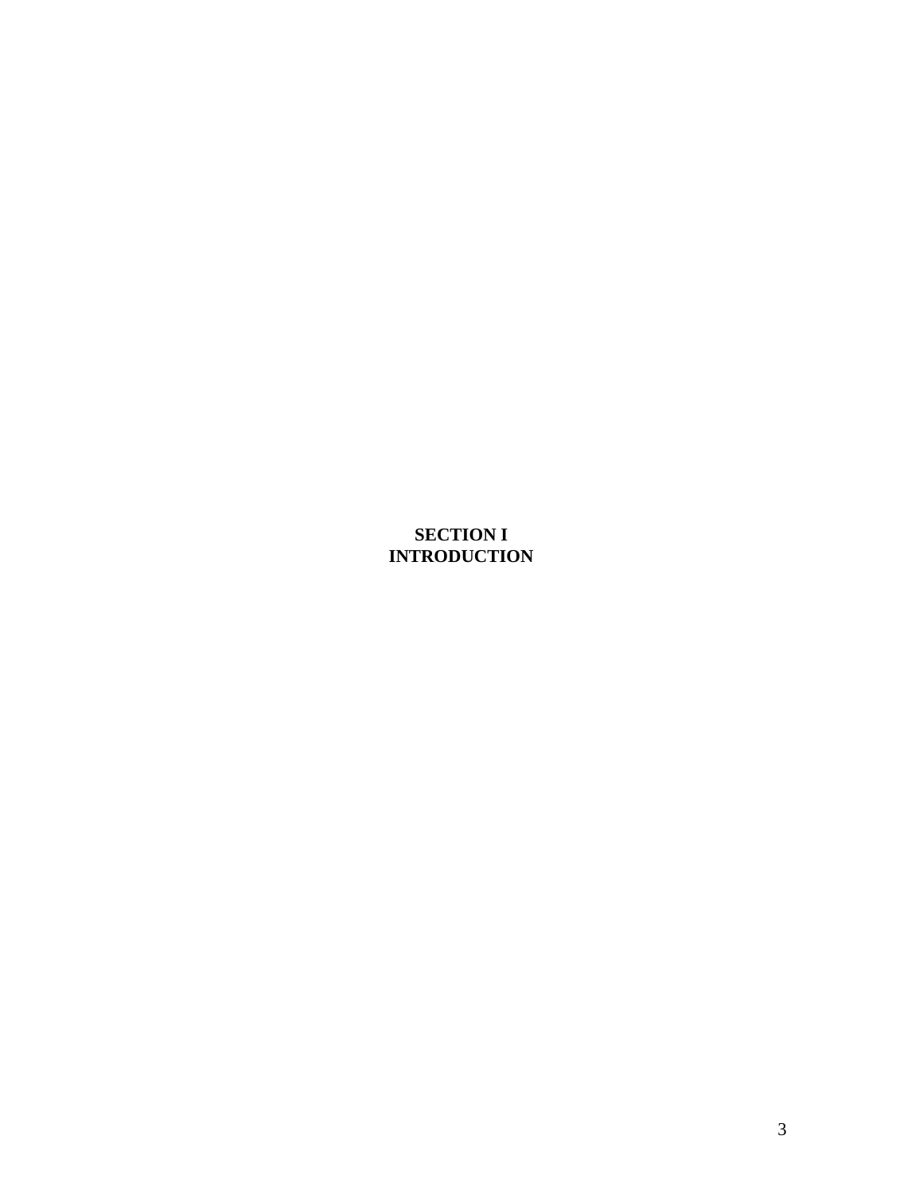# SECTION I
# INTRODUCTION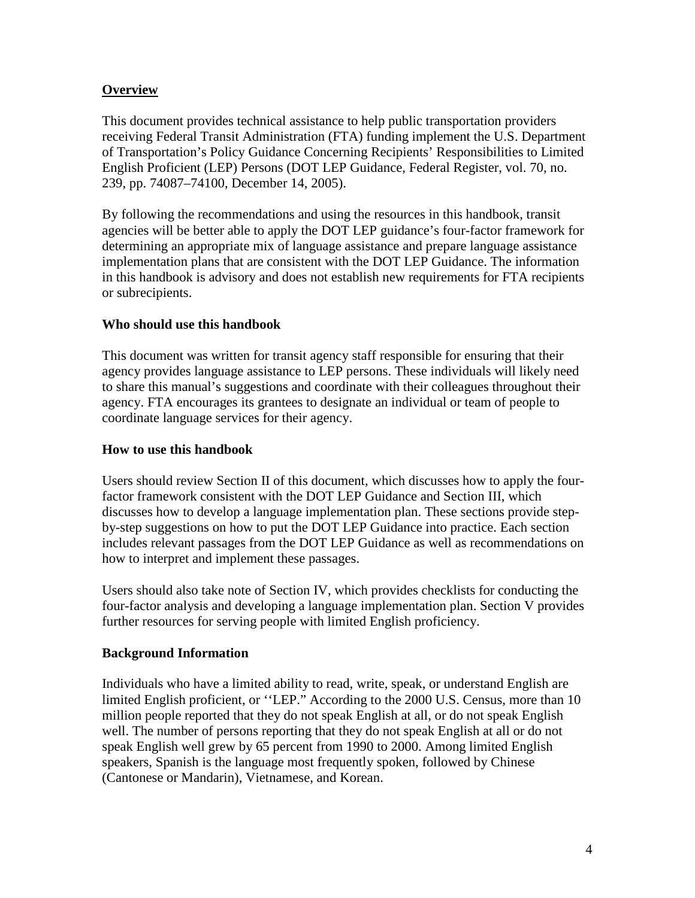## Overview

This document provides technical assistance to help public transportation providers receiving Federal Transit Administration (FTA) funding implement the U.S. Department of Transportation's Policy Guidance Concerning Recipients' Responsibilities to Limited English Proficient (LEP) Persons (DOT LEP Guidance, Federal Register, vol. 70, no. 239, pp. 74087–74100, December 14, 2005).

By following the recommendations and using the resources in this handbook, transit agencies will be better able to apply the DOT LEP guidance's four-factor framework for determining an appropriate mix of language assistance and prepare language assistance implementation plans that are consistent with the DOT LEP Guidance. The information in this handbook is advisory and does not establish new requirements for FTA recipients or subrecipients.

### Who should use this handbook

This document was written for transit agency staff responsible for ensuring that their agency provides language assistance to LEP persons. These individuals will likely need to share this manual's suggestions and coordinate with their colleagues throughout their agency. FTA encourages its grantees to designate an individual or team of people to coordinate language services for their agency.

### How to use this handbook

Users should review Section II of this document, which discusses how to apply the four-factor framework consistent with the DOT LEP Guidance and Section III, which discusses how to develop a language implementation plan. These sections provide step-by-step suggestions on how to put the DOT LEP Guidance into practice. Each section includes relevant passages from the DOT LEP Guidance as well as recommendations on how to interpret and implement these passages.

Users should also take note of Section IV, which provides checklists for conducting the four-factor analysis and developing a language implementation plan. Section V provides further resources for serving people with limited English proficiency.

### Background Information

Individuals who have a limited ability to read, write, speak, or understand English are limited English proficient, or ''LEP." According to the 2000 U.S. Census, more than 10 million people reported that they do not speak English at all, or do not speak English well. The number of persons reporting that they do not speak English at all or do not speak English well grew by 65 percent from 1990 to 2000. Among limited English speakers, Spanish is the language most frequently spoken, followed by Chinese (Cantonese or Mandarin), Vietnamese, and Korean.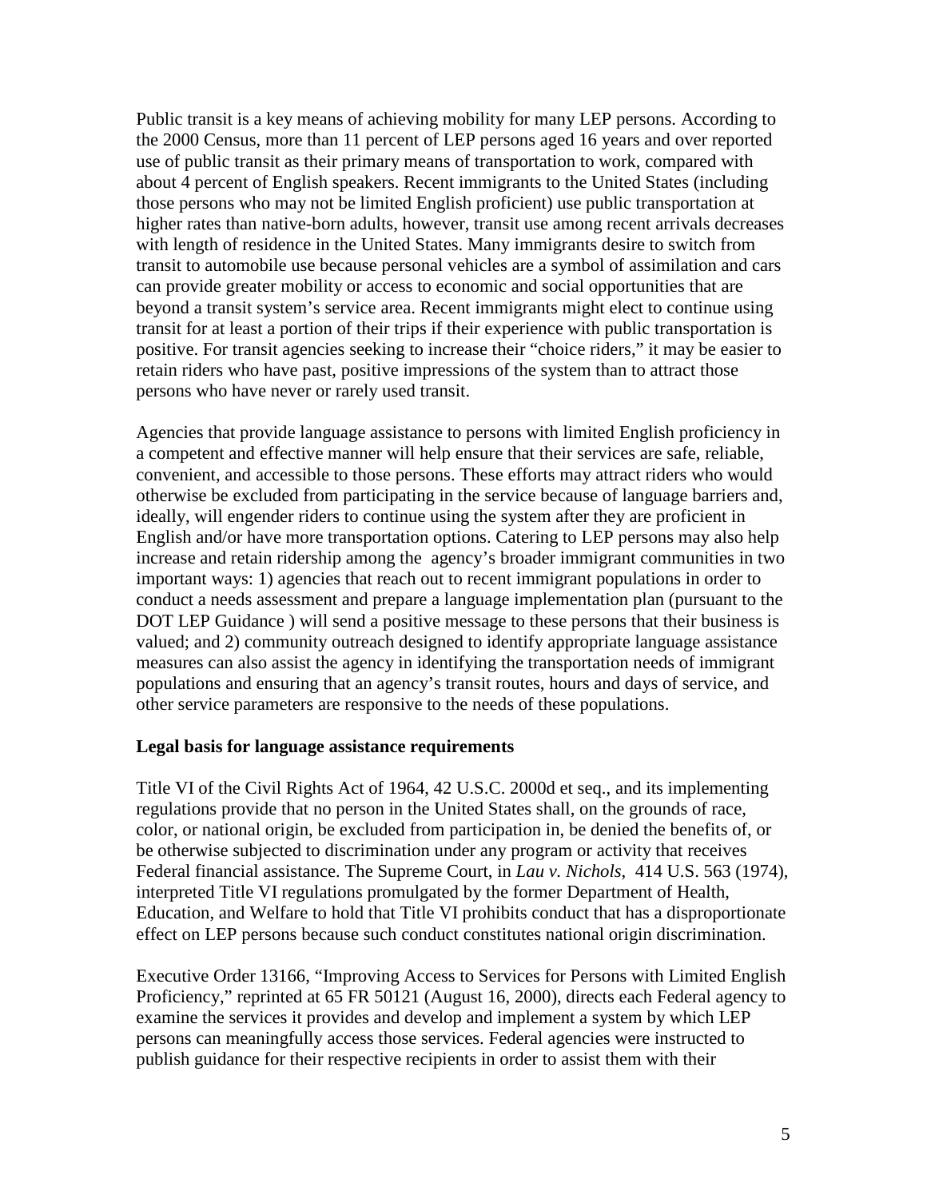Public transit is a key means of achieving mobility for many LEP persons. According to the 2000 Census, more than 11 percent of LEP persons aged 16 years and over reported use of public transit as their primary means of transportation to work, compared with about 4 percent of English speakers. Recent immigrants to the United States (including those persons who may not be limited English proficient) use public transportation at higher rates than native-born adults, however, transit use among recent arrivals decreases with length of residence in the United States. Many immigrants desire to switch from transit to automobile use because personal vehicles are a symbol of assimilation and cars can provide greater mobility or access to economic and social opportunities that are beyond a transit system's service area. Recent immigrants might elect to continue using transit for at least a portion of their trips if their experience with public transportation is positive. For transit agencies seeking to increase their "choice riders," it may be easier to retain riders who have past, positive impressions of the system than to attract those persons who have never or rarely used transit.

Agencies that provide language assistance to persons with limited English proficiency in a competent and effective manner will help ensure that their services are safe, reliable, convenient, and accessible to those persons. These efforts may attract riders who would otherwise be excluded from participating in the service because of language barriers and, ideally, will engender riders to continue using the system after they are proficient in English and/or have more transportation options. Catering to LEP persons may also help increase and retain ridership among the agency's broader immigrant communities in two important ways: 1) agencies that reach out to recent immigrant populations in order to conduct a needs assessment and prepare a language implementation plan (pursuant to the DOT LEP Guidance ) will send a positive message to these persons that their business is valued; and 2) community outreach designed to identify appropriate language assistance measures can also assist the agency in identifying the transportation needs of immigrant populations and ensuring that an agency's transit routes, hours and days of service, and other service parameters are responsive to the needs of these populations.

**Legal basis for language assistance requirements**

Title VI of the Civil Rights Act of 1964, 42 U.S.C. 2000d et seq., and its implementing regulations provide that no person in the United States shall, on the grounds of race, color, or national origin, be excluded from participation in, be denied the benefits of, or be otherwise subjected to discrimination under any program or activity that receives Federal financial assistance. The Supreme Court, in *Lau v. Nichols*, 414 U.S. 563 (1974), interpreted Title VI regulations promulgated by the former Department of Health, Education, and Welfare to hold that Title VI prohibits conduct that has a disproportionate effect on LEP persons because such conduct constitutes national origin discrimination.

Executive Order 13166, "Improving Access to Services for Persons with Limited English Proficiency," reprinted at 65 FR 50121 (August 16, 2000), directs each Federal agency to examine the services it provides and develop and implement a system by which LEP persons can meaningfully access those services. Federal agencies were instructed to publish guidance for their respective recipients in order to assist them with their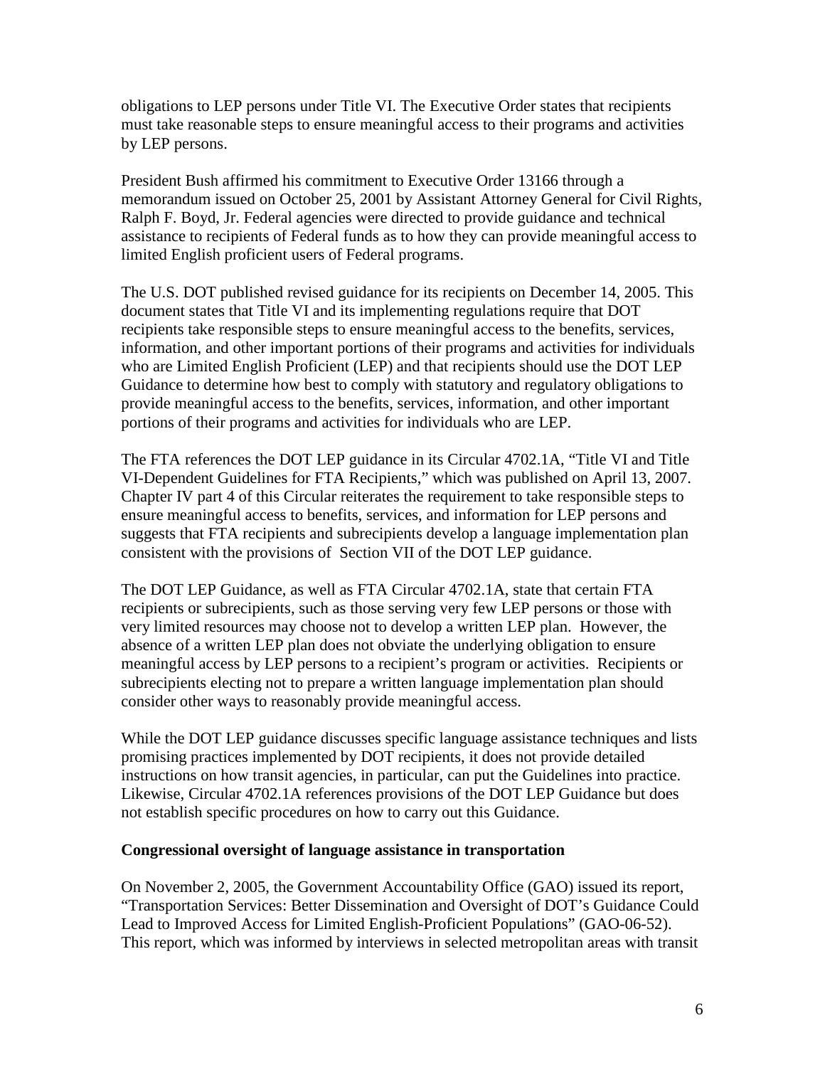obligations to LEP persons under Title VI. The Executive Order states that recipients must take reasonable steps to ensure meaningful access to their programs and activities by LEP persons.

President Bush affirmed his commitment to Executive Order 13166 through a memorandum issued on October 25, 2001 by Assistant Attorney General for Civil Rights, Ralph F. Boyd, Jr. Federal agencies were directed to provide guidance and technical assistance to recipients of Federal funds as to how they can provide meaningful access to limited English proficient users of Federal programs.

The U.S. DOT published revised guidance for its recipients on December 14, 2005. This document states that Title VI and its implementing regulations require that DOT recipients take responsible steps to ensure meaningful access to the benefits, services, information, and other important portions of their programs and activities for individuals who are Limited English Proficient (LEP) and that recipients should use the DOT LEP Guidance to determine how best to comply with statutory and regulatory obligations to provide meaningful access to the benefits, services, information, and other important portions of their programs and activities for individuals who are LEP.

The FTA references the DOT LEP guidance in its Circular 4702.1A, "Title VI and Title VI-Dependent Guidelines for FTA Recipients," which was published on April 13, 2007. Chapter IV part 4 of this Circular reiterates the requirement to take responsible steps to ensure meaningful access to benefits, services, and information for LEP persons and suggests that FTA recipients and subrecipients develop a language implementation plan consistent with the provisions of Section VII of the DOT LEP guidance.

The DOT LEP Guidance, as well as FTA Circular 4702.1A, state that certain FTA recipients or subrecipients, such as those serving very few LEP persons or those with very limited resources may choose not to develop a written LEP plan. However, the absence of a written LEP plan does not obviate the underlying obligation to ensure meaningful access by LEP persons to a recipient's program or activities. Recipients or subrecipients electing not to prepare a written language implementation plan should consider other ways to reasonably provide meaningful access.

While the DOT LEP guidance discusses specific language assistance techniques and lists promising practices implemented by DOT recipients, it does not provide detailed instructions on how transit agencies, in particular, can put the Guidelines into practice. Likewise, Circular 4702.1A references provisions of the DOT LEP Guidance but does not establish specific procedures on how to carry out this Guidance.

**Congressional oversight of language assistance in transportation**

On November 2, 2005, the Government Accountability Office (GAO) issued its report, "Transportation Services: Better Dissemination and Oversight of DOT's Guidance Could Lead to Improved Access for Limited English-Proficient Populations" (GAO-06-52). This report, which was informed by interviews in selected metropolitan areas with transit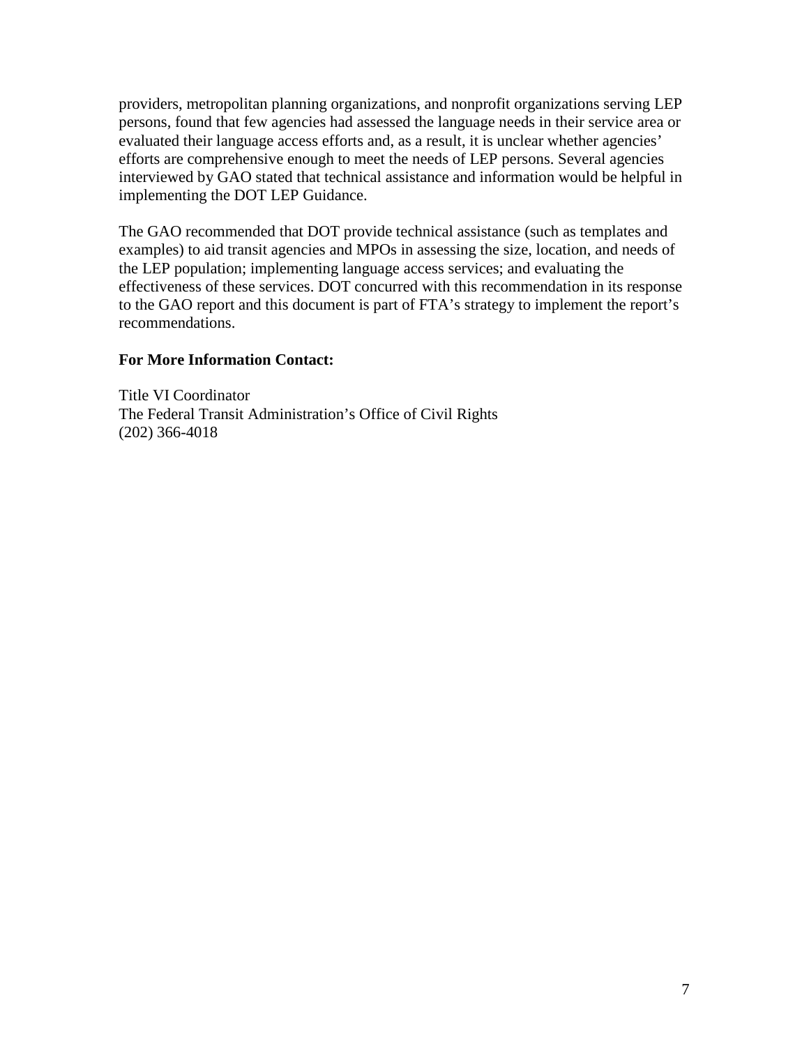providers, metropolitan planning organizations, and nonprofit organizations serving LEP persons, found that few agencies had assessed the language needs in their service area or evaluated their language access efforts and, as a result, it is unclear whether agencies' efforts are comprehensive enough to meet the needs of LEP persons. Several agencies interviewed by GAO stated that technical assistance and information would be helpful in implementing the DOT LEP Guidance.

The GAO recommended that DOT provide technical assistance (such as templates and examples) to aid transit agencies and MPOs in assessing the size, location, and needs of the LEP population; implementing language access services; and evaluating the effectiveness of these services. DOT concurred with this recommendation in its response to the GAO report and this document is part of FTA's strategy to implement the report's recommendations.

**For More Information Contact:**

Title VI Coordinator
The Federal Transit Administration's Office of Civil Rights
(202) 366-4018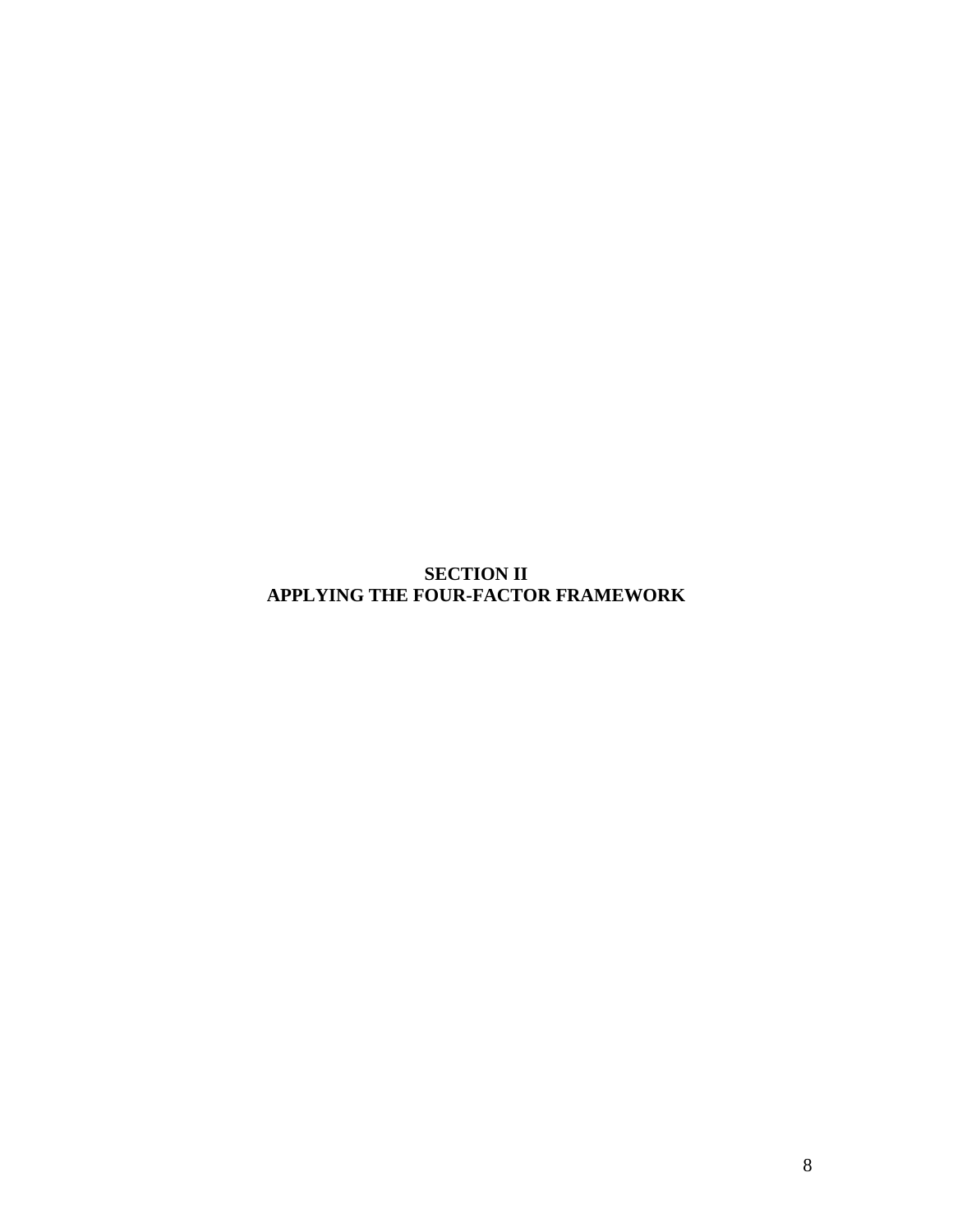# SECTION II
# APPLYING THE FOUR-FACTOR FRAMEWORK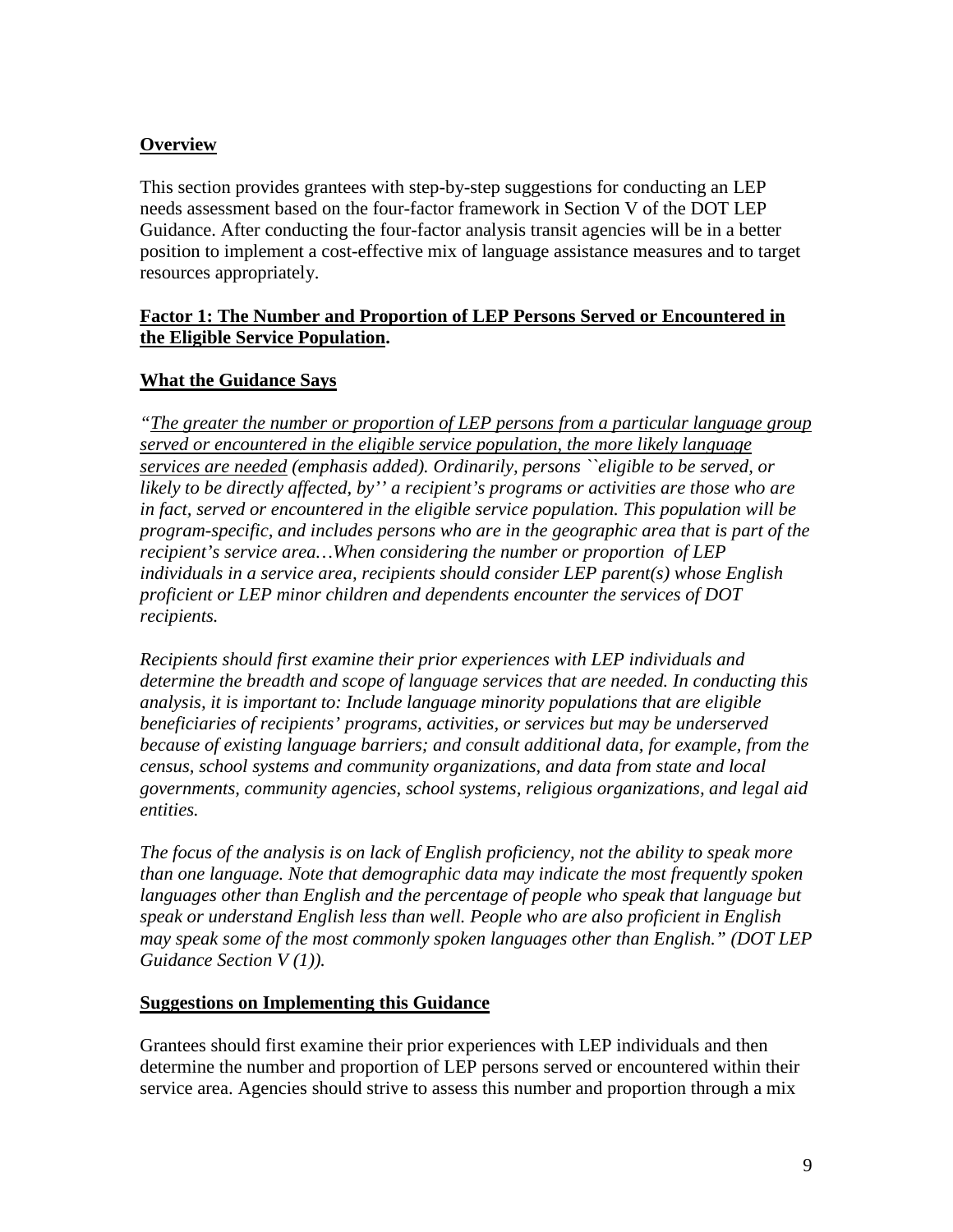**<u>Overview</u>**

This section provides grantees with step-by-step suggestions for conducting an LEP needs assessment based on the four-factor framework in Section V of the DOT LEP Guidance. After conducting the four-factor analysis transit agencies will be in a better position to implement a cost-effective mix of language assistance measures and to target resources appropriately.

**<u>Factor 1: The Number and Proportion of LEP Persons Served or Encountered in the Eligible Service Population</u>.**

**<u>What the Guidance Says</u>**

*"<u>The greater the number or proportion of LEP persons from a particular language group served or encountered in the eligible service population, the more likely language services are needed</u> (emphasis added). Ordinarily, persons ``eligible to be served, or likely to be directly affected, by'' a recipient's programs or activities are those who are in fact, served or encountered in the eligible service population. This population will be program-specific, and includes persons who are in the geographic area that is part of the recipient's service area…When considering the number or proportion of LEP individuals in a service area, recipients should consider LEP parent(s) whose English proficient or LEP minor children and dependents encounter the services of DOT recipients.*

*Recipients should first examine their prior experiences with LEP individuals and determine the breadth and scope of language services that are needed. In conducting this analysis, it is important to: Include language minority populations that are eligible beneficiaries of recipients' programs, activities, or services but may be underserved because of existing language barriers; and consult additional data, for example, from the census, school systems and community organizations, and data from state and local governments, community agencies, school systems, religious organizations, and legal aid entities.*

*The focus of the analysis is on lack of English proficiency, not the ability to speak more than one language. Note that demographic data may indicate the most frequently spoken languages other than English and the percentage of people who speak that language but speak or understand English less than well. People who are also proficient in English may speak some of the most commonly spoken languages other than English." (DOT LEP Guidance Section V (1)).*

**<u>Suggestions on Implementing this Guidance</u>**

Grantees should first examine their prior experiences with LEP individuals and then determine the number and proportion of LEP persons served or encountered within their service area. Agencies should strive to assess this number and proportion through a mix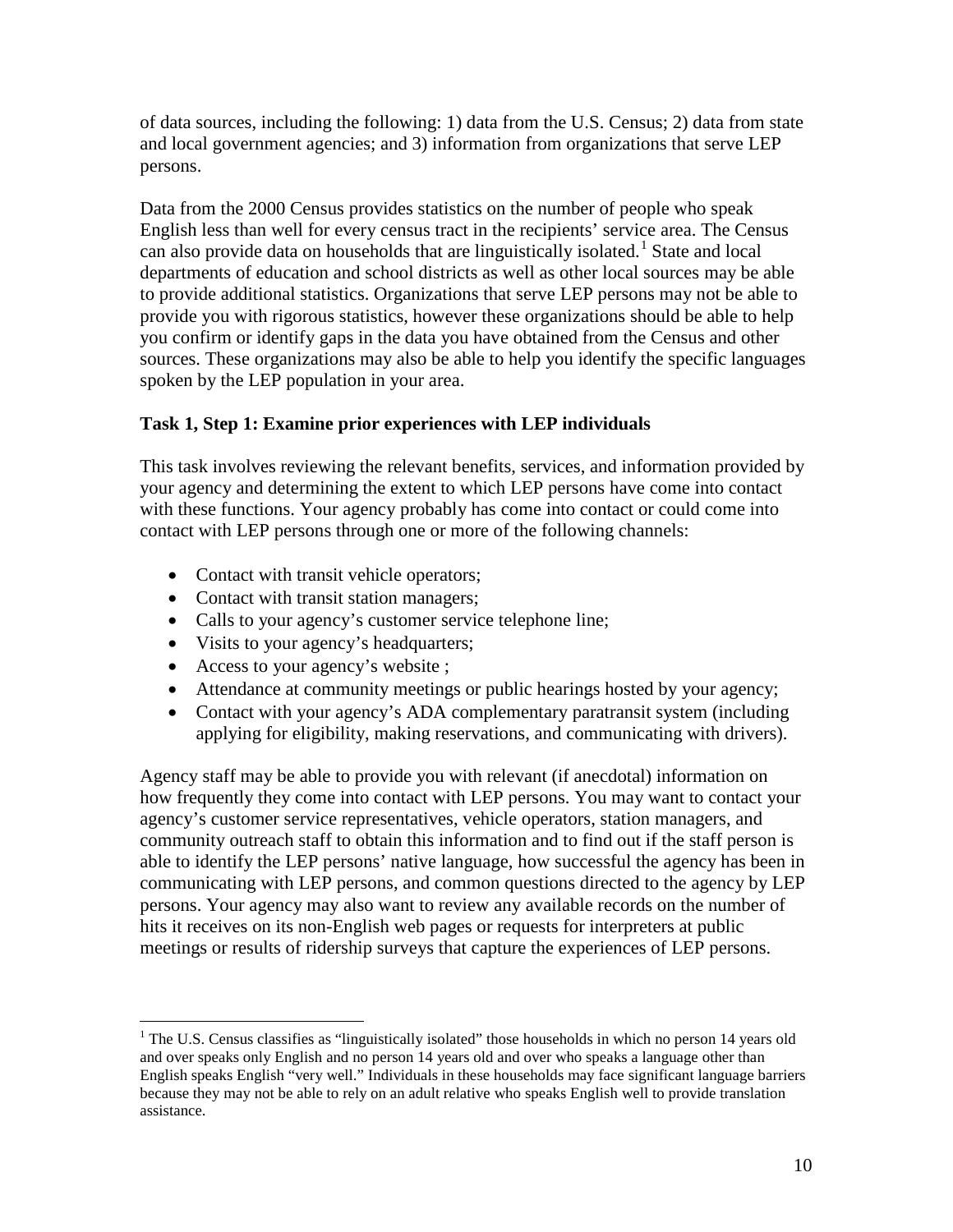of data sources, including the following: 1) data from the U.S. Census; 2) data from state and local government agencies; and 3) information from organizations that serve LEP persons.

Data from the 2000 Census provides statistics on the number of people who speak English less than well for every census tract in the recipients' service area. The Census can also provide data on households that are linguistically isolated.[1] State and local departments of education and school districts as well as other local sources may be able to provide additional statistics. Organizations that serve LEP persons may not be able to provide you with rigorous statistics, however these organizations should be able to help you confirm or identify gaps in the data you have obtained from the Census and other sources. These organizations may also be able to help you identify the specific languages spoken by the LEP population in your area.

**Task 1, Step 1: Examine prior experiences with LEP individuals**

This task involves reviewing the relevant benefits, services, and information provided by your agency and determining the extent to which LEP persons have come into contact with these functions. Your agency probably has come into contact or could come into contact with LEP persons through one or more of the following channels:

- Contact with transit vehicle operators;
- Contact with transit station managers;
- Calls to your agency's customer service telephone line;
- Visits to your agency's headquarters;
- Access to your agency's website ;
- Attendance at community meetings or public hearings hosted by your agency;
- Contact with your agency's ADA complementary paratransit system (including applying for eligibility, making reservations, and communicating with drivers).

Agency staff may be able to provide you with relevant (if anecdotal) information on how frequently they come into contact with LEP persons. You may want to contact your agency's customer service representatives, vehicle operators, station managers, and community outreach staff to obtain this information and to find out if the staff person is able to identify the LEP persons' native language, how successful the agency has been in communicating with LEP persons, and common questions directed to the agency by LEP persons. Your agency may also want to review any available records on the number of hits it receives on its non-English web pages or requests for interpreters at public meetings or results of ridership surveys that capture the experiences of LEP persons.

[1] The U.S. Census classifies as "linguistically isolated" those households in which no person 14 years old and over speaks only English and no person 14 years old and over who speaks a language other than English speaks English "very well." Individuals in these households may face significant language barriers because they may not be able to rely on an adult relative who speaks English well to provide translation assistance.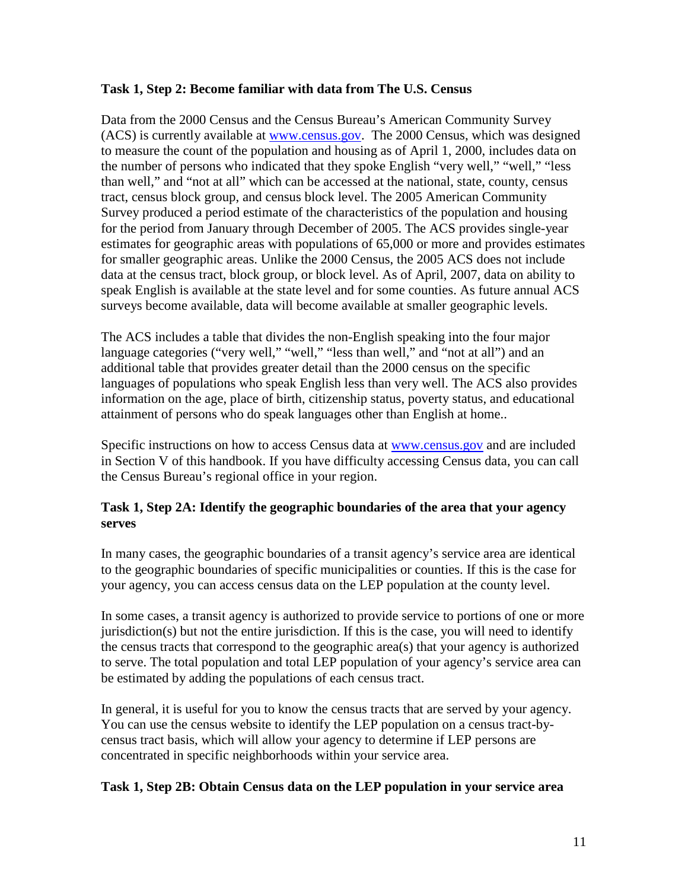**Task 1, Step 2: Become familiar with data from The U.S. Census**

Data from the 2000 Census and the Census Bureau's American Community Survey (ACS) is currently available at www.census.gov. The 2000 Census, which was designed to measure the count of the population and housing as of April 1, 2000, includes data on the number of persons who indicated that they spoke English "very well," "well," "less than well," and "not at all" which can be accessed at the national, state, county, census tract, census block group, and census block level. The 2005 American Community Survey produced a period estimate of the characteristics of the population and housing for the period from January through December of 2005. The ACS provides single-year estimates for geographic areas with populations of 65,000 or more and provides estimates for smaller geographic areas. Unlike the 2000 Census, the 2005 ACS does not include data at the census tract, block group, or block level. As of April, 2007, data on ability to speak English is available at the state level and for some counties. As future annual ACS surveys become available, data will become available at smaller geographic levels.

The ACS includes a table that divides the non-English speaking into the four major language categories ("very well," "well," "less than well," and "not at all") and an additional table that provides greater detail than the 2000 census on the specific languages of populations who speak English less than very well. The ACS also provides information on the age, place of birth, citizenship status, poverty status, and educational attainment of persons who do speak languages other than English at home..

Specific instructions on how to access Census data at www.census.gov and are included in Section V of this handbook. If you have difficulty accessing Census data, you can call the Census Bureau's regional office in your region.

**Task 1, Step 2A: Identify the geographic boundaries of the area that your agency serves**

In many cases, the geographic boundaries of a transit agency's service area are identical to the geographic boundaries of specific municipalities or counties. If this is the case for your agency, you can access census data on the LEP population at the county level.

In some cases, a transit agency is authorized to provide service to portions of one or more jurisdiction(s) but not the entire jurisdiction. If this is the case, you will need to identify the census tracts that correspond to the geographic area(s) that your agency is authorized to serve. The total population and total LEP population of your agency's service area can be estimated by adding the populations of each census tract.

In general, it is useful for you to know the census tracts that are served by your agency. You can use the census website to identify the LEP population on a census tract-by-census tract basis, which will allow your agency to determine if LEP persons are concentrated in specific neighborhoods within your service area.

**Task 1, Step 2B: Obtain Census data on the LEP population in your service area**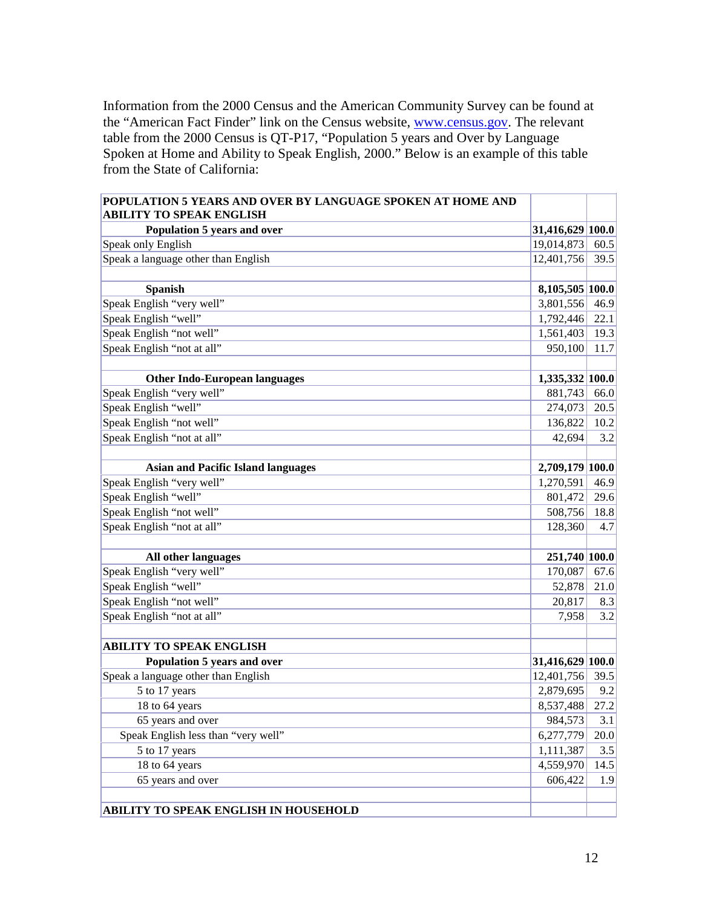Information from the 2000 Census and the American Community Survey can be found at the "American Fact Finder" link on the Census website, [www.census.gov](http://www.census.gov). The relevant table from the 2000 Census is QT-P17, "Population 5 years and Over by Language Spoken at Home and Ability to Speak English, 2000." Below is an example of this table from the State of California:

| **POPULATION 5 YEARS AND OVER BY LANGUAGE SPOKEN AT HOME AND ABILITY TO SPEAK ENGLISH** | | |
|---|---|---|
| **Population 5 years and over** | **31,416,629** | **100.0** |
| Speak only English | 19,014,873 | 60.5 |
| Speak a language other than English | 12,401,756 | 39.5 |
| | | |
| **Spanish** | **8,105,505** | **100.0** |
| Speak English "very well" | 3,801,556 | 46.9 |
| Speak English "well" | 1,792,446 | 22.1 |
| Speak English "not well" | 1,561,403 | 19.3 |
| Speak English "not at all" | 950,100 | 11.7 |
| | | |
| **Other Indo-European languages** | **1,335,332** | **100.0** |
| Speak English "very well" | 881,743 | 66.0 |
| Speak English "well" | 274,073 | 20.5 |
| Speak English "not well" | 136,822 | 10.2 |
| Speak English "not at all" | 42,694 | 3.2 |
| | | |
| **Asian and Pacific Island languages** | **2,709,179** | **100.0** |
| Speak English "very well" | 1,270,591 | 46.9 |
| Speak English "well" | 801,472 | 29.6 |
| Speak English "not well" | 508,756 | 18.8 |
| Speak English "not at all" | 128,360 | 4.7 |
| | | |
| **All other languages** | **251,740** | **100.0** |
| Speak English "very well" | 170,087 | 67.6 |
| Speak English "well" | 52,878 | 21.0 |
| Speak English "not well" | 20,817 | 8.3 |
| Speak English "not at all" | 7,958 | 3.2 |
| | | |
| **ABILITY TO SPEAK ENGLISH** | | |
| **Population 5 years and over** | **31,416,629** | **100.0** |
| Speak a language other than English | 12,401,756 | 39.5 |
| 5 to 17 years | 2,879,695 | 9.2 |
| 18 to 64 years | 8,537,488 | 27.2 |
| 65 years and over | 984,573 | 3.1 |
| Speak English less than "very well" | 6,277,779 | 20.0 |
| 5 to 17 years | 1,111,387 | 3.5 |
| 18 to 64 years | 4,559,970 | 14.5 |
| 65 years and over | 606,422 | 1.9 |
| | | |
| **ABILITY TO SPEAK ENGLISH IN HOUSEHOLD** | | |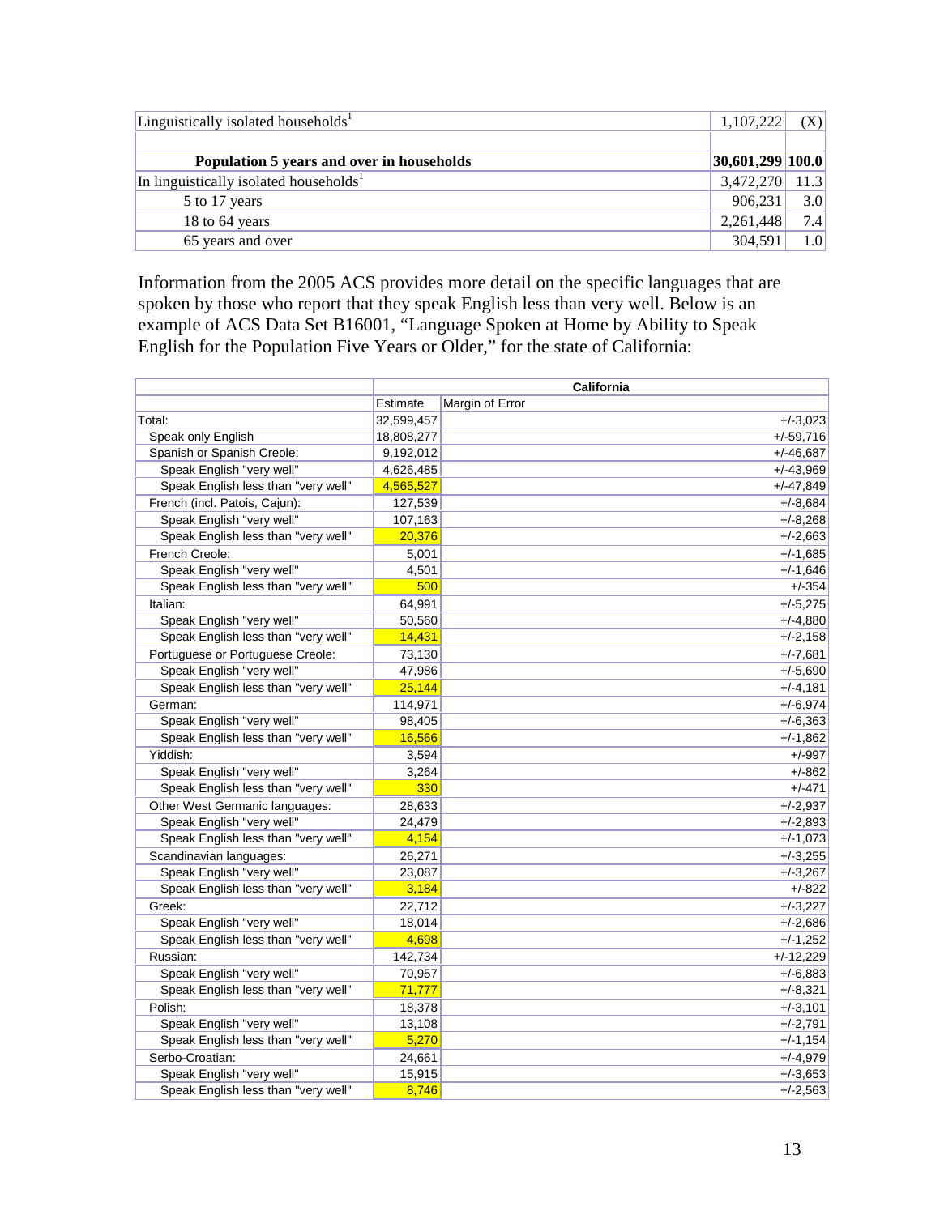| | | |
|---|---|---|
| Linguistically isolated households[1] | 1,107,222 | (X) |
| | | |
| **Population 5 years and over in households** | **30,601,299** | **100.0** |
| In linguistically isolated households[1] | 3,472,270 | 11.3 |
| 5 to 17 years | 906,231 | 3.0 |
| 18 to 64 years | 2,261,448 | 7.4 |
| 65 years and over | 304,591 | 1.0 |

Information from the 2005 ACS provides more detail on the specific languages that are spoken by those who report that they speak English less than very well. Below is an example of ACS Data Set B16001, "Language Spoken at Home by Ability to Speak English for the Population Five Years or Older," for the state of California:

| | California | |
|---|---|---|
| | Estimate | Margin of Error |
| Total: | 32,599,457 | +/-3,023 |
| Speak only English | 18,808,277 | +/-59,716 |
| Spanish or Spanish Creole: | 9,192,012 | +/-46,687 |
| Speak English "very well" | 4,626,485 | +/-43,969 |
| Speak English less than "very well" | 4,565,527 | +/-47,849 |
| French (incl. Patois, Cajun): | 127,539 | +/-8,684 |
| Speak English "very well" | 107,163 | +/-8,268 |
| Speak English less than "very well" | 20,376 | +/-2,663 |
| French Creole: | 5,001 | +/-1,685 |
| Speak English "very well" | 4,501 | +/-1,646 |
| Speak English less than "very well" | 500 | +/-354 |
| Italian: | 64,991 | +/-5,275 |
| Speak English "very well" | 50,560 | +/-4,880 |
| Speak English less than "very well" | 14,431 | +/-2,158 |
| Portuguese or Portuguese Creole: | 73,130 | +/-7,681 |
| Speak English "very well" | 47,986 | +/-5,690 |
| Speak English less than "very well" | 25,144 | +/-4,181 |
| German: | 114,971 | +/-6,974 |
| Speak English "very well" | 98,405 | +/-6,363 |
| Speak English less than "very well" | 16,566 | +/-1,862 |
| Yiddish: | 3,594 | +/-997 |
| Speak English "very well" | 3,264 | +/-862 |
| Speak English less than "very well" | 330 | +/-471 |
| Other West Germanic languages: | 28,633 | +/-2,937 |
| Speak English "very well" | 24,479 | +/-2,893 |
| Speak English less than "very well" | 4,154 | +/-1,073 |
| Scandinavian languages: | 26,271 | +/-3,255 |
| Speak English "very well" | 23,087 | +/-3,267 |
| Speak English less than "very well" | 3,184 | +/-822 |
| Greek: | 22,712 | +/-3,227 |
| Speak English "very well" | 18,014 | +/-2,686 |
| Speak English less than "very well" | 4,698 | +/-1,252 |
| Russian: | 142,734 | +/-12,229 |
| Speak English "very well" | 70,957 | +/-6,883 |
| Speak English less than "very well" | 71,777 | +/-8,321 |
| Polish: | 18,378 | +/-3,101 |
| Speak English "very well" | 13,108 | +/-2,791 |
| Speak English less than "very well" | 5,270 | +/-1,154 |
| Serbo-Croatian: | 24,661 | +/-4,979 |
| Speak English "very well" | 15,915 | +/-3,653 |
| Speak English less than "very well" | 8,746 | +/-2,563 |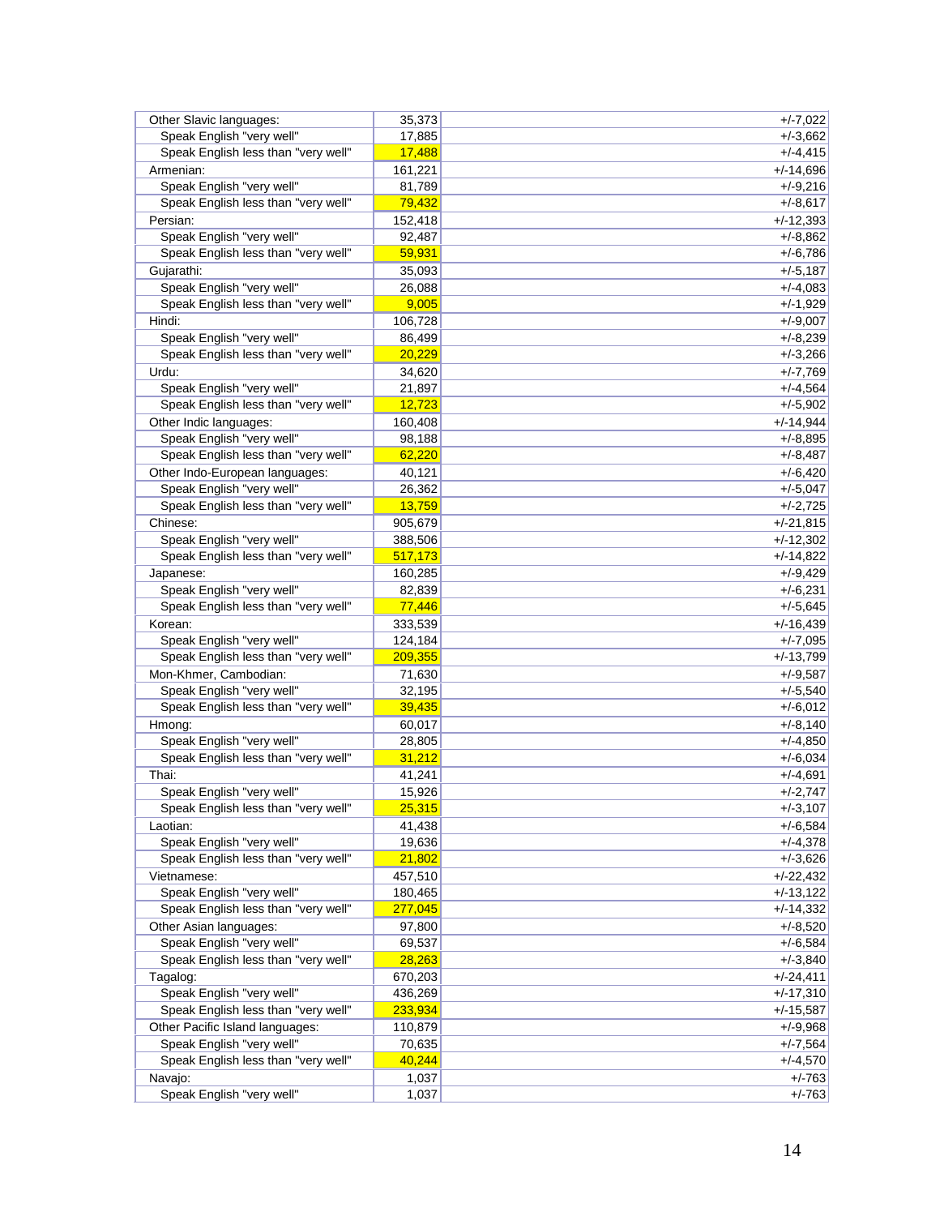| | | |
|---|---|---|
| Other Slavic languages: | 35,373 | +/-7,022 |
| Speak English "very well" | 17,885 | +/-3,662 |
| Speak English less than "very well" | 17,488 | +/-4,415 |
| Armenian: | 161,221 | +/-14,696 |
| Speak English "very well" | 81,789 | +/-9,216 |
| Speak English less than "very well" | 79,432 | +/-8,617 |
| Persian: | 152,418 | +/-12,393 |
| Speak English "very well" | 92,487 | +/-8,862 |
| Speak English less than "very well" | 59,931 | +/-6,786 |
| Gujarathi: | 35,093 | +/-5,187 |
| Speak English "very well" | 26,088 | +/-4,083 |
| Speak English less than "very well" | 9,005 | +/-1,929 |
| Hindi: | 106,728 | +/-9,007 |
| Speak English "very well" | 86,499 | +/-8,239 |
| Speak English less than "very well" | 20,229 | +/-3,266 |
| Urdu: | 34,620 | +/-7,769 |
| Speak English "very well" | 21,897 | +/-4,564 |
| Speak English less than "very well" | 12,723 | +/-5,902 |
| Other Indic languages: | 160,408 | +/-14,944 |
| Speak English "very well" | 98,188 | +/-8,895 |
| Speak English less than "very well" | 62,220 | +/-8,487 |
| Other Indo-European languages: | 40,121 | +/-6,420 |
| Speak English "very well" | 26,362 | +/-5,047 |
| Speak English less than "very well" | 13,759 | +/-2,725 |
| Chinese: | 905,679 | +/-21,815 |
| Speak English "very well" | 388,506 | +/-12,302 |
| Speak English less than "very well" | 517,173 | +/-14,822 |
| Japanese: | 160,285 | +/-9,429 |
| Speak English "very well" | 82,839 | +/-6,231 |
| Speak English less than "very well" | 77,446 | +/-5,645 |
| Korean: | 333,539 | +/-16,439 |
| Speak English "very well" | 124,184 | +/-7,095 |
| Speak English less than "very well" | 209,355 | +/-13,799 |
| Mon-Khmer, Cambodian: | 71,630 | +/-9,587 |
| Speak English "very well" | 32,195 | +/-5,540 |
| Speak English less than "very well" | 39,435 | +/-6,012 |
| Hmong: | 60,017 | +/-8,140 |
| Speak English "very well" | 28,805 | +/-4,850 |
| Speak English less than "very well" | 31,212 | +/-6,034 |
| Thai: | 41,241 | +/-4,691 |
| Speak English "very well" | 15,926 | +/-2,747 |
| Speak English less than "very well" | 25,315 | +/-3,107 |
| Laotian: | 41,438 | +/-6,584 |
| Speak English "very well" | 19,636 | +/-4,378 |
| Speak English less than "very well" | 21,802 | +/-3,626 |
| Vietnamese: | 457,510 | +/-22,432 |
| Speak English "very well" | 180,465 | +/-13,122 |
| Speak English less than "very well" | 277,045 | +/-14,332 |
| Other Asian languages: | 97,800 | +/-8,520 |
| Speak English "very well" | 69,537 | +/-6,584 |
| Speak English less than "very well" | 28,263 | +/-3,840 |
| Tagalog: | 670,203 | +/-24,411 |
| Speak English "very well" | 436,269 | +/-17,310 |
| Speak English less than "very well" | 233,934 | +/-15,587 |
| Other Pacific Island languages: | 110,879 | +/-9,968 |
| Speak English "very well" | 70,635 | +/-7,564 |
| Speak English less than "very well" | 40,244 | +/-4,570 |
| Navajo: | 1,037 | +/-763 |
| Speak English "very well" | 1,037 | +/-763 |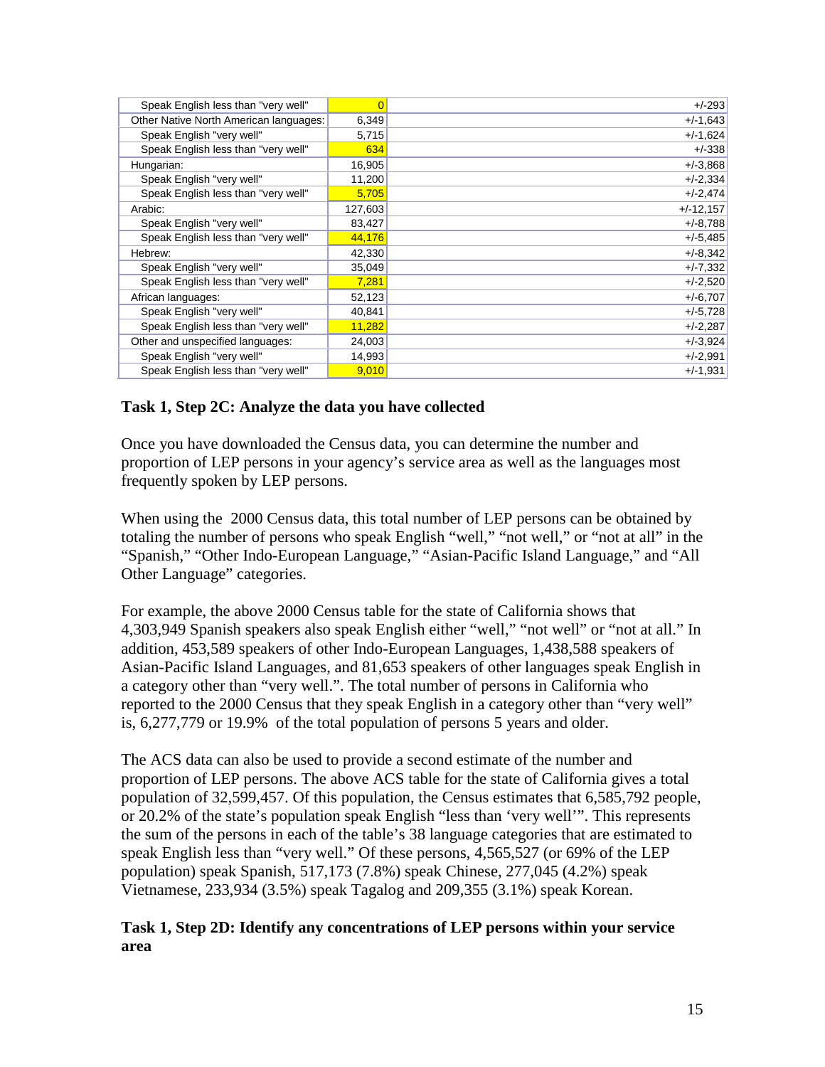| | | |
|---|---|---|
| Speak English less than "very well" | 0 | +/-293 |
| Other Native North American languages: | 6,349 | +/-1,643 |
| Speak English "very well" | 5,715 | +/-1,624 |
| Speak English less than "very well" | 634 | +/-338 |
| Hungarian: | 16,905 | +/-3,868 |
| Speak English "very well" | 11,200 | +/-2,334 |
| Speak English less than "very well" | 5,705 | +/-2,474 |
| Arabic: | 127,603 | +/-12,157 |
| Speak English "very well" | 83,427 | +/-8,788 |
| Speak English less than "very well" | 44,176 | +/-5,485 |
| Hebrew: | 42,330 | +/-8,342 |
| Speak English "very well" | 35,049 | +/-7,332 |
| Speak English less than "very well" | 7,281 | +/-2,520 |
| African languages: | 52,123 | +/-6,707 |
| Speak English "very well" | 40,841 | +/-5,728 |
| Speak English less than "very well" | 11,282 | +/-2,287 |
| Other and unspecified languages: | 24,003 | +/-3,924 |
| Speak English "very well" | 14,993 | +/-2,991 |
| Speak English less than "very well" | 9,010 | +/-1,931 |

### Task 1, Step 2C: Analyze the data you have collected

Once you have downloaded the Census data, you can determine the number and proportion of LEP persons in your agency's service area as well as the languages most frequently spoken by LEP persons.

When using the 2000 Census data, this total number of LEP persons can be obtained by totaling the number of persons who speak English "well," "not well," or "not at all" in the "Spanish," "Other Indo-European Language," "Asian-Pacific Island Language," and "All Other Language" categories.

For example, the above 2000 Census table for the state of California shows that 4,303,949 Spanish speakers also speak English either "well," "not well" or "not at all." In addition, 453,589 speakers of other Indo-European Languages, 1,438,588 speakers of Asian-Pacific Island Languages, and 81,653 speakers of other languages speak English in a category other than "very well.". The total number of persons in California who reported to the 2000 Census that they speak English in a category other than "very well" is, 6,277,779 or 19.9% of the total population of persons 5 years and older.

The ACS data can also be used to provide a second estimate of the number and proportion of LEP persons. The above ACS table for the state of California gives a total population of 32,599,457. Of this population, the Census estimates that 6,585,792 people, or 20.2% of the state's population speak English "less than 'very well'". This represents the sum of the persons in each of the table's 38 language categories that are estimated to speak English less than "very well." Of these persons, 4,565,527 (or 69% of the LEP population) speak Spanish, 517,173 (7.8%) speak Chinese, 277,045 (4.2%) speak Vietnamese, 233,934 (3.5%) speak Tagalog and 209,355 (3.1%) speak Korean.

### Task 1, Step 2D: Identify any concentrations of LEP persons within your service area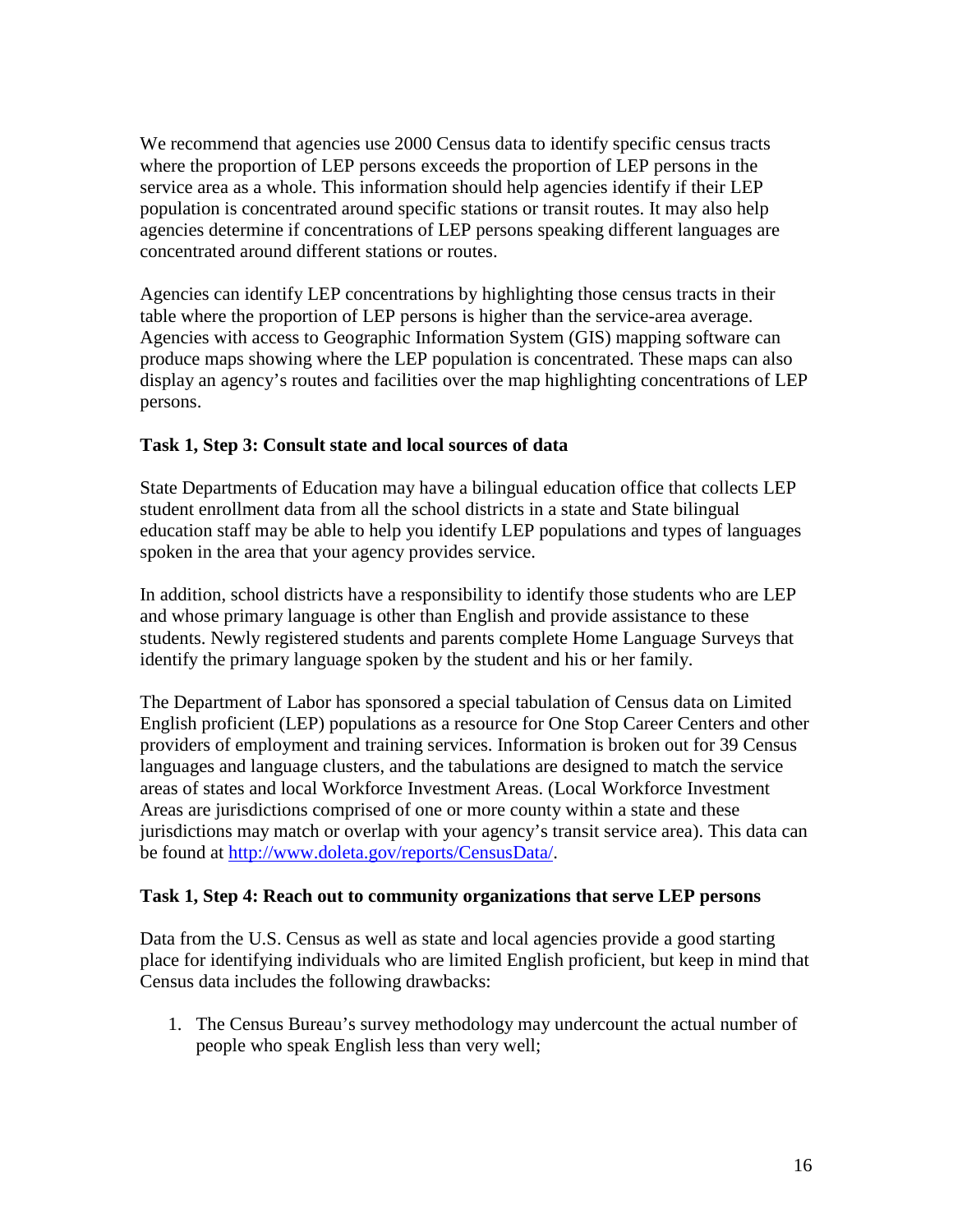We recommend that agencies use 2000 Census data to identify specific census tracts where the proportion of LEP persons exceeds the proportion of LEP persons in the service area as a whole. This information should help agencies identify if their LEP population is concentrated around specific stations or transit routes. It may also help agencies determine if concentrations of LEP persons speaking different languages are concentrated around different stations or routes.

Agencies can identify LEP concentrations by highlighting those census tracts in their table where the proportion of LEP persons is higher than the service-area average. Agencies with access to Geographic Information System (GIS) mapping software can produce maps showing where the LEP population is concentrated. These maps can also display an agency's routes and facilities over the map highlighting concentrations of LEP persons.

**Task 1, Step 3: Consult state and local sources of data**

State Departments of Education may have a bilingual education office that collects LEP student enrollment data from all the school districts in a state and State bilingual education staff may be able to help you identify LEP populations and types of languages spoken in the area that your agency provides service.

In addition, school districts have a responsibility to identify those students who are LEP and whose primary language is other than English and provide assistance to these students. Newly registered students and parents complete Home Language Surveys that identify the primary language spoken by the student and his or her family.

The Department of Labor has sponsored a special tabulation of Census data on Limited English proficient (LEP) populations as a resource for One Stop Career Centers and other providers of employment and training services. Information is broken out for 39 Census languages and language clusters, and the tabulations are designed to match the service areas of states and local Workforce Investment Areas. (Local Workforce Investment Areas are jurisdictions comprised of one or more county within a state and these jurisdictions may match or overlap with your agency's transit service area). This data can be found at [http://www.doleta.gov/reports/CensusData/](http://www.doleta.gov/reports/CensusData/).

**Task 1, Step 4: Reach out to community organizations that serve LEP persons**

Data from the U.S. Census as well as state and local agencies provide a good starting place for identifying individuals who are limited English proficient, but keep in mind that Census data includes the following drawbacks:

1. The Census Bureau's survey methodology may undercount the actual number of people who speak English less than very well;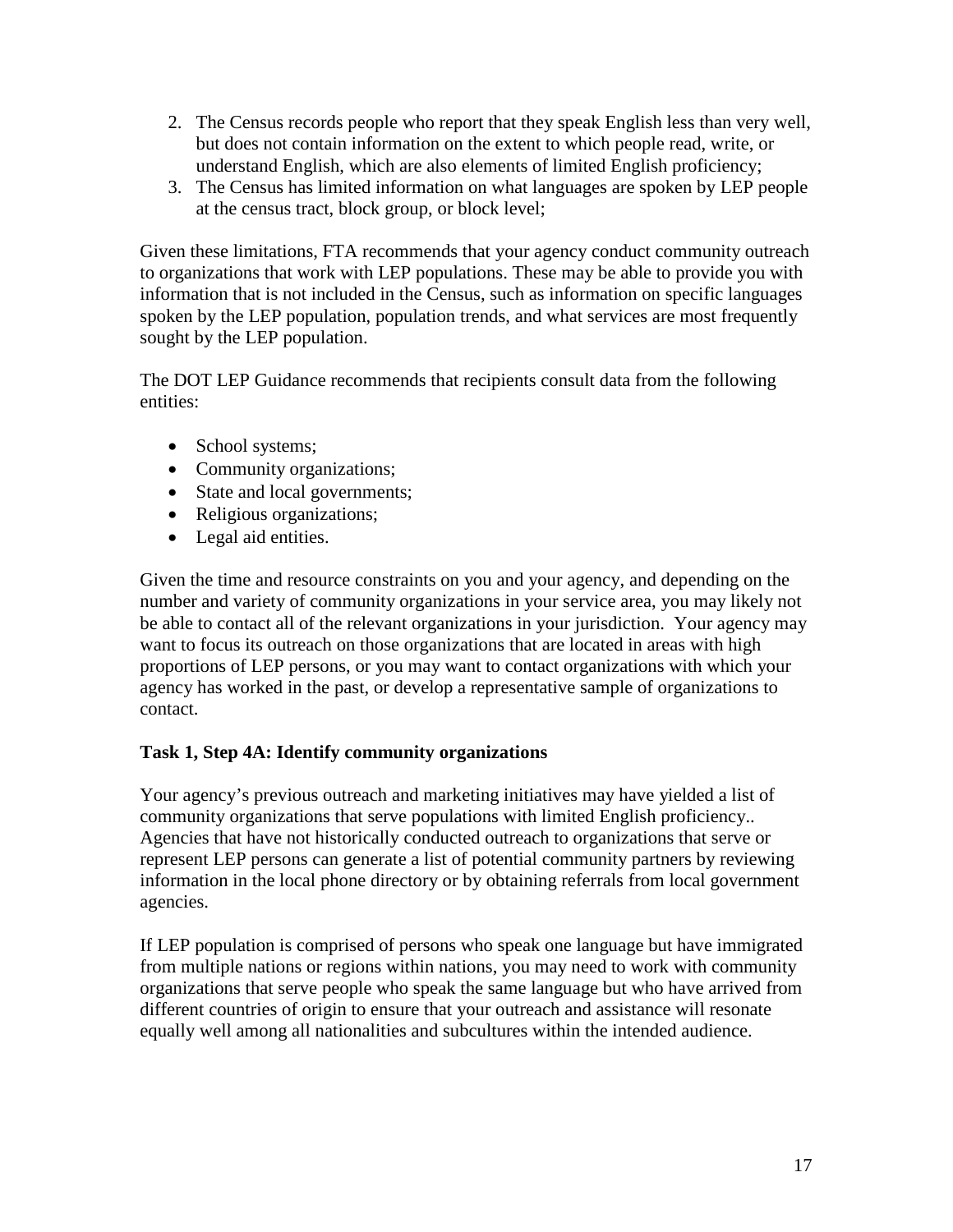2. The Census records people who report that they speak English less than very well, but does not contain information on the extent to which people read, write, or understand English, which are also elements of limited English proficiency;
3. The Census has limited information on what languages are spoken by LEP people at the census tract, block group, or block level;

Given these limitations, FTA recommends that your agency conduct community outreach to organizations that work with LEP populations. These may be able to provide you with information that is not included in the Census, such as information on specific languages spoken by the LEP population, population trends, and what services are most frequently sought by the LEP population.

The DOT LEP Guidance recommends that recipients consult data from the following entities:

- School systems;
- Community organizations;
- State and local governments;
- Religious organizations;
- Legal aid entities.

Given the time and resource constraints on you and your agency, and depending on the number and variety of community organizations in your service area, you may likely not be able to contact all of the relevant organizations in your jurisdiction. Your agency may want to focus its outreach on those organizations that are located in areas with high proportions of LEP persons, or you may want to contact organizations with which your agency has worked in the past, or develop a representative sample of organizations to contact.

**Task 1, Step 4A: Identify community organizations**

Your agency's previous outreach and marketing initiatives may have yielded a list of community organizations that serve populations with limited English proficiency.. Agencies that have not historically conducted outreach to organizations that serve or represent LEP persons can generate a list of potential community partners by reviewing information in the local phone directory or by obtaining referrals from local government agencies.

If LEP population is comprised of persons who speak one language but have immigrated from multiple nations or regions within nations, you may need to work with community organizations that serve people who speak the same language but who have arrived from different countries of origin to ensure that your outreach and assistance will resonate equally well among all nationalities and subcultures within the intended audience.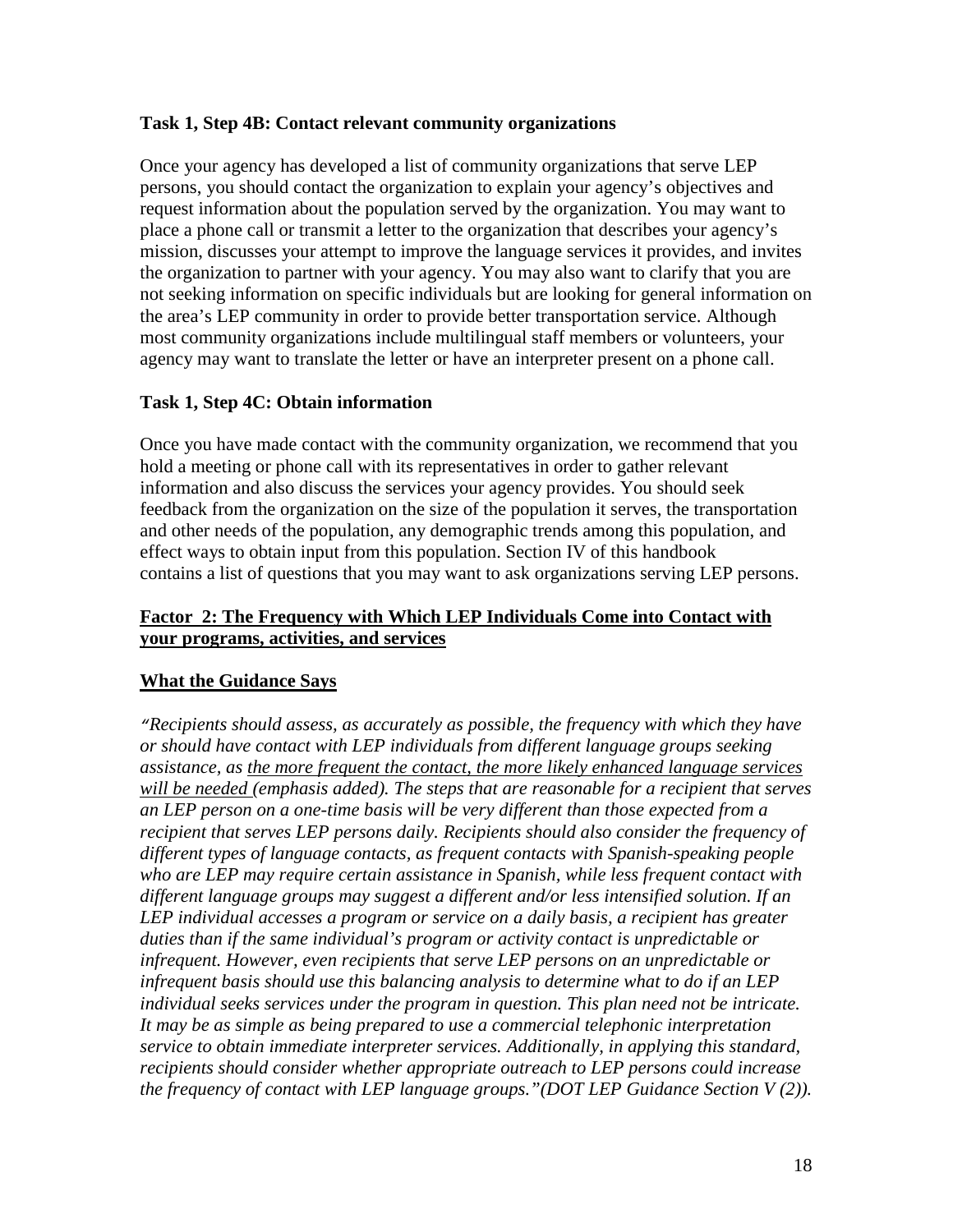### Task 1, Step 4B: Contact relevant community organizations

Once your agency has developed a list of community organizations that serve LEP persons, you should contact the organization to explain your agency's objectives and request information about the population served by the organization. You may want to place a phone call or transmit a letter to the organization that describes your agency's mission, discusses your attempt to improve the language services it provides, and invites the organization to partner with your agency. You may also want to clarify that you are not seeking information on specific individuals but are looking for general information on the area's LEP community in order to provide better transportation service. Although most community organizations include multilingual staff members or volunteers, your agency may want to translate the letter or have an interpreter present on a phone call.

### Task 1, Step 4C: Obtain information

Once you have made contact with the community organization, we recommend that you hold a meeting or phone call with its representatives in order to gather relevant information and also discuss the services your agency provides. You should seek feedback from the organization on the size of the population it serves, the transportation and other needs of the population, any demographic trends among this population, and effect ways to obtain input from this population. Section IV of this handbook contains a list of questions that you may want to ask organizations serving LEP persons.

## <u>Factor 2: The Frequency with Which LEP Individuals Come into Contact with your programs, activities, and services</u>

### <u>What the Guidance Says</u>

*"Recipients should assess, as accurately as possible, the frequency with which they have or should have contact with LEP individuals from different language groups seeking assistance, as <u>the more frequent the contact, the more likely enhanced language services will be needed</u> (emphasis added). The steps that are reasonable for a recipient that serves an LEP person on a one-time basis will be very different than those expected from a recipient that serves LEP persons daily. Recipients should also consider the frequency of different types of language contacts, as frequent contacts with Spanish-speaking people who are LEP may require certain assistance in Spanish, while less frequent contact with different language groups may suggest a different and/or less intensified solution. If an LEP individual accesses a program or service on a daily basis, a recipient has greater duties than if the same individual's program or activity contact is unpredictable or infrequent. However, even recipients that serve LEP persons on an unpredictable or infrequent basis should use this balancing analysis to determine what to do if an LEP individual seeks services under the program in question. This plan need not be intricate. It may be as simple as being prepared to use a commercial telephonic interpretation service to obtain immediate interpreter services. Additionally, in applying this standard, recipients should consider whether appropriate outreach to LEP persons could increase the frequency of contact with LEP language groups."(DOT LEP Guidance Section V (2)).*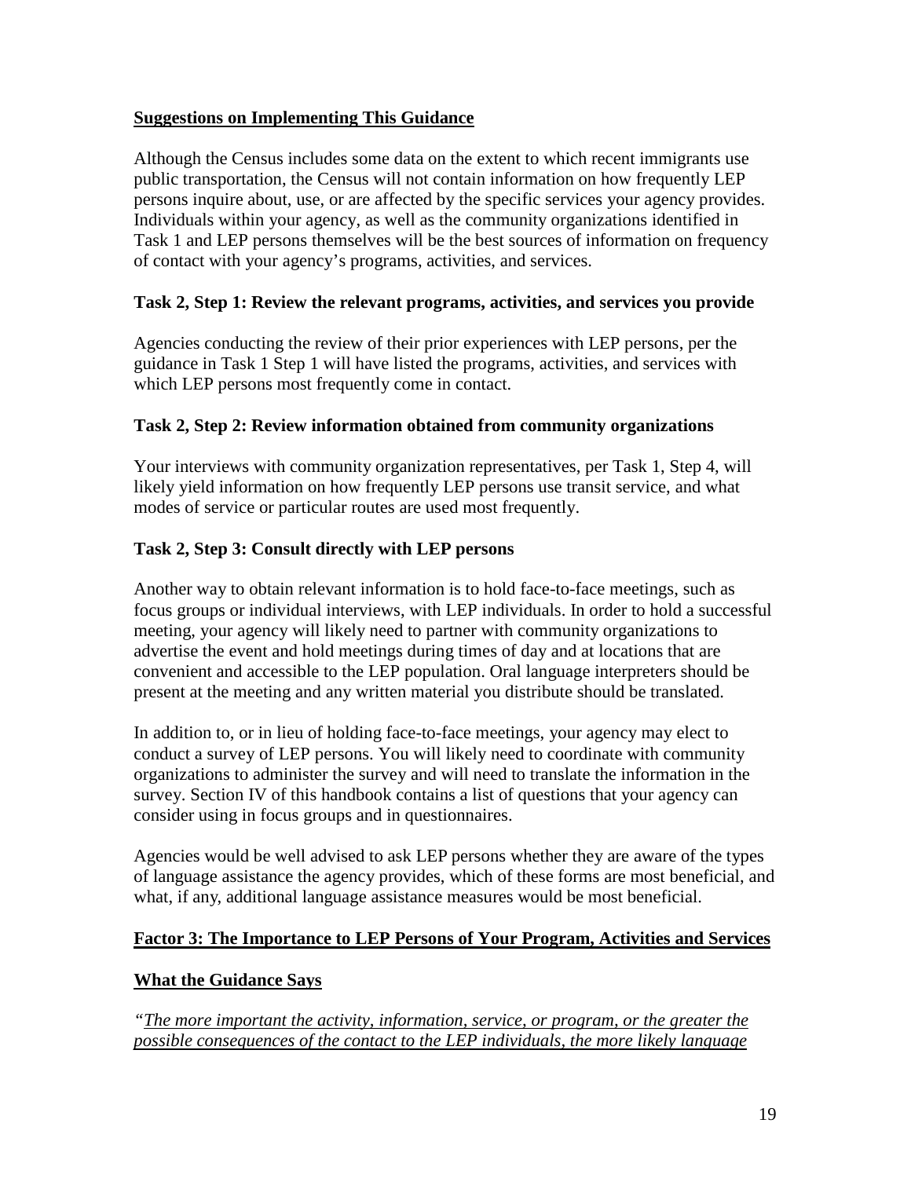**Suggestions on Implementing This Guidance**

Although the Census includes some data on the extent to which recent immigrants use public transportation, the Census will not contain information on how frequently LEP persons inquire about, use, or are affected by the specific services your agency provides. Individuals within your agency, as well as the community organizations identified in Task 1 and LEP persons themselves will be the best sources of information on frequency of contact with your agency's programs, activities, and services.

### Task 2, Step 1: Review the relevant programs, activities, and services you provide

Agencies conducting the review of their prior experiences with LEP persons, per the guidance in Task 1 Step 1 will have listed the programs, activities, and services with which LEP persons most frequently come in contact.

### Task 2, Step 2: Review information obtained from community organizations

Your interviews with community organization representatives, per Task 1, Step 4, will likely yield information on how frequently LEP persons use transit service, and what modes of service or particular routes are used most frequently.

### Task 2, Step 3: Consult directly with LEP persons

Another way to obtain relevant information is to hold face-to-face meetings, such as focus groups or individual interviews, with LEP individuals. In order to hold a successful meeting, your agency will likely need to partner with community organizations to advertise the event and hold meetings during times of day and at locations that are convenient and accessible to the LEP population. Oral language interpreters should be present at the meeting and any written material you distribute should be translated.

In addition to, or in lieu of holding face-to-face meetings, your agency may elect to conduct a survey of LEP persons. You will likely need to coordinate with community organizations to administer the survey and will need to translate the information in the survey. Section IV of this handbook contains a list of questions that your agency can consider using in focus groups and in questionnaires.

Agencies would be well advised to ask LEP persons whether they are aware of the types of language assistance the agency provides, which of these forms are most beneficial, and what, if any, additional language assistance measures would be most beneficial.

**Factor 3: The Importance to LEP Persons of Your Program, Activities and Services**

**What the Guidance Says**

*"The more important the activity, information, service, or program, or the greater the possible consequences of the contact to the LEP individuals, the more likely language*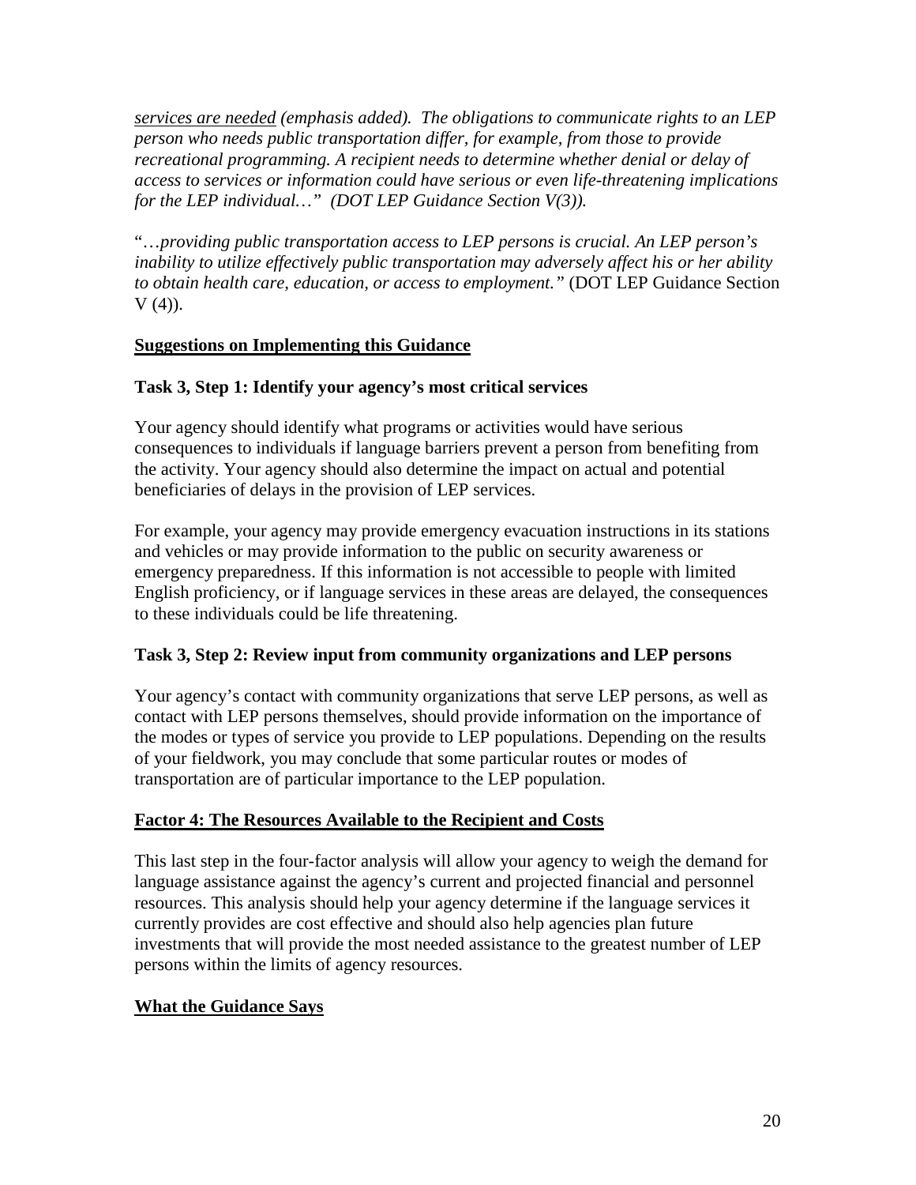*<u>services are needed</u> (emphasis added). The obligations to communicate rights to an LEP person who needs public transportation differ, for example, from those to provide recreational programming. A recipient needs to determine whether denial or delay of access to services or information could have serious or even life-threatening implications for the LEP individual…" (DOT LEP Guidance Section V(3)).*

"…*providing public transportation access to LEP persons is crucial. An LEP person's inability to utilize effectively public transportation may adversely affect his or her ability to obtain health care, education, or access to employment."* (DOT LEP Guidance Section V (4)).

**<u>Suggestions on Implementing this Guidance</u>**

**Task 3, Step 1: Identify your agency's most critical services**

Your agency should identify what programs or activities would have serious consequences to individuals if language barriers prevent a person from benefiting from the activity. Your agency should also determine the impact on actual and potential beneficiaries of delays in the provision of LEP services.

For example, your agency may provide emergency evacuation instructions in its stations and vehicles or may provide information to the public on security awareness or emergency preparedness. If this information is not accessible to people with limited English proficiency, or if language services in these areas are delayed, the consequences to these individuals could be life threatening.

**Task 3, Step 2: Review input from community organizations and LEP persons**

Your agency's contact with community organizations that serve LEP persons, as well as contact with LEP persons themselves, should provide information on the importance of the modes or types of service you provide to LEP populations. Depending on the results of your fieldwork, you may conclude that some particular routes or modes of transportation are of particular importance to the LEP population.

**<u>Factor 4: The Resources Available to the Recipient and Costs</u>**

This last step in the four-factor analysis will allow your agency to weigh the demand for language assistance against the agency's current and projected financial and personnel resources. This analysis should help your agency determine if the language services it currently provides are cost effective and should also help agencies plan future investments that will provide the most needed assistance to the greatest number of LEP persons within the limits of agency resources.

**<u>What the Guidance Says</u>**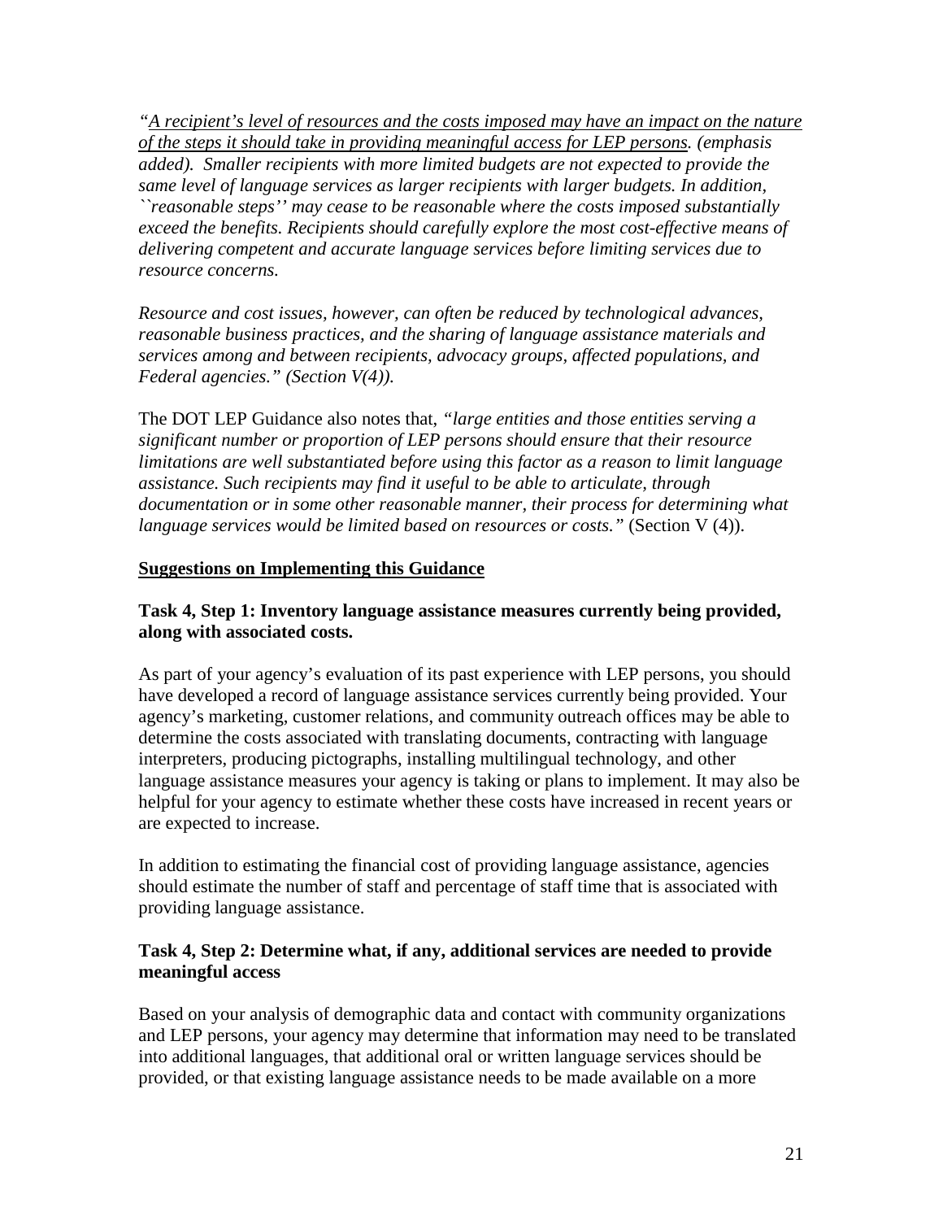*"<u>A recipient's level of resources and the costs imposed may have an impact on the nature of the steps it should take in providing meaningful access for LEP persons</u>. (emphasis added). Smaller recipients with more limited budgets are not expected to provide the same level of language services as larger recipients with larger budgets. In addition, ``reasonable steps'' may cease to be reasonable where the costs imposed substantially exceed the benefits. Recipients should carefully explore the most cost-effective means of delivering competent and accurate language services before limiting services due to resource concerns.*

*Resource and cost issues, however, can often be reduced by technological advances, reasonable business practices, and the sharing of language assistance materials and services among and between recipients, advocacy groups, affected populations, and Federal agencies." (Section V(4)).*

The DOT LEP Guidance also notes that, *"large entities and those entities serving a significant number or proportion of LEP persons should ensure that their resource limitations are well substantiated before using this factor as a reason to limit language assistance. Such recipients may find it useful to be able to articulate, through documentation or in some other reasonable manner, their process for determining what language services would be limited based on resources or costs."* (Section V (4)).

**<u>Suggestions on Implementing this Guidance</u>**

**Task 4, Step 1: Inventory language assistance measures currently being provided, along with associated costs.**

As part of your agency's evaluation of its past experience with LEP persons, you should have developed a record of language assistance services currently being provided. Your agency's marketing, customer relations, and community outreach offices may be able to determine the costs associated with translating documents, contracting with language interpreters, producing pictographs, installing multilingual technology, and other language assistance measures your agency is taking or plans to implement. It may also be helpful for your agency to estimate whether these costs have increased in recent years or are expected to increase.

In addition to estimating the financial cost of providing language assistance, agencies should estimate the number of staff and percentage of staff time that is associated with providing language assistance.

**Task 4, Step 2: Determine what, if any, additional services are needed to provide meaningful access**

Based on your analysis of demographic data and contact with community organizations and LEP persons, your agency may determine that information may need to be translated into additional languages, that additional oral or written language services should be provided, or that existing language assistance needs to be made available on a more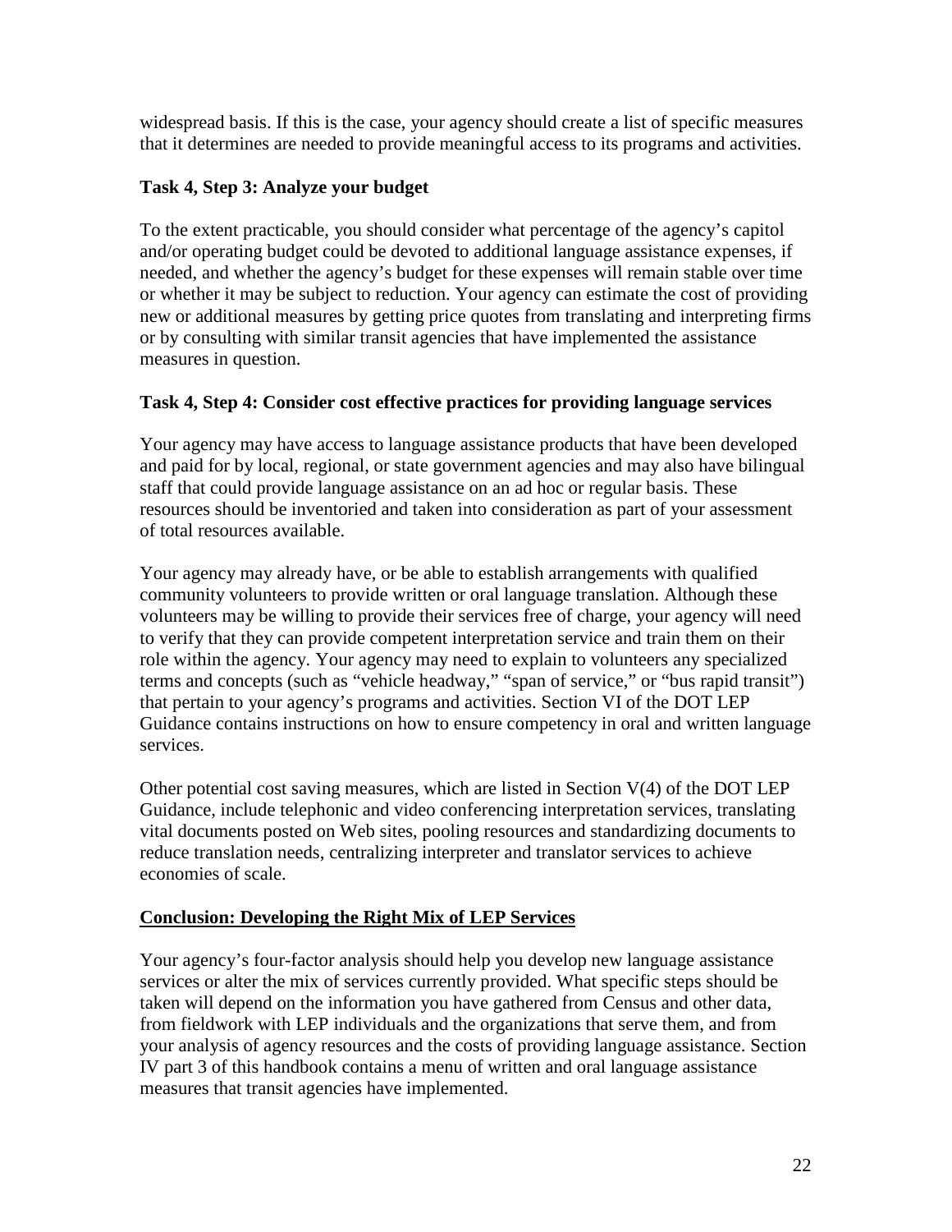widespread basis. If this is the case, your agency should create a list of specific measures that it determines are needed to provide meaningful access to its programs and activities.

### Task 4, Step 3: Analyze your budget

To the extent practicable, you should consider what percentage of the agency's capitol and/or operating budget could be devoted to additional language assistance expenses, if needed, and whether the agency's budget for these expenses will remain stable over time or whether it may be subject to reduction. Your agency can estimate the cost of providing new or additional measures by getting price quotes from translating and interpreting firms or by consulting with similar transit agencies that have implemented the assistance measures in question.

### Task 4, Step 4: Consider cost effective practices for providing language services

Your agency may have access to language assistance products that have been developed and paid for by local, regional, or state government agencies and may also have bilingual staff that could provide language assistance on an ad hoc or regular basis. These resources should be inventoried and taken into consideration as part of your assessment of total resources available.

Your agency may already have, or be able to establish arrangements with qualified community volunteers to provide written or oral language translation. Although these volunteers may be willing to provide their services free of charge, your agency will need to verify that they can provide competent interpretation service and train them on their role within the agency. Your agency may need to explain to volunteers any specialized terms and concepts (such as "vehicle headway," "span of service," or "bus rapid transit") that pertain to your agency's programs and activities. Section VI of the DOT LEP Guidance contains instructions on how to ensure competency in oral and written language services.

Other potential cost saving measures, which are listed in Section V(4) of the DOT LEP Guidance, include telephonic and video conferencing interpretation services, translating vital documents posted on Web sites, pooling resources and standardizing documents to reduce translation needs, centralizing interpreter and translator services to achieve economies of scale.

## <u>Conclusion: Developing the Right Mix of LEP Services</u>

Your agency's four-factor analysis should help you develop new language assistance services or alter the mix of services currently provided. What specific steps should be taken will depend on the information you have gathered from Census and other data, from fieldwork with LEP individuals and the organizations that serve them, and from your analysis of agency resources and the costs of providing language assistance. Section IV part 3 of this handbook contains a menu of written and oral language assistance measures that transit agencies have implemented.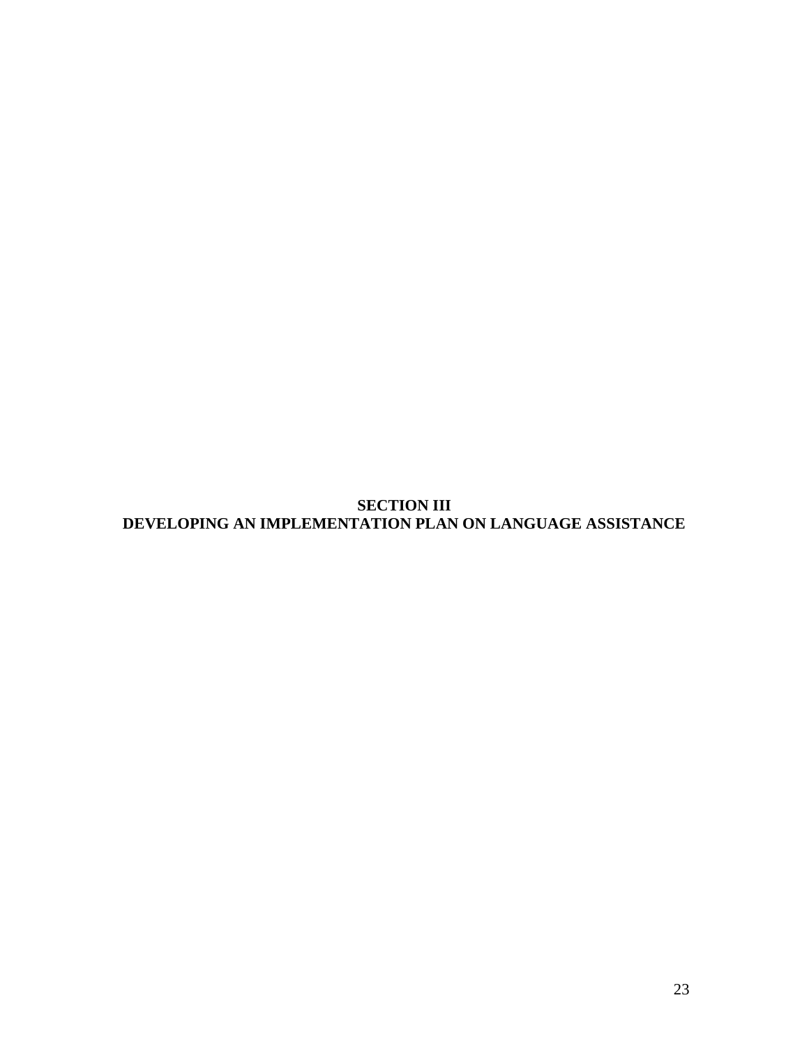# SECTION III
# DEVELOPING AN IMPLEMENTATION PLAN ON LANGUAGE ASSISTANCE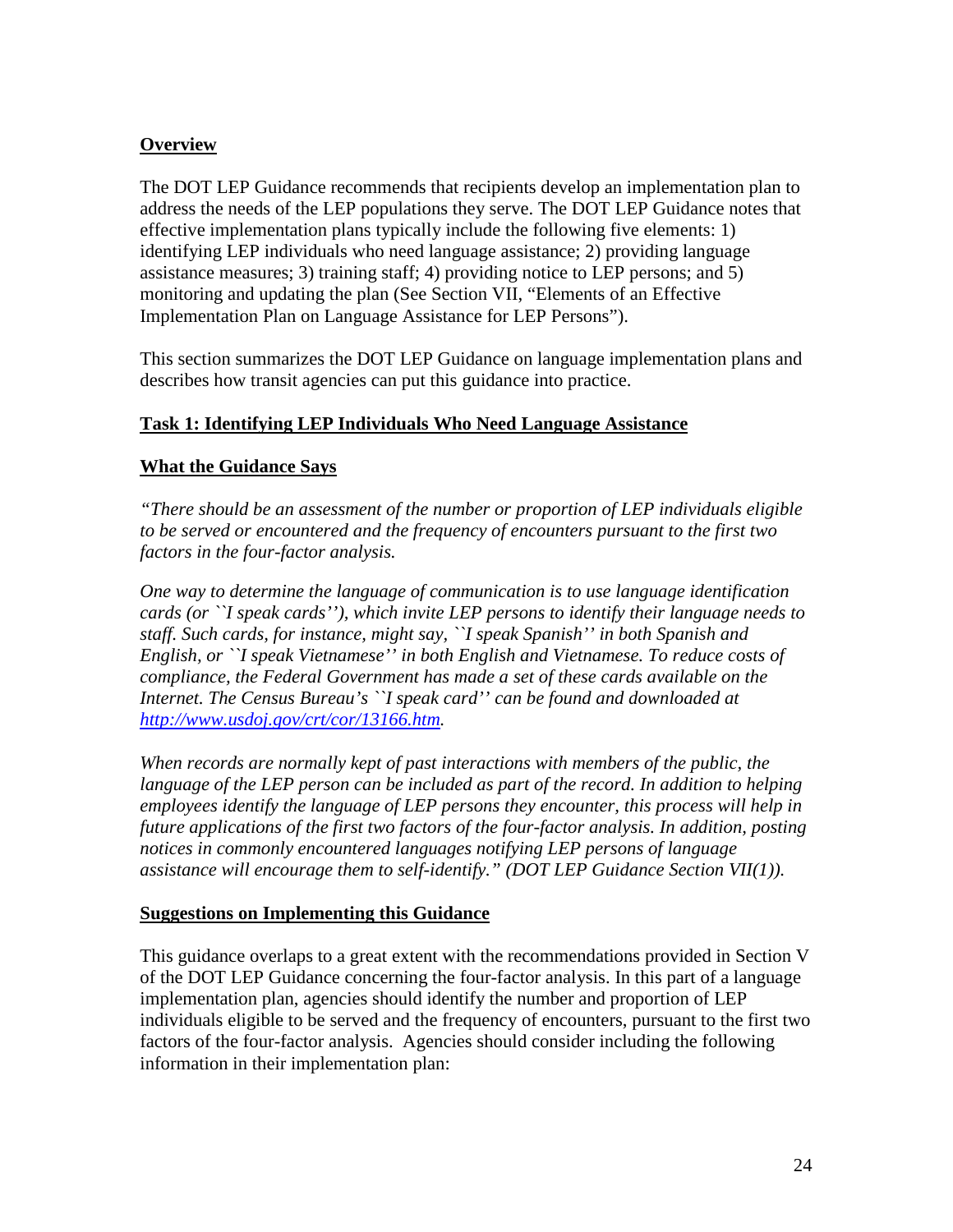## Overview

The DOT LEP Guidance recommends that recipients develop an implementation plan to address the needs of the LEP populations they serve. The DOT LEP Guidance notes that effective implementation plans typically include the following five elements: 1) identifying LEP individuals who need language assistance; 2) providing language assistance measures; 3) training staff; 4) providing notice to LEP persons; and 5) monitoring and updating the plan (See Section VII, "Elements of an Effective Implementation Plan on Language Assistance for LEP Persons").

This section summarizes the DOT LEP Guidance on language implementation plans and describes how transit agencies can put this guidance into practice.

### Task 1: Identifying LEP Individuals Who Need Language Assistance

#### What the Guidance Says

*"There should be an assessment of the number or proportion of LEP individuals eligible to be served or encountered and the frequency of encounters pursuant to the first two factors in the four-factor analysis.*

*One way to determine the language of communication is to use language identification cards (or ``I speak cards''), which invite LEP persons to identify their language needs to staff. Such cards, for instance, might say, ``I speak Spanish'' in both Spanish and English, or ``I speak Vietnamese'' in both English and Vietnamese. To reduce costs of compliance, the Federal Government has made a set of these cards available on the Internet. The Census Bureau's ``I speak card'' can be found and downloaded at [http://www.usdoj.gov/crt/cor/13166.htm](http://www.usdoj.gov/crt/cor/13166.htm).*

*When records are normally kept of past interactions with members of the public, the language of the LEP person can be included as part of the record. In addition to helping employees identify the language of LEP persons they encounter, this process will help in future applications of the first two factors of the four-factor analysis. In addition, posting notices in commonly encountered languages notifying LEP persons of language assistance will encourage them to self-identify." (DOT LEP Guidance Section VII(1)).*

#### Suggestions on Implementing this Guidance

This guidance overlaps to a great extent with the recommendations provided in Section V of the DOT LEP Guidance concerning the four-factor analysis. In this part of a language implementation plan, agencies should identify the number and proportion of LEP individuals eligible to be served and the frequency of encounters, pursuant to the first two factors of the four-factor analysis. Agencies should consider including the following information in their implementation plan: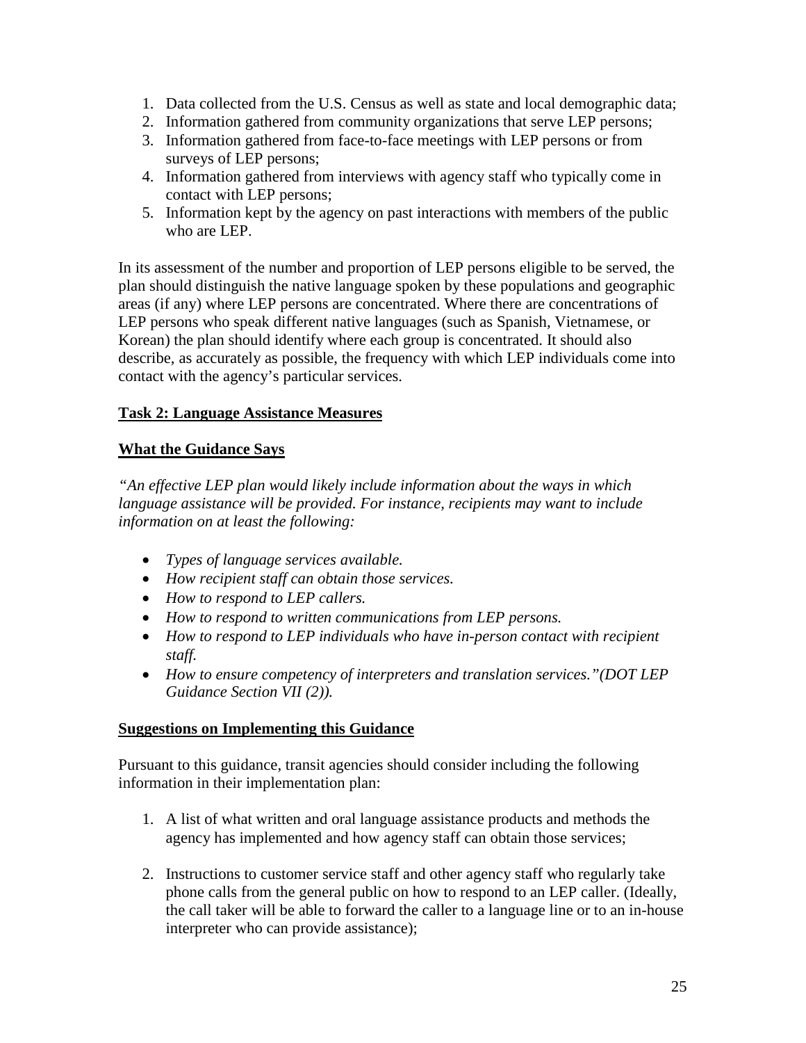1. Data collected from the U.S. Census as well as state and local demographic data;
2. Information gathered from community organizations that serve LEP persons;
3. Information gathered from face-to-face meetings with LEP persons or from surveys of LEP persons;
4. Information gathered from interviews with agency staff who typically come in contact with LEP persons;
5. Information kept by the agency on past interactions with members of the public who are LEP.

In its assessment of the number and proportion of LEP persons eligible to be served, the plan should distinguish the native language spoken by these populations and geographic areas (if any) where LEP persons are concentrated. Where there are concentrations of LEP persons who speak different native languages (such as Spanish, Vietnamese, or Korean) the plan should identify where each group is concentrated. It should also describe, as accurately as possible, the frequency with which LEP individuals come into contact with the agency's particular services.

**<u>Task 2: Language Assistance Measures</u>**

**<u>What the Guidance Says</u>**

*"An effective LEP plan would likely include information about the ways in which language assistance will be provided. For instance, recipients may want to include information on at least the following:*

- *Types of language services available.*
- *How recipient staff can obtain those services.*
- *How to respond to LEP callers.*
- *How to respond to written communications from LEP persons.*
- *How to respond to LEP individuals who have in-person contact with recipient staff.*
- *How to ensure competency of interpreters and translation services."(DOT LEP Guidance Section VII (2)).*

**<u>Suggestions on Implementing this Guidance</u>**

Pursuant to this guidance, transit agencies should consider including the following information in their implementation plan:

1. A list of what written and oral language assistance products and methods the agency has implemented and how agency staff can obtain those services;

2. Instructions to customer service staff and other agency staff who regularly take phone calls from the general public on how to respond to an LEP caller. (Ideally, the call taker will be able to forward the caller to a language line or to an in-house interpreter who can provide assistance);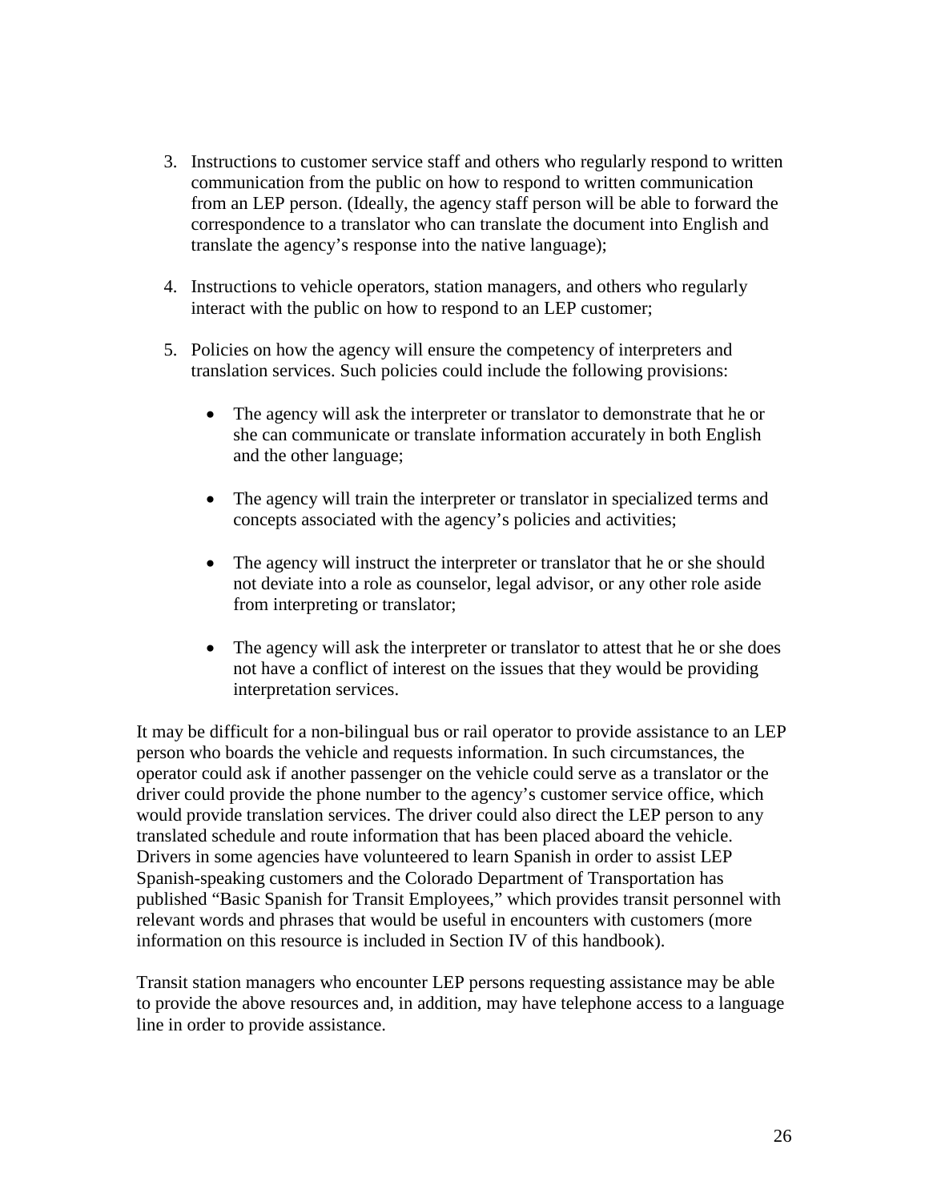3. Instructions to customer service staff and others who regularly respond to written communication from the public on how to respond to written communication from an LEP person. (Ideally, the agency staff person will be able to forward the correspondence to a translator who can translate the document into English and translate the agency's response into the native language);

4. Instructions to vehicle operators, station managers, and others who regularly interact with the public on how to respond to an LEP customer;

5. Policies on how the agency will ensure the competency of interpreters and translation services. Such policies could include the following provisions:

    - The agency will ask the interpreter or translator to demonstrate that he or she can communicate or translate information accurately in both English and the other language;

    - The agency will train the interpreter or translator in specialized terms and concepts associated with the agency's policies and activities;

    - The agency will instruct the interpreter or translator that he or she should not deviate into a role as counselor, legal advisor, or any other role aside from interpreting or translator;

    - The agency will ask the interpreter or translator to attest that he or she does not have a conflict of interest on the issues that they would be providing interpretation services.

It may be difficult for a non-bilingual bus or rail operator to provide assistance to an LEP person who boards the vehicle and requests information. In such circumstances, the operator could ask if another passenger on the vehicle could serve as a translator or the driver could provide the phone number to the agency's customer service office, which would provide translation services. The driver could also direct the LEP person to any translated schedule and route information that has been placed aboard the vehicle. Drivers in some agencies have volunteered to learn Spanish in order to assist LEP Spanish-speaking customers and the Colorado Department of Transportation has published "Basic Spanish for Transit Employees," which provides transit personnel with relevant words and phrases that would be useful in encounters with customers (more information on this resource is included in Section IV of this handbook).

Transit station managers who encounter LEP persons requesting assistance may be able to provide the above resources and, in addition, may have telephone access to a language line in order to provide assistance.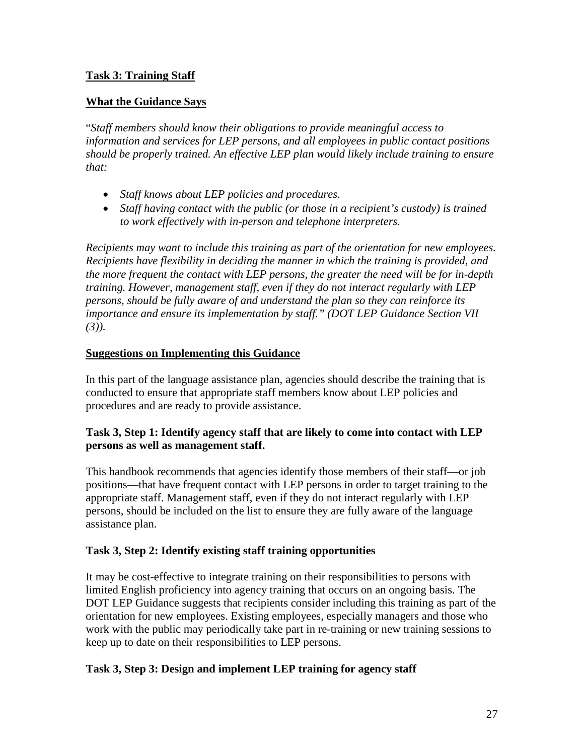## Task 3: Training Staff

### What the Guidance Says

"*Staff members should know their obligations to provide meaningful access to information and services for LEP persons, and all employees in public contact positions should be properly trained. An effective LEP plan would likely include training to ensure that:*

- *Staff knows about LEP policies and procedures.*
- *Staff having contact with the public (or those in a recipient's custody) is trained to work effectively with in-person and telephone interpreters.*

*Recipients may want to include this training as part of the orientation for new employees. Recipients have flexibility in deciding the manner in which the training is provided, and the more frequent the contact with LEP persons, the greater the need will be for in-depth training. However, management staff, even if they do not interact regularly with LEP persons, should be fully aware of and understand the plan so they can reinforce its importance and ensure its implementation by staff." (DOT LEP Guidance Section VII (3)).*

### Suggestions on Implementing this Guidance

In this part of the language assistance plan, agencies should describe the training that is conducted to ensure that appropriate staff members know about LEP policies and procedures and are ready to provide assistance.

#### Task 3, Step 1: Identify agency staff that are likely to come into contact with LEP persons as well as management staff.

This handbook recommends that agencies identify those members of their staff—or job positions—that have frequent contact with LEP persons in order to target training to the appropriate staff. Management staff, even if they do not interact regularly with LEP persons, should be included on the list to ensure they are fully aware of the language assistance plan.

#### Task 3, Step 2: Identify existing staff training opportunities

It may be cost-effective to integrate training on their responsibilities to persons with limited English proficiency into agency training that occurs on an ongoing basis. The DOT LEP Guidance suggests that recipients consider including this training as part of the orientation for new employees. Existing employees, especially managers and those who work with the public may periodically take part in re-training or new training sessions to keep up to date on their responsibilities to LEP persons.

#### Task 3, Step 3: Design and implement LEP training for agency staff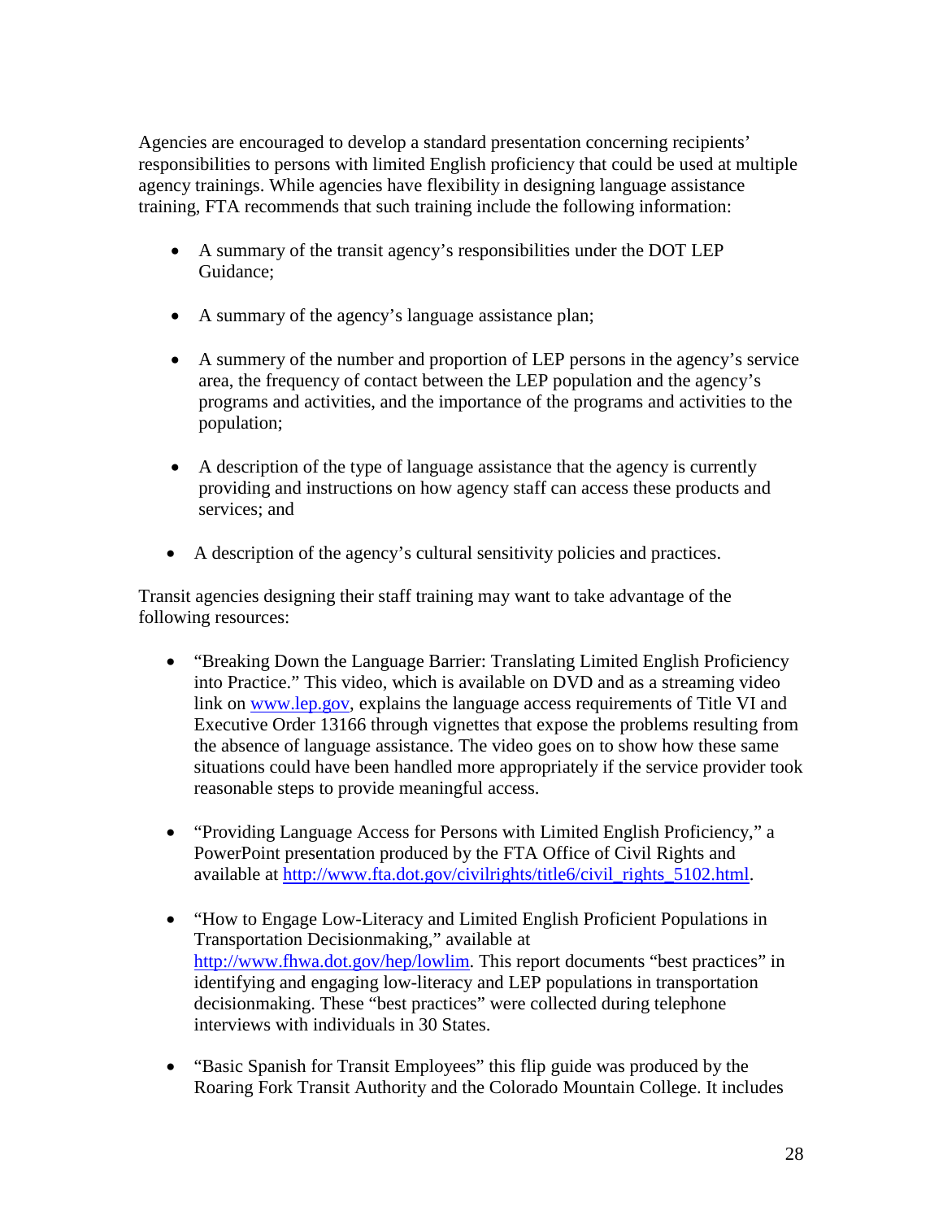Agencies are encouraged to develop a standard presentation concerning recipients' responsibilities to persons with limited English proficiency that could be used at multiple agency trainings. While agencies have flexibility in designing language assistance training, FTA recommends that such training include the following information:

- A summary of the transit agency's responsibilities under the DOT LEP Guidance;
- A summary of the agency's language assistance plan;
- A summery of the number and proportion of LEP persons in the agency's service area, the frequency of contact between the LEP population and the agency's programs and activities, and the importance of the programs and activities to the population;
- A description of the type of language assistance that the agency is currently providing and instructions on how agency staff can access these products and services; and
- A description of the agency's cultural sensitivity policies and practices.

Transit agencies designing their staff training may want to take advantage of the following resources:

- "Breaking Down the Language Barrier: Translating Limited English Proficiency into Practice." This video, which is available on DVD and as a streaming video link on www.lep.gov, explains the language access requirements of Title VI and Executive Order 13166 through vignettes that expose the problems resulting from the absence of language assistance. The video goes on to show how these same situations could have been handled more appropriately if the service provider took reasonable steps to provide meaningful access.
- "Providing Language Access for Persons with Limited English Proficiency," a PowerPoint presentation produced by the FTA Office of Civil Rights and available at http://www.fta.dot.gov/civilrights/title6/civil_rights_5102.html.
- "How to Engage Low-Literacy and Limited English Proficient Populations in Transportation Decisionmaking," available at http://www.fhwa.dot.gov/hep/lowlim. This report documents "best practices" in identifying and engaging low-literacy and LEP populations in transportation decisionmaking. These "best practices" were collected during telephone interviews with individuals in 30 States.
- "Basic Spanish for Transit Employees" this flip guide was produced by the Roaring Fork Transit Authority and the Colorado Mountain College. It includes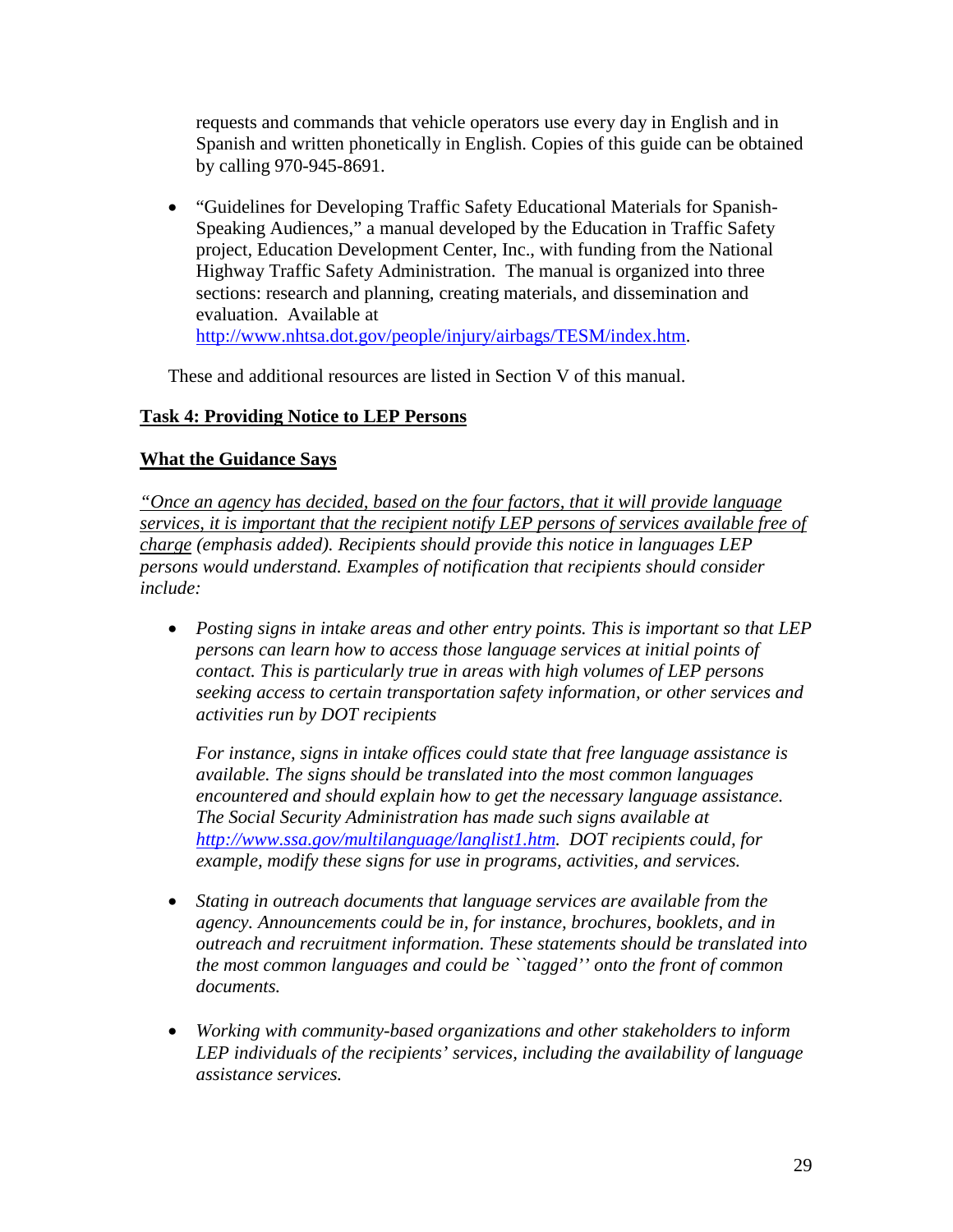requests and commands that vehicle operators use every day in English and in Spanish and written phonetically in English. Copies of this guide can be obtained by calling 970-945-8691.

- "Guidelines for Developing Traffic Safety Educational Materials for Spanish-Speaking Audiences," a manual developed by the Education in Traffic Safety project, Education Development Center, Inc., with funding from the National Highway Traffic Safety Administration. The manual is organized into three sections: research and planning, creating materials, and dissemination and evaluation. Available at [http://www.nhtsa.dot.gov/people/injury/airbags/TESM/index.htm](http://www.nhtsa.dot.gov/people/injury/airbags/TESM/index.htm).

These and additional resources are listed in Section V of this manual.

**Task 4: Providing Notice to LEP Persons**

**What the Guidance Says**

*"Once an agency has decided, based on the four factors, that it will provide language services, it is important that the recipient notify LEP persons of services available free of charge (emphasis added). Recipients should provide this notice in languages LEP persons would understand. Examples of notification that recipients should consider include:*

- *Posting signs in intake areas and other entry points. This is important so that LEP persons can learn how to access those language services at initial points of contact. This is particularly true in areas with high volumes of LEP persons seeking access to certain transportation safety information, or other services and activities run by DOT recipients*

  *For instance, signs in intake offices could state that free language assistance is available. The signs should be translated into the most common languages encountered and should explain how to get the necessary language assistance. The Social Security Administration has made such signs available at [http://www.ssa.gov/multilanguage/langlist1.htm](http://www.ssa.gov/multilanguage/langlist1.htm). DOT recipients could, for example, modify these signs for use in programs, activities, and services.*

- *Stating in outreach documents that language services are available from the agency. Announcements could be in, for instance, brochures, booklets, and in outreach and recruitment information. These statements should be translated into the most common languages and could be ``tagged'' onto the front of common documents.*

- *Working with community-based organizations and other stakeholders to inform LEP individuals of the recipients' services, including the availability of language assistance services.*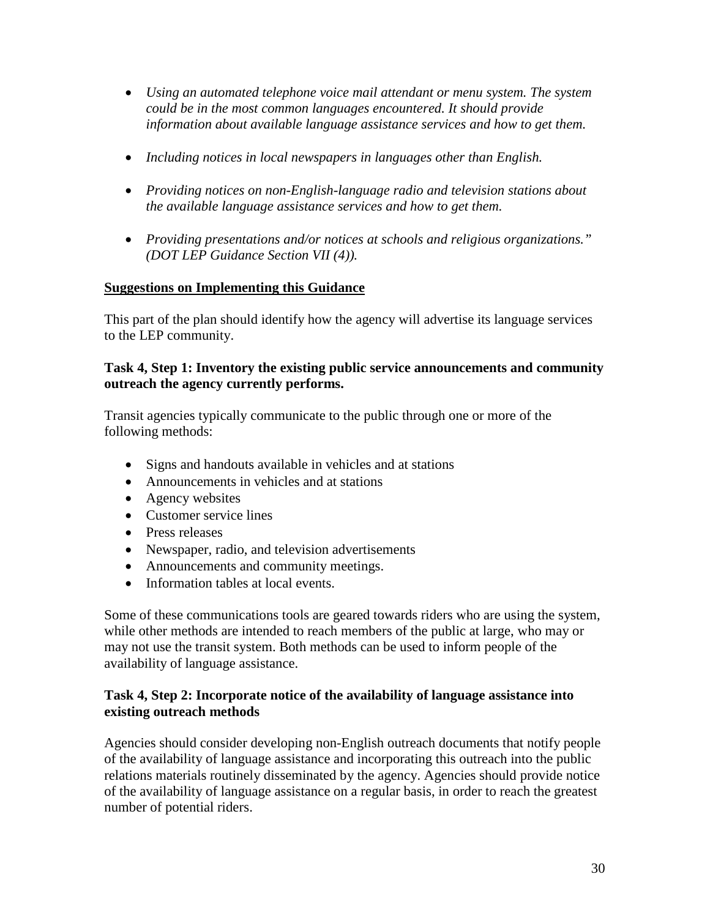- *Using an automated telephone voice mail attendant or menu system. The system could be in the most common languages encountered. It should provide information about available language assistance services and how to get them.*

- *Including notices in local newspapers in languages other than English.*

- *Providing notices on non-English-language radio and television stations about the available language assistance services and how to get them.*

- *Providing presentations and/or notices at schools and religious organizations." (DOT LEP Guidance Section VII (4)).*

**<u>Suggestions on Implementing this Guidance</u>**

This part of the plan should identify how the agency will advertise its language services to the LEP community.

**Task 4, Step 1: Inventory the existing public service announcements and community outreach the agency currently performs.**

Transit agencies typically communicate to the public through one or more of the following methods:

- Signs and handouts available in vehicles and at stations
- Announcements in vehicles and at stations
- Agency websites
- Customer service lines
- Press releases
- Newspaper, radio, and television advertisements
- Announcements and community meetings.
- Information tables at local events.

Some of these communications tools are geared towards riders who are using the system, while other methods are intended to reach members of the public at large, who may or may not use the transit system. Both methods can be used to inform people of the availability of language assistance.

**Task 4, Step 2: Incorporate notice of the availability of language assistance into existing outreach methods**

Agencies should consider developing non-English outreach documents that notify people of the availability of language assistance and incorporating this outreach into the public relations materials routinely disseminated by the agency. Agencies should provide notice of the availability of language assistance on a regular basis, in order to reach the greatest number of potential riders.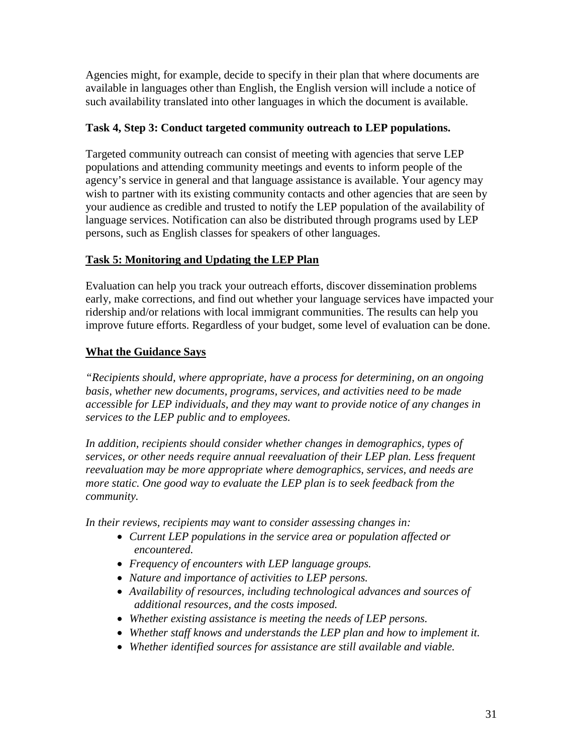Agencies might, for example, decide to specify in their plan that where documents are available in languages other than English, the English version will include a notice of such availability translated into other languages in which the document is available.

**Task 4, Step 3: Conduct targeted community outreach to LEP populations.**

Targeted community outreach can consist of meeting with agencies that serve LEP populations and attending community meetings and events to inform people of the agency's service in general and that language assistance is available. Your agency may wish to partner with its existing community contacts and other agencies that are seen by your audience as credible and trusted to notify the LEP population of the availability of language services. Notification can also be distributed through programs used by LEP persons, such as English classes for speakers of other languages.

## Task 5: Monitoring and Updating the LEP Plan

Evaluation can help you track your outreach efforts, discover dissemination problems early, make corrections, and find out whether your language services have impacted your ridership and/or relations with local immigrant communities. The results can help you improve future efforts. Regardless of your budget, some level of evaluation can be done.

### What the Guidance Says

*"Recipients should, where appropriate, have a process for determining, on an ongoing basis, whether new documents, programs, services, and activities need to be made accessible for LEP individuals, and they may want to provide notice of any changes in services to the LEP public and to employees.*

*In addition, recipients should consider whether changes in demographics, types of services, or other needs require annual reevaluation of their LEP plan. Less frequent reevaluation may be more appropriate where demographics, services, and needs are more static. One good way to evaluate the LEP plan is to seek feedback from the community.*

*In their reviews, recipients may want to consider assessing changes in:*

- *Current LEP populations in the service area or population affected or encountered.*
- *Frequency of encounters with LEP language groups.*
- *Nature and importance of activities to LEP persons.*
- *Availability of resources, including technological advances and sources of additional resources, and the costs imposed.*
- *Whether existing assistance is meeting the needs of LEP persons.*
- *Whether staff knows and understands the LEP plan and how to implement it.*
- *Whether identified sources for assistance are still available and viable.*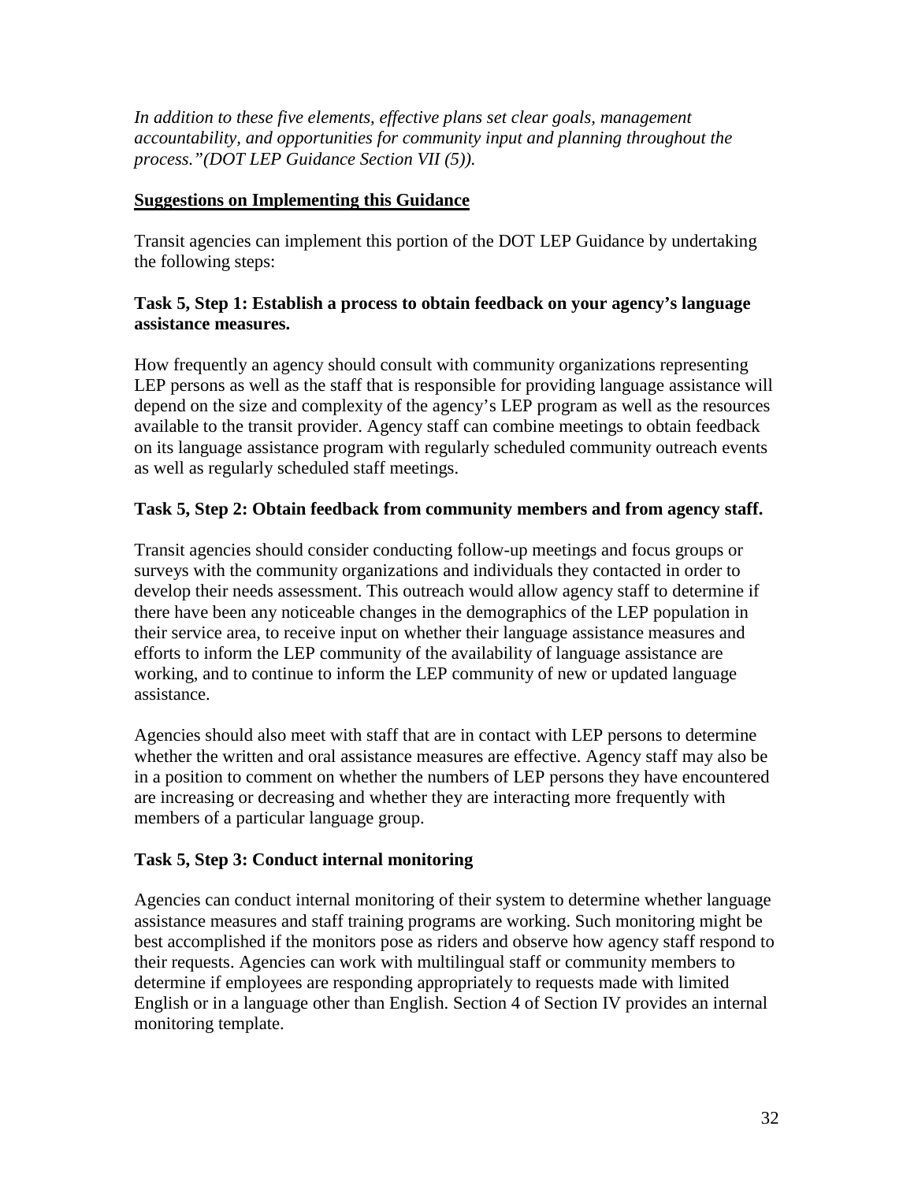*In addition to these five elements, effective plans set clear goals, management accountability, and opportunities for community input and planning throughout the process."(DOT LEP Guidance Section VII (5)).*

<u>**Suggestions on Implementing this Guidance**</u>

Transit agencies can implement this portion of the DOT LEP Guidance by undertaking the following steps:

**Task 5, Step 1: Establish a process to obtain feedback on your agency's language assistance measures.**

How frequently an agency should consult with community organizations representing LEP persons as well as the staff that is responsible for providing language assistance will depend on the size and complexity of the agency's LEP program as well as the resources available to the transit provider. Agency staff can combine meetings to obtain feedback on its language assistance program with regularly scheduled community outreach events as well as regularly scheduled staff meetings.

**Task 5, Step 2: Obtain feedback from community members and from agency staff.**

Transit agencies should consider conducting follow-up meetings and focus groups or surveys with the community organizations and individuals they contacted in order to develop their needs assessment. This outreach would allow agency staff to determine if there have been any noticeable changes in the demographics of the LEP population in their service area, to receive input on whether their language assistance measures and efforts to inform the LEP community of the availability of language assistance are working, and to continue to inform the LEP community of new or updated language assistance.

Agencies should also meet with staff that are in contact with LEP persons to determine whether the written and oral assistance measures are effective. Agency staff may also be in a position to comment on whether the numbers of LEP persons they have encountered are increasing or decreasing and whether they are interacting more frequently with members of a particular language group.

**Task 5, Step 3: Conduct internal monitoring**

Agencies can conduct internal monitoring of their system to determine whether language assistance measures and staff training programs are working. Such monitoring might be best accomplished if the monitors pose as riders and observe how agency staff respond to their requests. Agencies can work with multilingual staff or community members to determine if employees are responding appropriately to requests made with limited English or in a language other than English. Section 4 of Section IV provides an internal monitoring template.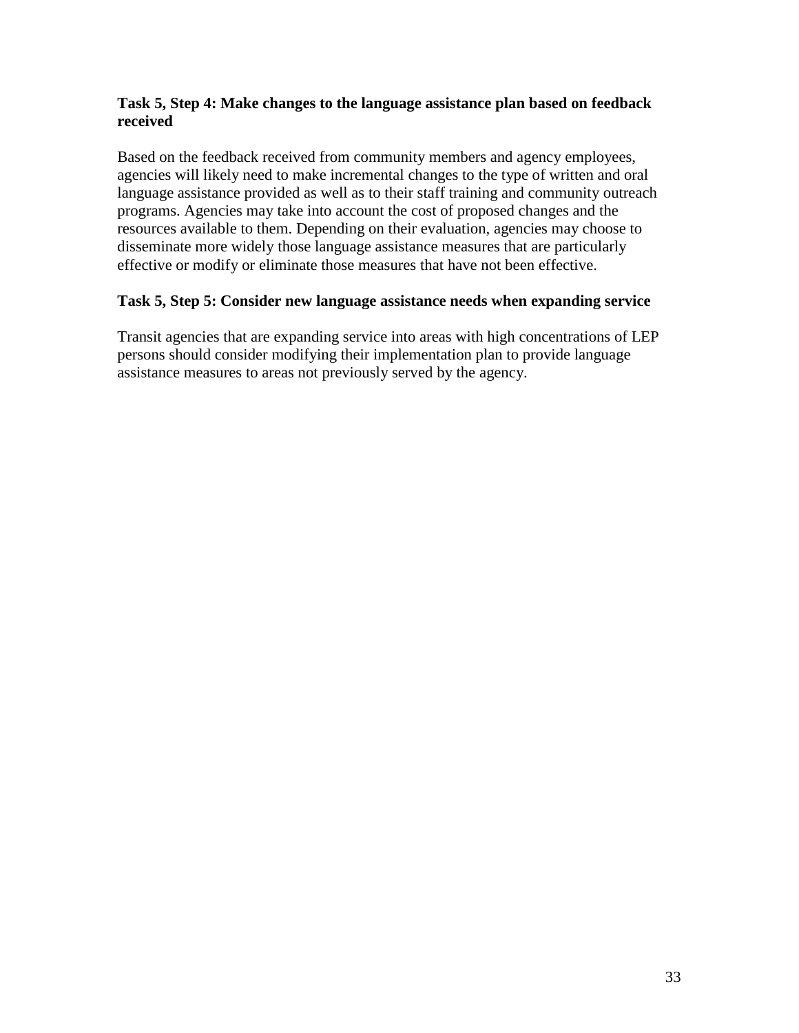**Task 5, Step 4: Make changes to the language assistance plan based on feedback received**

Based on the feedback received from community members and agency employees, agencies will likely need to make incremental changes to the type of written and oral language assistance provided as well as to their staff training and community outreach programs. Agencies may take into account the cost of proposed changes and the resources available to them. Depending on their evaluation, agencies may choose to disseminate more widely those language assistance measures that are particularly effective or modify or eliminate those measures that have not been effective.

**Task 5, Step 5: Consider new language assistance needs when expanding service**

Transit agencies that are expanding service into areas with high concentrations of LEP persons should consider modifying their implementation plan to provide language assistance measures to areas not previously served by the agency.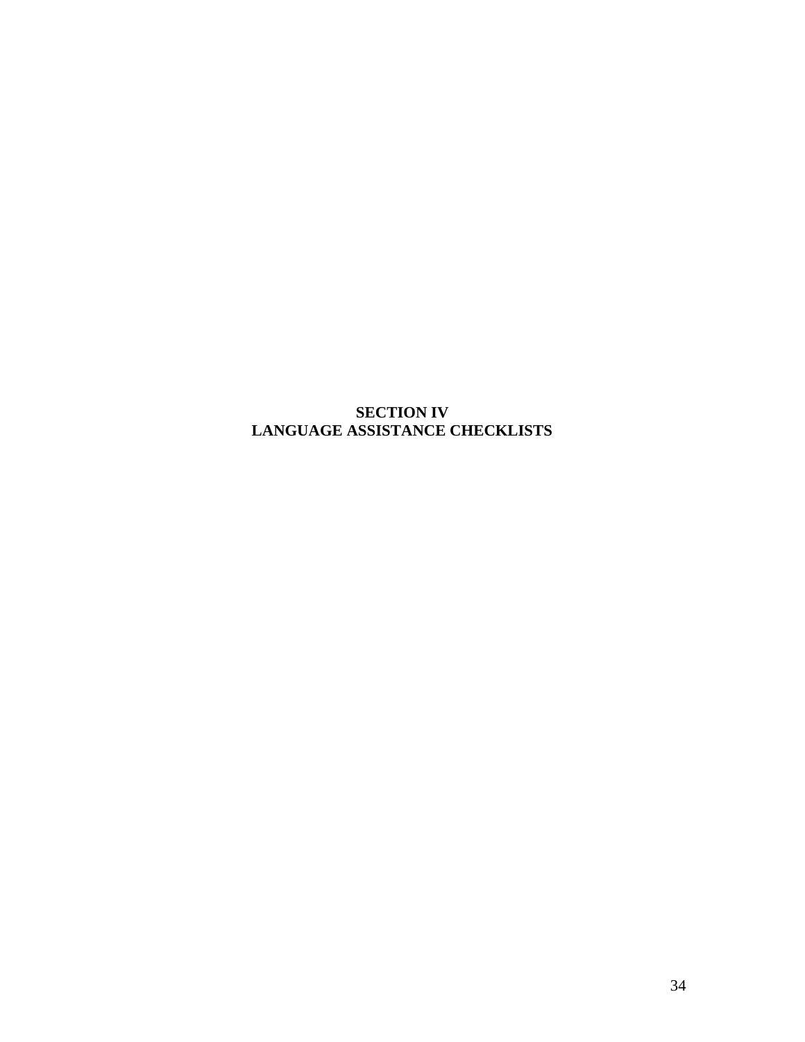# SECTION IV
# LANGUAGE ASSISTANCE CHECKLISTS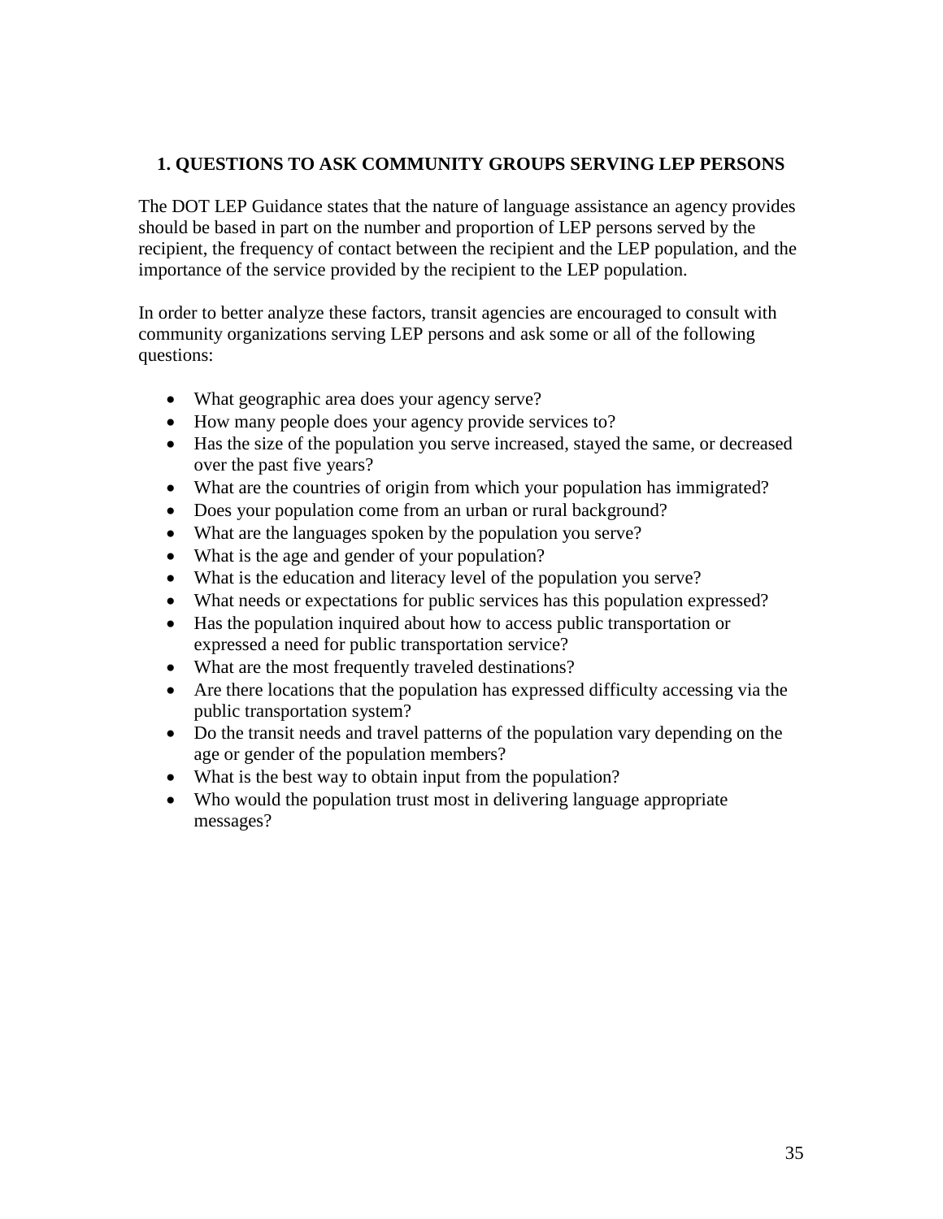## 1. QUESTIONS TO ASK COMMUNITY GROUPS SERVING LEP PERSONS

The DOT LEP Guidance states that the nature of language assistance an agency provides should be based in part on the number and proportion of LEP persons served by the recipient, the frequency of contact between the recipient and the LEP population, and the importance of the service provided by the recipient to the LEP population.

In order to better analyze these factors, transit agencies are encouraged to consult with community organizations serving LEP persons and ask some or all of the following questions:

- What geographic area does your agency serve?
- How many people does your agency provide services to?
- Has the size of the population you serve increased, stayed the same, or decreased over the past five years?
- What are the countries of origin from which your population has immigrated?
- Does your population come from an urban or rural background?
- What are the languages spoken by the population you serve?
- What is the age and gender of your population?
- What is the education and literacy level of the population you serve?
- What needs or expectations for public services has this population expressed?
- Has the population inquired about how to access public transportation or expressed a need for public transportation service?
- What are the most frequently traveled destinations?
- Are there locations that the population has expressed difficulty accessing via the public transportation system?
- Do the transit needs and travel patterns of the population vary depending on the age or gender of the population members?
- What is the best way to obtain input from the population?
- Who would the population trust most in delivering language appropriate messages?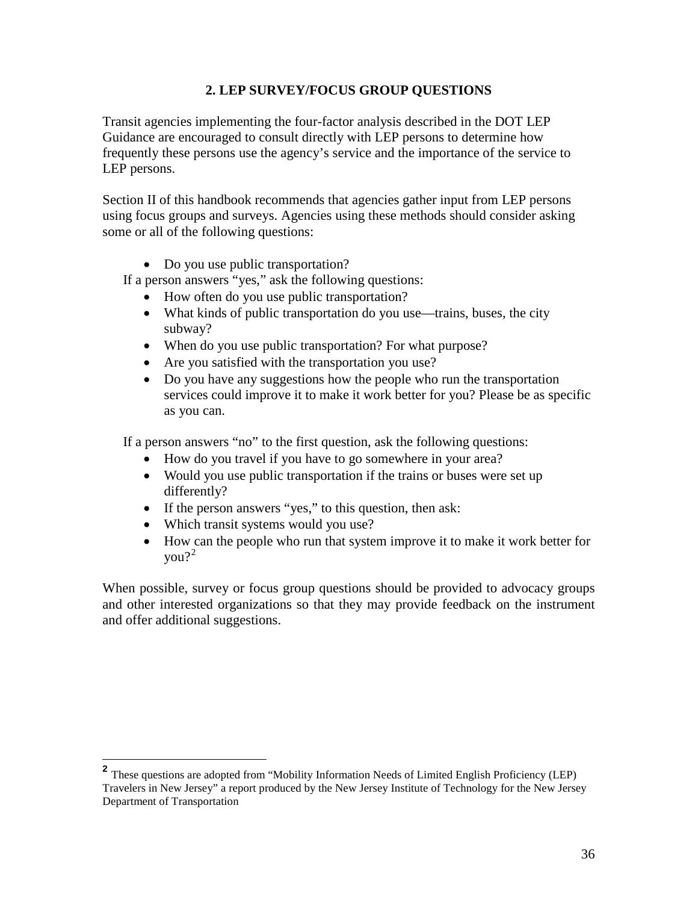## 2. LEP SURVEY/FOCUS GROUP QUESTIONS

Transit agencies implementing the four-factor analysis described in the DOT LEP Guidance are encouraged to consult directly with LEP persons to determine how frequently these persons use the agency's service and the importance of the service to LEP persons.

Section II of this handbook recommends that agencies gather input from LEP persons using focus groups and surveys. Agencies using these methods should consider asking some or all of the following questions:

- Do you use public transportation?

If a person answers "yes," ask the following questions:

- How often do you use public transportation?
- What kinds of public transportation do you use—trains, buses, the city subway?
- When do you use public transportation? For what purpose?
- Are you satisfied with the transportation you use?
- Do you have any suggestions how the people who run the transportation services could improve it to make it work better for you? Please be as specific as you can.

If a person answers "no" to the first question, ask the following questions:

- How do you travel if you have to go somewhere in your area?
- Would you use public transportation if the trains or buses were set up differently?
- If the person answers "yes," to this question, then ask:
- Which transit systems would you use?
- How can the people who run that system improve it to make it work better for you?[2]

When possible, survey or focus group questions should be provided to advocacy groups and other interested organizations so that they may provide feedback on the instrument and offer additional suggestions.

---

[2] These questions are adopted from "Mobility Information Needs of Limited English Proficiency (LEP) Travelers in New Jersey" a report produced by the New Jersey Institute of Technology for the New Jersey Department of Transportation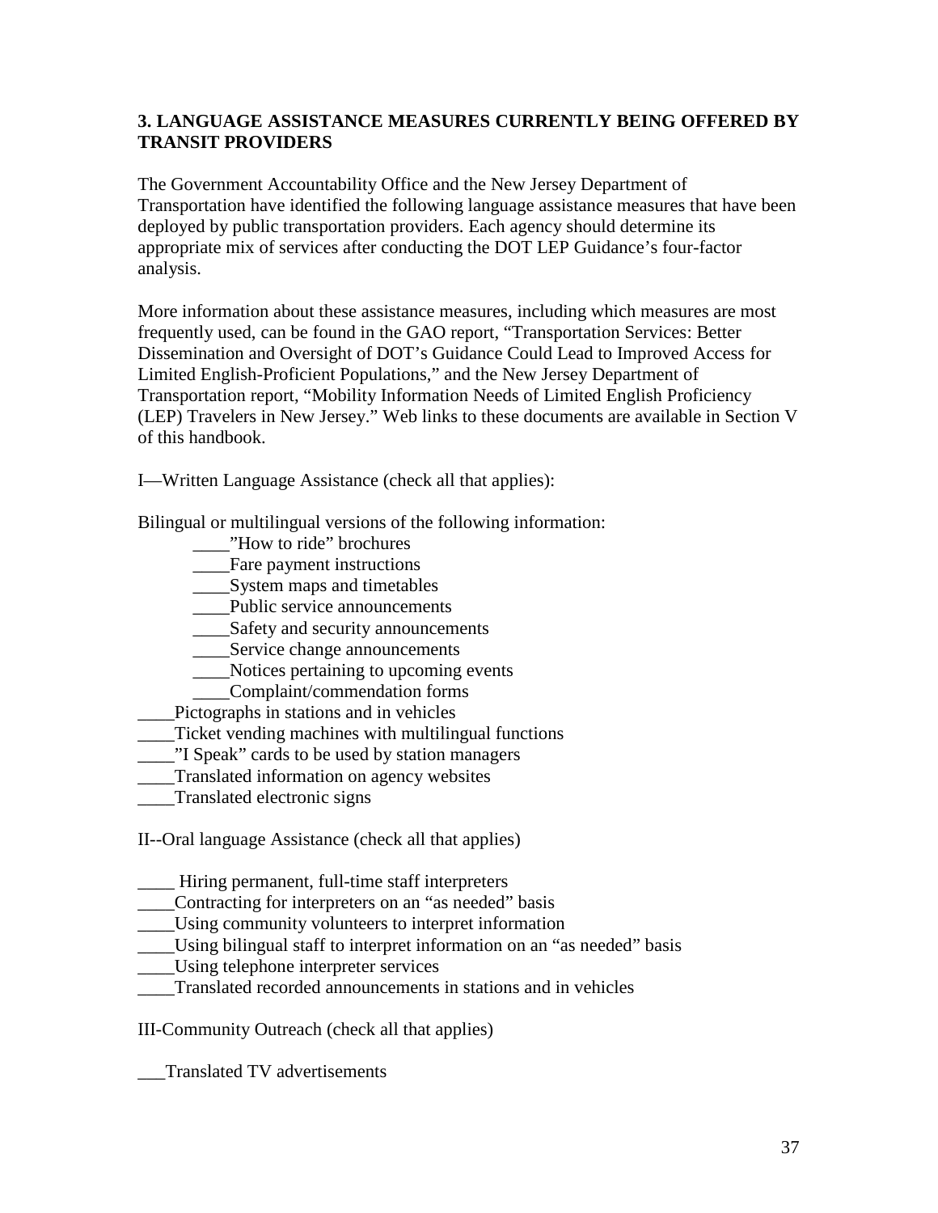### 3. LANGUAGE ASSISTANCE MEASURES CURRENTLY BEING OFFERED BY TRANSIT PROVIDERS

The Government Accountability Office and the New Jersey Department of Transportation have identified the following language assistance measures that have been deployed by public transportation providers. Each agency should determine its appropriate mix of services after conducting the DOT LEP Guidance's four-factor analysis.

More information about these assistance measures, including which measures are most frequently used, can be found in the GAO report, "Transportation Services: Better Dissemination and Oversight of DOT's Guidance Could Lead to Improved Access for Limited English-Proficient Populations," and the New Jersey Department of Transportation report, "Mobility Information Needs of Limited English Proficiency (LEP) Travelers in New Jersey." Web links to these documents are available in Section V of this handbook.

I—Written Language Assistance (check all that applies):

Bilingual or multilingual versions of the following information:

- ____"How to ride" brochures
- ____Fare payment instructions
- ____System maps and timetables
- ____Public service announcements
- ____Safety and security announcements
- ____Service change announcements
- ____Notices pertaining to upcoming events
- ____Complaint/commendation forms

____Pictographs in stations and in vehicles
____Ticket vending machines with multilingual functions
____"I Speak" cards to be used by station managers
____Translated information on agency websites
____Translated electronic signs

II--Oral language Assistance (check all that applies)

____ Hiring permanent, full-time staff interpreters
____Contracting for interpreters on an "as needed" basis
____Using community volunteers to interpret information
____Using bilingual staff to interpret information on an "as needed" basis
____Using telephone interpreter services
____Translated recorded announcements in stations and in vehicles

III-Community Outreach (check all that applies)

___Translated TV advertisements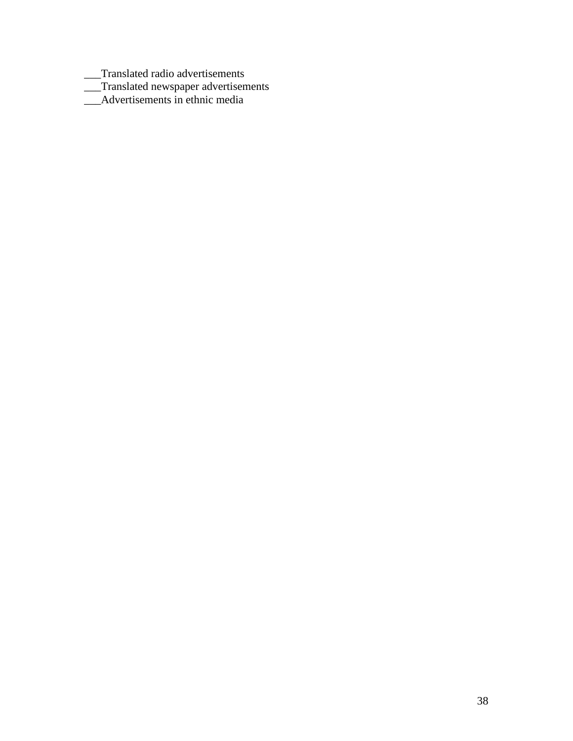___Translated radio advertisements
___Translated newspaper advertisements
___Advertisements in ethnic media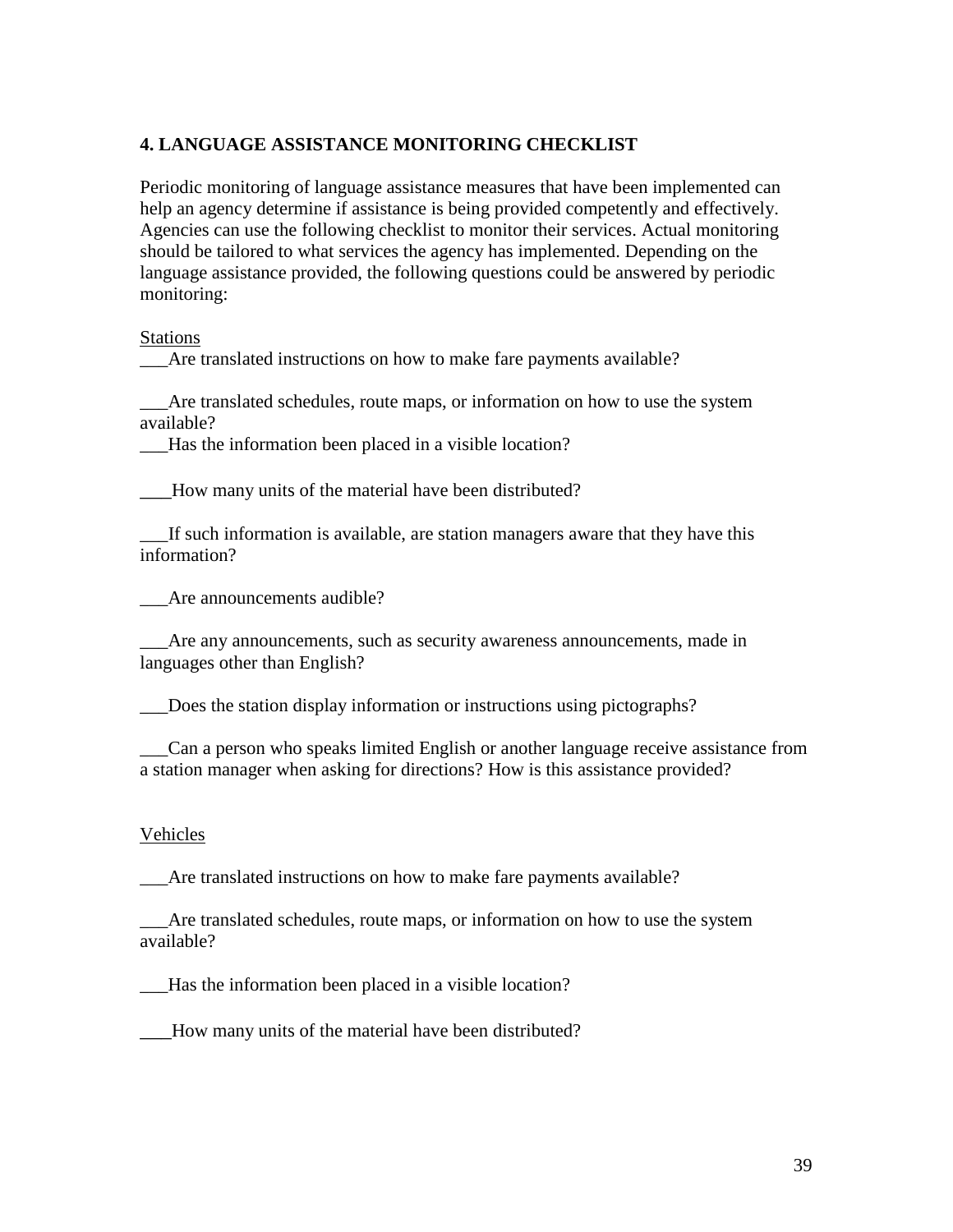## 4. LANGUAGE ASSISTANCE MONITORING CHECKLIST

Periodic monitoring of language assistance measures that have been implemented can help an agency determine if assistance is being provided competently and effectively. Agencies can use the following checklist to monitor their services. Actual monitoring should be tailored to what services the agency has implemented. Depending on the language assistance provided, the following questions could be answered by periodic monitoring:

<u>Stations</u>

___Are translated instructions on how to make fare payments available?

___Are translated schedules, route maps, or information on how to use the system available?

___Has the information been placed in a visible location?

___How many units of the material have been distributed?

___If such information is available, are station managers aware that they have this information?

___Are announcements audible?

___Are any announcements, such as security awareness announcements, made in languages other than English?

___Does the station display information or instructions using pictographs?

___Can a person who speaks limited English or another language receive assistance from a station manager when asking for directions? How is this assistance provided?

<u>Vehicles</u>

___Are translated instructions on how to make fare payments available?

___Are translated schedules, route maps, or information on how to use the system available?

___Has the information been placed in a visible location?

___How many units of the material have been distributed?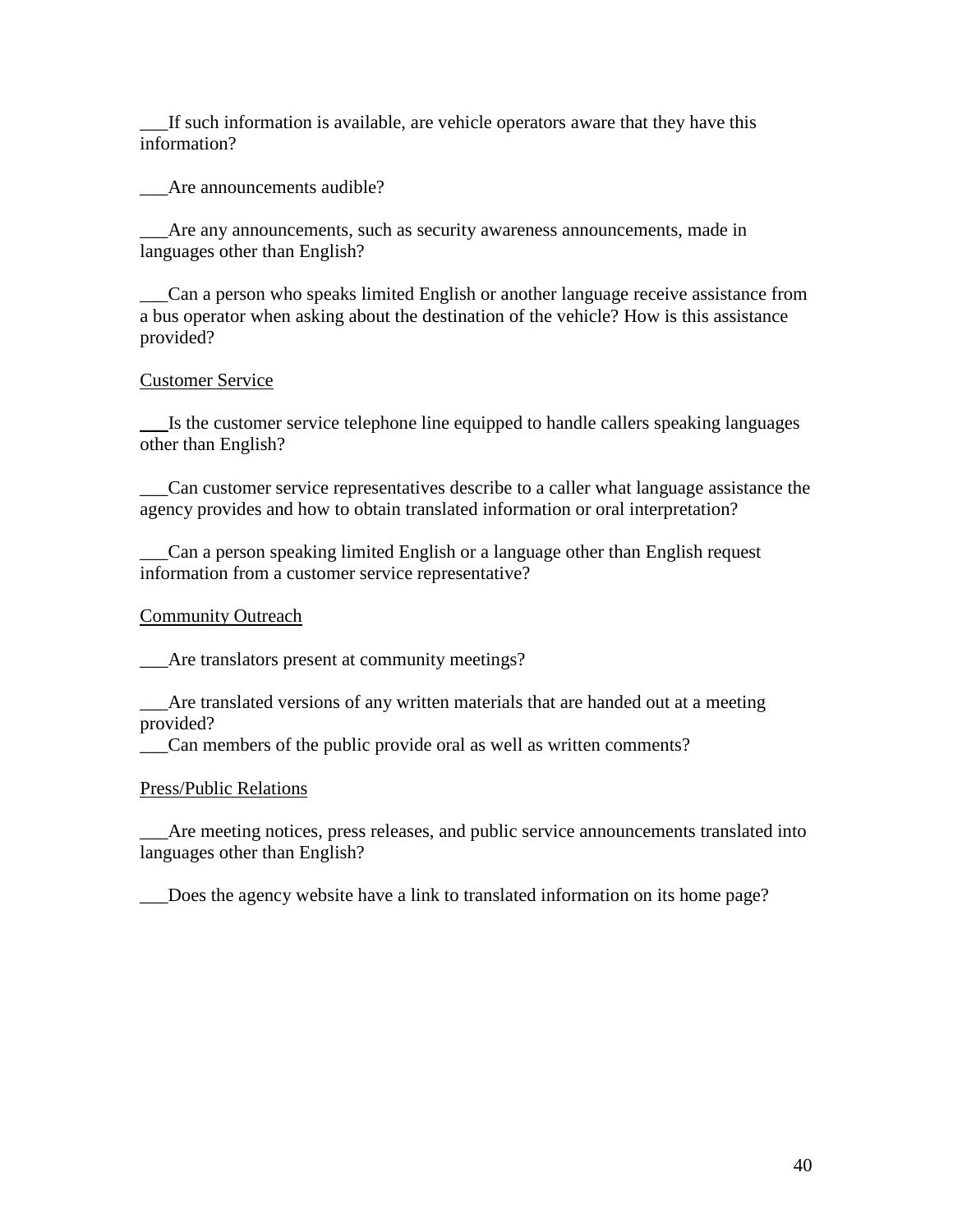___If such information is available, are vehicle operators aware that they have this information?

___Are announcements audible?

___Are any announcements, such as security awareness announcements, made in languages other than English?

___Can a person who speaks limited English or another language receive assistance from a bus operator when asking about the destination of the vehicle? How is this assistance provided?

<u>Customer Service</u>

___Is the customer service telephone line equipped to handle callers speaking languages other than English?

___Can customer service representatives describe to a caller what language assistance the agency provides and how to obtain translated information or oral interpretation?

___Can a person speaking limited English or a language other than English request information from a customer service representative?

<u>Community Outreach</u>

___Are translators present at community meetings?

___Are translated versions of any written materials that are handed out at a meeting provided?

___Can members of the public provide oral as well as written comments?

<u>Press/Public Relations</u>

___Are meeting notices, press releases, and public service announcements translated into languages other than English?

___Does the agency website have a link to translated information on its home page?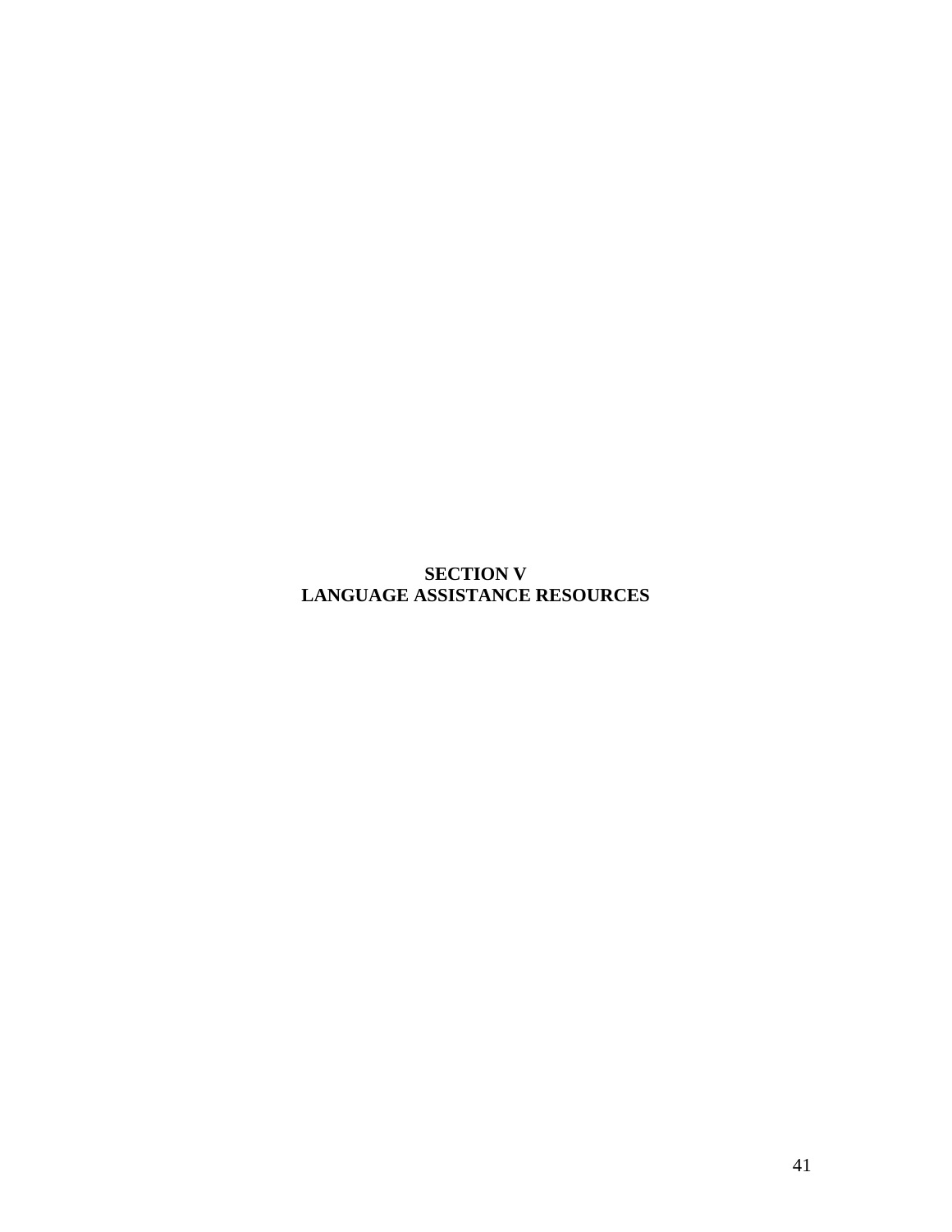# SECTION V
# LANGUAGE ASSISTANCE RESOURCES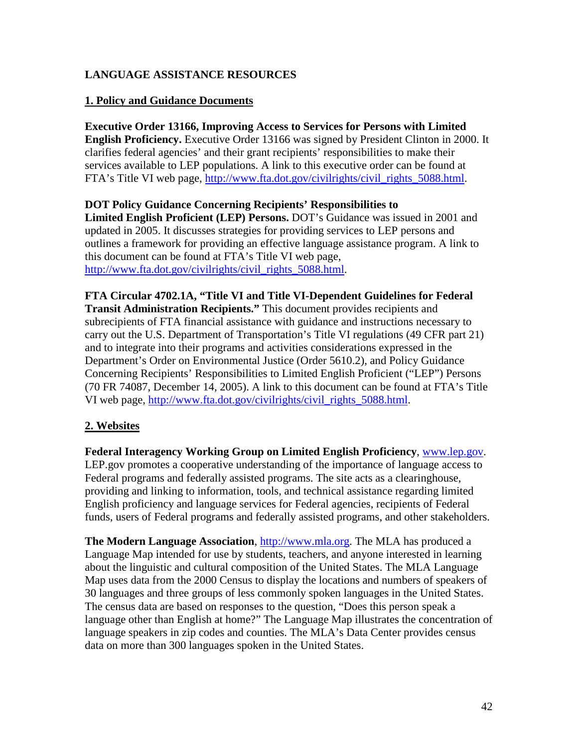## LANGUAGE ASSISTANCE RESOURCES

### 1. Policy and Guidance Documents

**Executive Order 13166, Improving Access to Services for Persons with Limited English Proficiency.** Executive Order 13166 was signed by President Clinton in 2000. It clarifies federal agencies' and their grant recipients' responsibilities to make their services available to LEP populations. A link to this executive order can be found at FTA's Title VI web page, http://www.fta.dot.gov/civilrights/civil_rights_5088.html.

**DOT Policy Guidance Concerning Recipients' Responsibilities to Limited English Proficient (LEP) Persons.** DOT's Guidance was issued in 2001 and updated in 2005. It discusses strategies for providing services to LEP persons and outlines a framework for providing an effective language assistance program. A link to this document can be found at FTA's Title VI web page, http://www.fta.dot.gov/civilrights/civil_rights_5088.html.

**FTA Circular 4702.1A, "Title VI and Title VI-Dependent Guidelines for Federal Transit Administration Recipients."** This document provides recipients and subrecipients of FTA financial assistance with guidance and instructions necessary to carry out the U.S. Department of Transportation's Title VI regulations (49 CFR part 21) and to integrate into their programs and activities considerations expressed in the Department's Order on Environmental Justice (Order 5610.2), and Policy Guidance Concerning Recipients' Responsibilities to Limited English Proficient ("LEP") Persons (70 FR 74087, December 14, 2005). A link to this document can be found at FTA's Title VI web page, http://www.fta.dot.gov/civilrights/civil_rights_5088.html.

### 2. Websites

**Federal Interagency Working Group on Limited English Proficiency**, www.lep.gov. LEP.gov promotes a cooperative understanding of the importance of language access to Federal programs and federally assisted programs. The site acts as a clearinghouse, providing and linking to information, tools, and technical assistance regarding limited English proficiency and language services for Federal agencies, recipients of Federal funds, users of Federal programs and federally assisted programs, and other stakeholders.

**The Modern Language Association**, http://www.mla.org. The MLA has produced a Language Map intended for use by students, teachers, and anyone interested in learning about the linguistic and cultural composition of the United States. The MLA Language Map uses data from the 2000 Census to display the locations and numbers of speakers of 30 languages and three groups of less commonly spoken languages in the United States. The census data are based on responses to the question, "Does this person speak a language other than English at home?" The Language Map illustrates the concentration of language speakers in zip codes and counties. The MLA's Data Center provides census data on more than 300 languages spoken in the United States.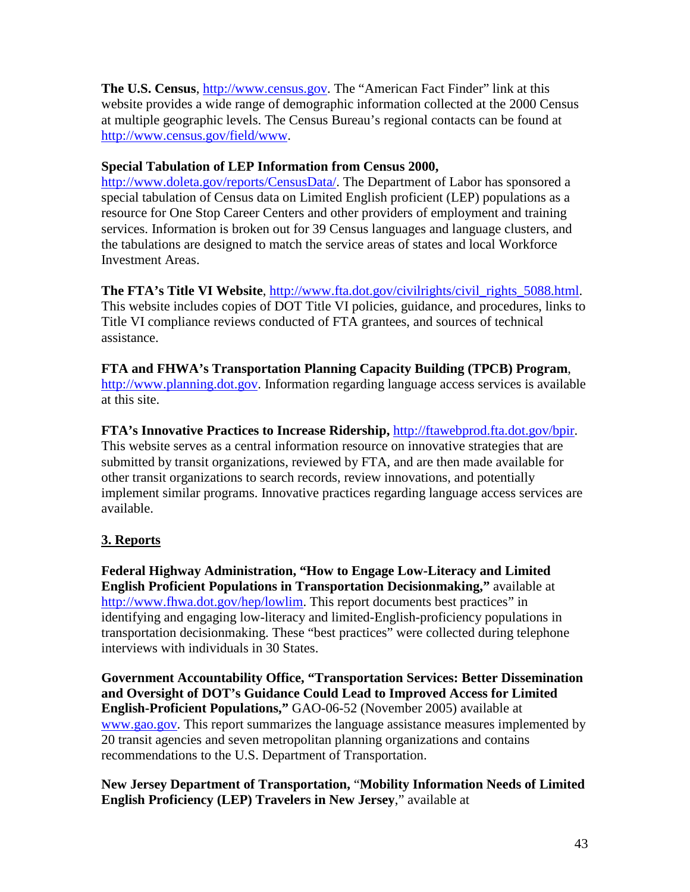**The U.S. Census**, http://www.census.gov. The "American Fact Finder" link at this website provides a wide range of demographic information collected at the 2000 Census at multiple geographic levels. The Census Bureau's regional contacts can be found at http://www.census.gov/field/www.

**Special Tabulation of LEP Information from Census 2000,** http://www.doleta.gov/reports/CensusData/. The Department of Labor has sponsored a special tabulation of Census data on Limited English proficient (LEP) populations as a resource for One Stop Career Centers and other providers of employment and training services. Information is broken out for 39 Census languages and language clusters, and the tabulations are designed to match the service areas of states and local Workforce Investment Areas.

**The FTA's Title VI Website**, http://www.fta.dot.gov/civilrights/civil_rights_5088.html. This website includes copies of DOT Title VI policies, guidance, and procedures, links to Title VI compliance reviews conducted of FTA grantees, and sources of technical assistance.

**FTA and FHWA's Transportation Planning Capacity Building (TPCB) Program**, http://www.planning.dot.gov. Information regarding language access services is available at this site.

**FTA's Innovative Practices to Increase Ridership,** http://ftawebprod.fta.dot.gov/bpir. This website serves as a central information resource on innovative strategies that are submitted by transit organizations, reviewed by FTA, and are then made available for other transit organizations to search records, review innovations, and potentially implement similar programs. Innovative practices regarding language access services are available.

## 3. Reports

**Federal Highway Administration, "How to Engage Low-Literacy and Limited English Proficient Populations in Transportation Decisionmaking,"** available at http://www.fhwa.dot.gov/hep/lowlim. This report documents best practices" in identifying and engaging low-literacy and limited-English-proficiency populations in transportation decisionmaking. These "best practices" were collected during telephone interviews with individuals in 30 States.

**Government Accountability Office, "Transportation Services: Better Dissemination and Oversight of DOT's Guidance Could Lead to Improved Access for Limited English-Proficient Populations,"** GAO-06-52 (November 2005) available at www.gao.gov. This report summarizes the language assistance measures implemented by 20 transit agencies and seven metropolitan planning organizations and contains recommendations to the U.S. Department of Transportation.

**New Jersey Department of Transportation,** "**Mobility Information Needs of Limited English Proficiency (LEP) Travelers in New Jersey**," available at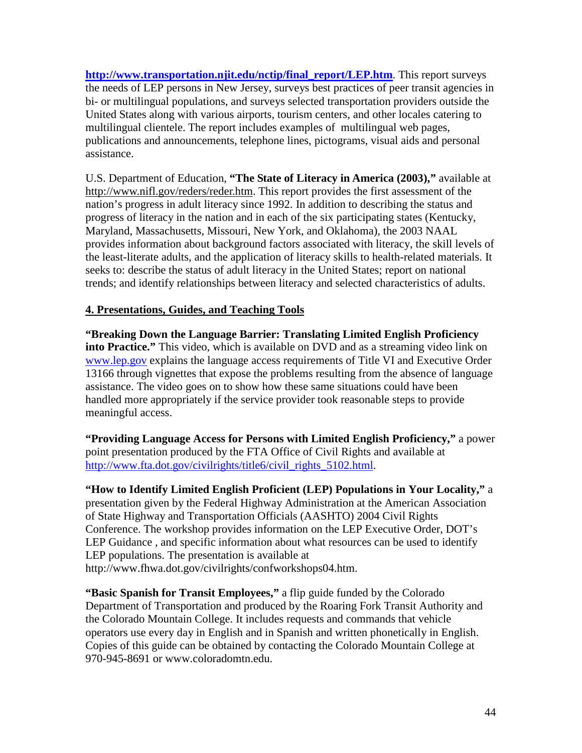**http://www.transportation.njit.edu/nctip/final_report/LEP.htm**. This report surveys the needs of LEP persons in New Jersey, surveys best practices of peer transit agencies in bi- or multilingual populations, and surveys selected transportation providers outside the United States along with various airports, tourism centers, and other locales catering to multilingual clientele. The report includes examples of multilingual web pages, publications and announcements, telephone lines, pictograms, visual aids and personal assistance.

U.S. Department of Education, **"The State of Literacy in America (2003),"** available at http://www.nifl.gov/reders/reder.htm. This report provides the first assessment of the nation's progress in adult literacy since 1992. In addition to describing the status and progress of literacy in the nation and in each of the six participating states (Kentucky, Maryland, Massachusetts, Missouri, New York, and Oklahoma), the 2003 NAAL provides information about background factors associated with literacy, the skill levels of the least-literate adults, and the application of literacy skills to health-related materials. It seeks to: describe the status of adult literacy in the United States; report on national trends; and identify relationships between literacy and selected characteristics of adults.

## 4. Presentations, Guides, and Teaching Tools

**"Breaking Down the Language Barrier: Translating Limited English Proficiency into Practice."** This video, which is available on DVD and as a streaming video link on www.lep.gov explains the language access requirements of Title VI and Executive Order 13166 through vignettes that expose the problems resulting from the absence of language assistance. The video goes on to show how these same situations could have been handled more appropriately if the service provider took reasonable steps to provide meaningful access.

**"Providing Language Access for Persons with Limited English Proficiency,"** a power point presentation produced by the FTA Office of Civil Rights and available at http://www.fta.dot.gov/civilrights/title6/civil_rights_5102.html.

**"How to Identify Limited English Proficient (LEP) Populations in Your Locality,"** a presentation given by the Federal Highway Administration at the American Association of State Highway and Transportation Officials (AASHTO) 2004 Civil Rights Conference. The workshop provides information on the LEP Executive Order, DOT's LEP Guidance , and specific information about what resources can be used to identify LEP populations. The presentation is available at http://www.fhwa.dot.gov/civilrights/confworkshops04.htm.

**"Basic Spanish for Transit Employees,"** a flip guide funded by the Colorado Department of Transportation and produced by the Roaring Fork Transit Authority and the Colorado Mountain College. It includes requests and commands that vehicle operators use every day in English and in Spanish and written phonetically in English. Copies of this guide can be obtained by contacting the Colorado Mountain College at 970-945-8691 or www.coloradomtn.edu.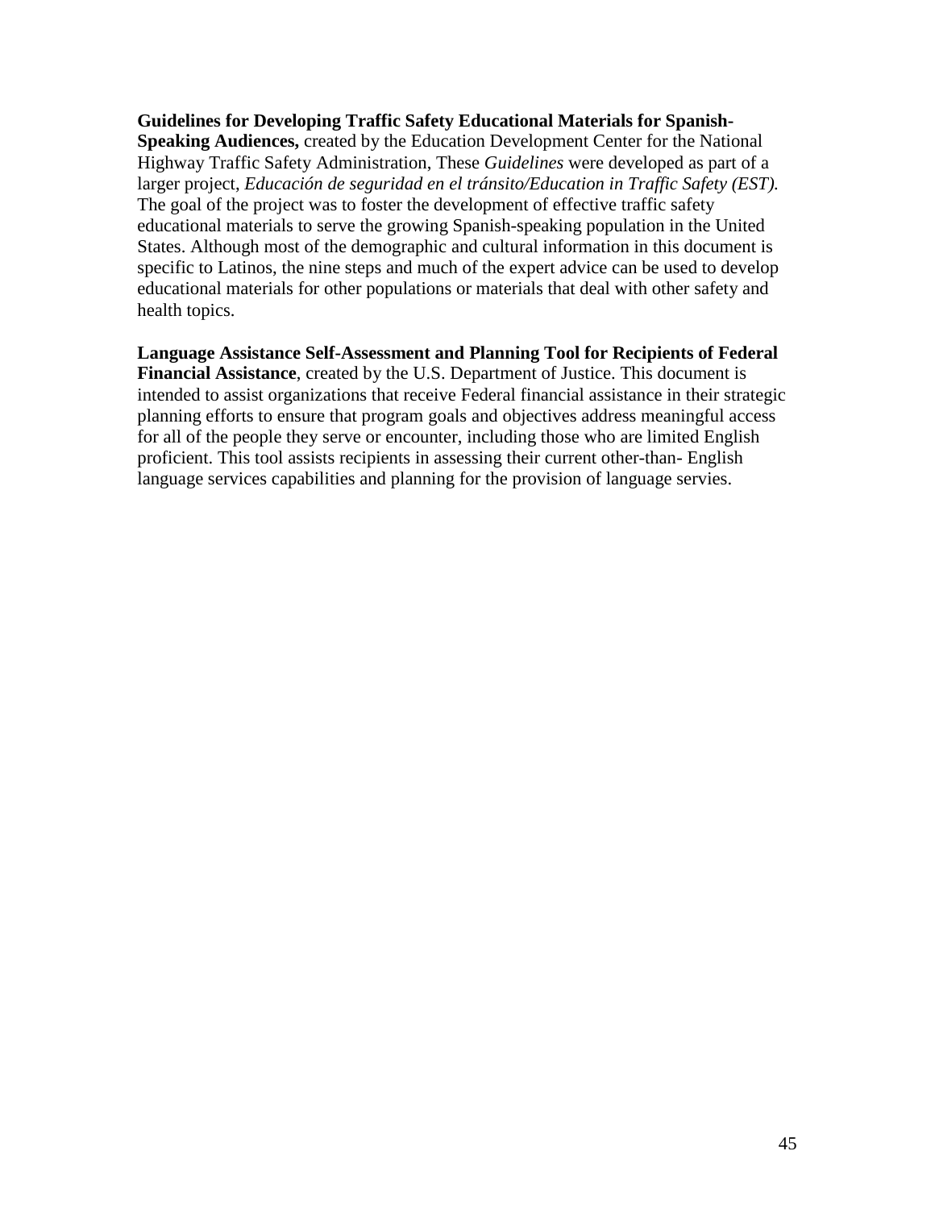**Guidelines for Developing Traffic Safety Educational Materials for Spanish-Speaking Audiences,** created by the Education Development Center for the National Highway Traffic Safety Administration, These *Guidelines* were developed as part of a larger project, *Educación de seguridad en el tránsito/Education in Traffic Safety (EST).* The goal of the project was to foster the development of effective traffic safety educational materials to serve the growing Spanish-speaking population in the United States. Although most of the demographic and cultural information in this document is specific to Latinos, the nine steps and much of the expert advice can be used to develop educational materials for other populations or materials that deal with other safety and health topics.

**Language Assistance Self-Assessment and Planning Tool for Recipients of Federal Financial Assistance**, created by the U.S. Department of Justice. This document is intended to assist organizations that receive Federal financial assistance in their strategic planning efforts to ensure that program goals and objectives address meaningful access for all of the people they serve or encounter, including those who are limited English proficient. This tool assists recipients in assessing their current other-than- English language services capabilities and planning for the provision of language servies.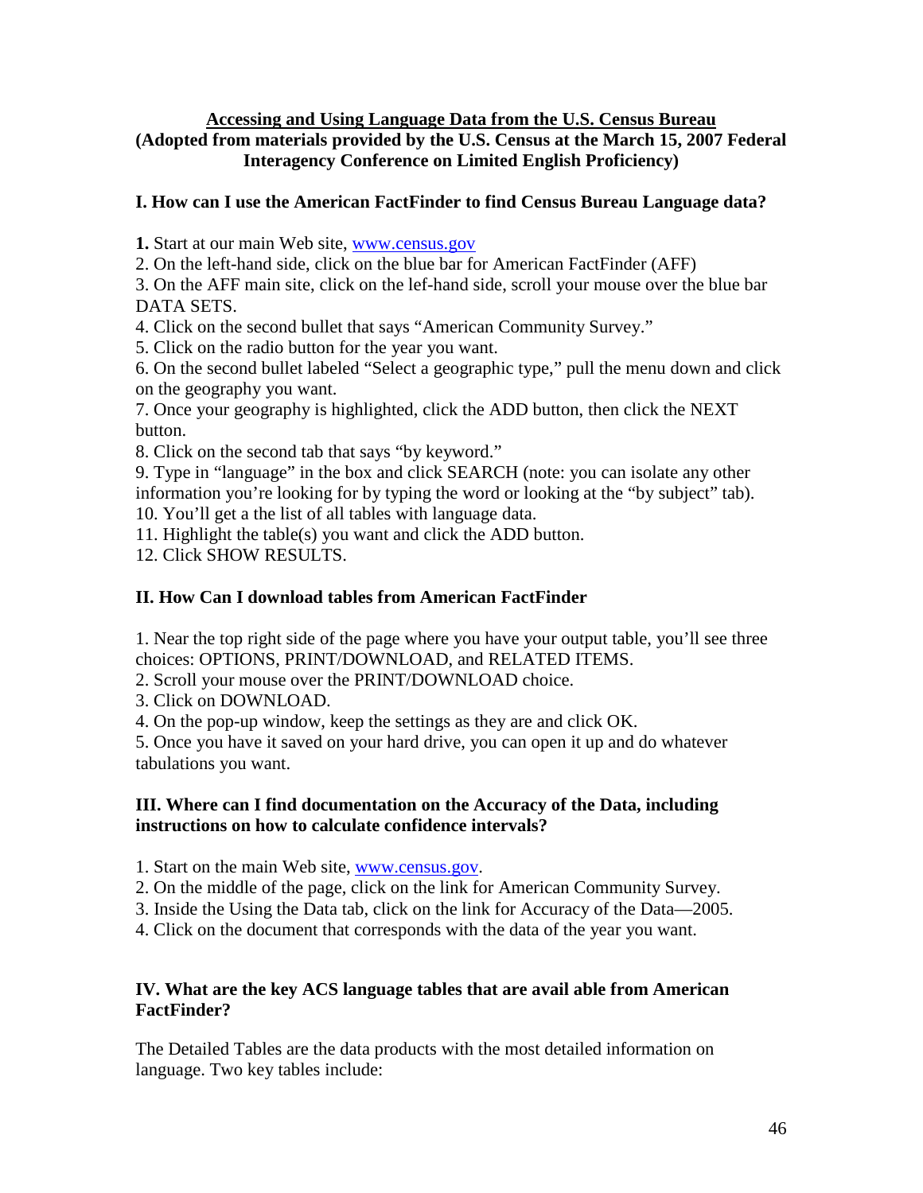**Accessing and Using Language Data from the U.S. Census Bureau**
**(Adopted from materials provided by the U.S. Census at the March 15, 2007 Federal Interagency Conference on Limited English Proficiency)**

### I. How can I use the American FactFinder to find Census Bureau Language data?

**1.** Start at our main Web site, www.census.gov
2. On the left-hand side, click on the blue bar for American FactFinder (AFF)
3. On the AFF main site, click on the lef-hand side, scroll your mouse over the blue bar DATA SETS.
4. Click on the second bullet that says "American Community Survey."
5. Click on the radio button for the year you want.
6. On the second bullet labeled "Select a geographic type," pull the menu down and click on the geography you want.
7. Once your geography is highlighted, click the ADD button, then click the NEXT button.
8. Click on the second tab that says "by keyword."
9. Type in "language" in the box and click SEARCH (note: you can isolate any other information you're looking for by typing the word or looking at the "by subject" tab).
10. You'll get a the list of all tables with language data.
11. Highlight the table(s) you want and click the ADD button.
12. Click SHOW RESULTS.

### II. How Can I download tables from American FactFinder

1. Near the top right side of the page where you have your output table, you'll see three choices: OPTIONS, PRINT/DOWNLOAD, and RELATED ITEMS.
2. Scroll your mouse over the PRINT/DOWNLOAD choice.
3. Click on DOWNLOAD.
4. On the pop-up window, keep the settings as they are and click OK.
5. Once you have it saved on your hard drive, you can open it up and do whatever tabulations you want.

### III. Where can I find documentation on the Accuracy of the Data, including instructions on how to calculate confidence intervals?

1. Start on the main Web site, www.census.gov.
2. On the middle of the page, click on the link for American Community Survey.
3. Inside the Using the Data tab, click on the link for Accuracy of the Data—2005.
4. Click on the document that corresponds with the data of the year you want.

### IV. What are the key ACS language tables that are avail able from American FactFinder?

The Detailed Tables are the data products with the most detailed information on language. Two key tables include: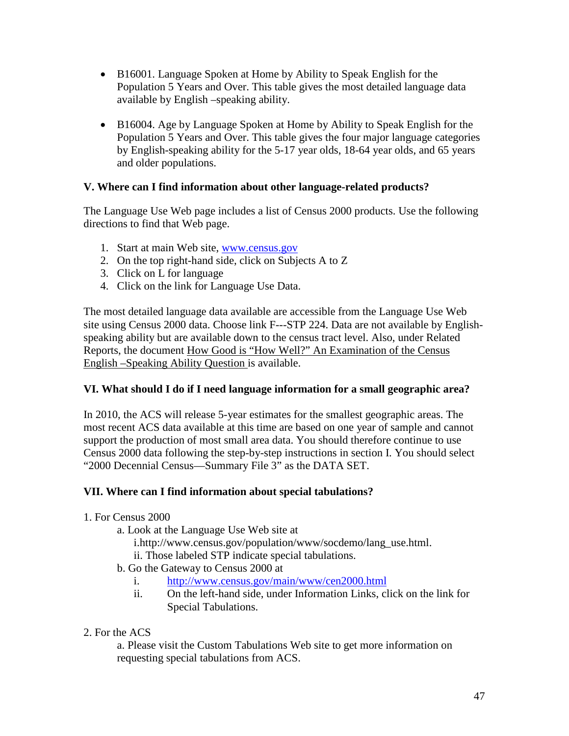- B16001. Language Spoken at Home by Ability to Speak English for the Population 5 Years and Over. This table gives the most detailed language data available by English –speaking ability.

- B16004. Age by Language Spoken at Home by Ability to Speak English for the Population 5 Years and Over. This table gives the four major language categories by English-speaking ability for the 5-17 year olds, 18-64 year olds, and 65 years and older populations.

**V. Where can I find information about other language-related products?**

The Language Use Web page includes a list of Census 2000 products. Use the following directions to find that Web page.

1. Start at main Web site, www.census.gov
2. On the top right-hand side, click on Subjects A to Z
3. Click on L for language
4. Click on the link for Language Use Data.

The most detailed language data available are accessible from the Language Use Web site using Census 2000 data. Choose link F---STP 224. Data are not available by English-speaking ability but are available down to the census tract level. Also, under Related Reports, the document How Good is "How Well?" An Examination of the Census English –Speaking Ability Question is available.

**VI. What should I do if I need language information for a small geographic area?**

In 2010, the ACS will release 5-year estimates for the smallest geographic areas. The most recent ACS data available at this time are based on one year of sample and cannot support the production of most small area data. You should therefore continue to use Census 2000 data following the step-by-step instructions in section I. You should select "2000 Decennial Census—Summary File 3" as the DATA SET.

**VII. Where can I find information about special tabulations?**

1. For Census 2000
   - a. Look at the Language Use Web site at
     - i. http://www.census.gov/population/www/socdemo/lang_use.html.
     - ii. Those labeled STP indicate special tabulations.
   - b. Go the Gateway to Census 2000 at
     - i. http://www.census.gov/main/www/cen2000.html
     - ii. On the left-hand side, under Information Links, click on the link for Special Tabulations.

2. For the ACS
   - a. Please visit the Custom Tabulations Web site to get more information on requesting special tabulations from ACS.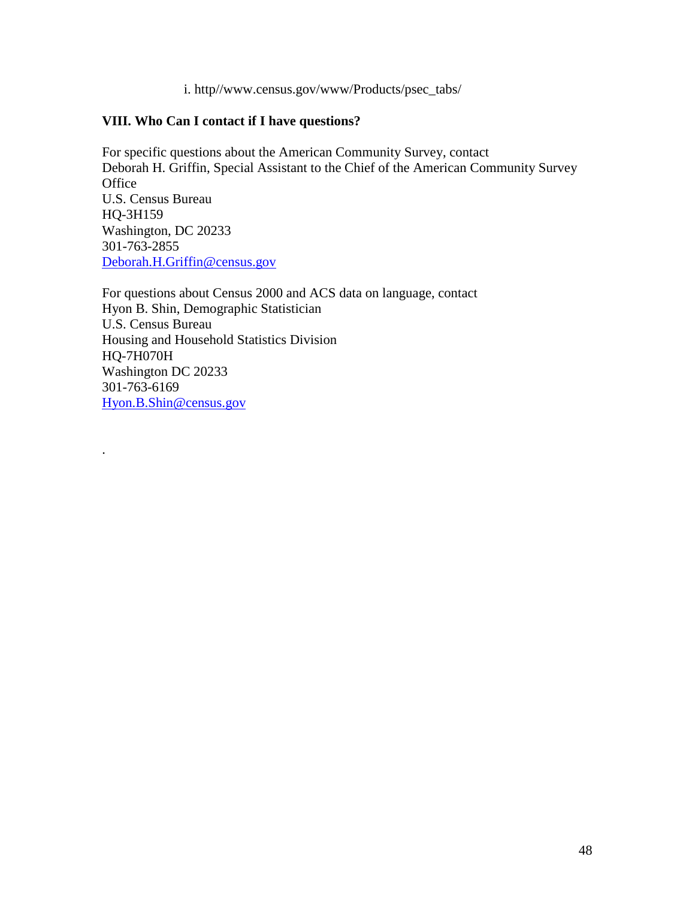i. http//www.census.gov/www/Products/psec_tabs/

## VIII. Who Can I contact if I have questions?

For specific questions about the American Community Survey, contact
Deborah H. Griffin, Special Assistant to the Chief of the American Community Survey Office
U.S. Census Bureau
HQ-3H159
Washington, DC 20233
301-763-2855
Deborah.H.Griffin@census.gov

For questions about Census 2000 and ACS data on language, contact
Hyon B. Shin, Demographic Statistician
U.S. Census Bureau
Housing and Household Statistics Division
HQ-7H070H
Washington DC 20233
301-763-6169
Hyon.B.Shin@census.gov

.